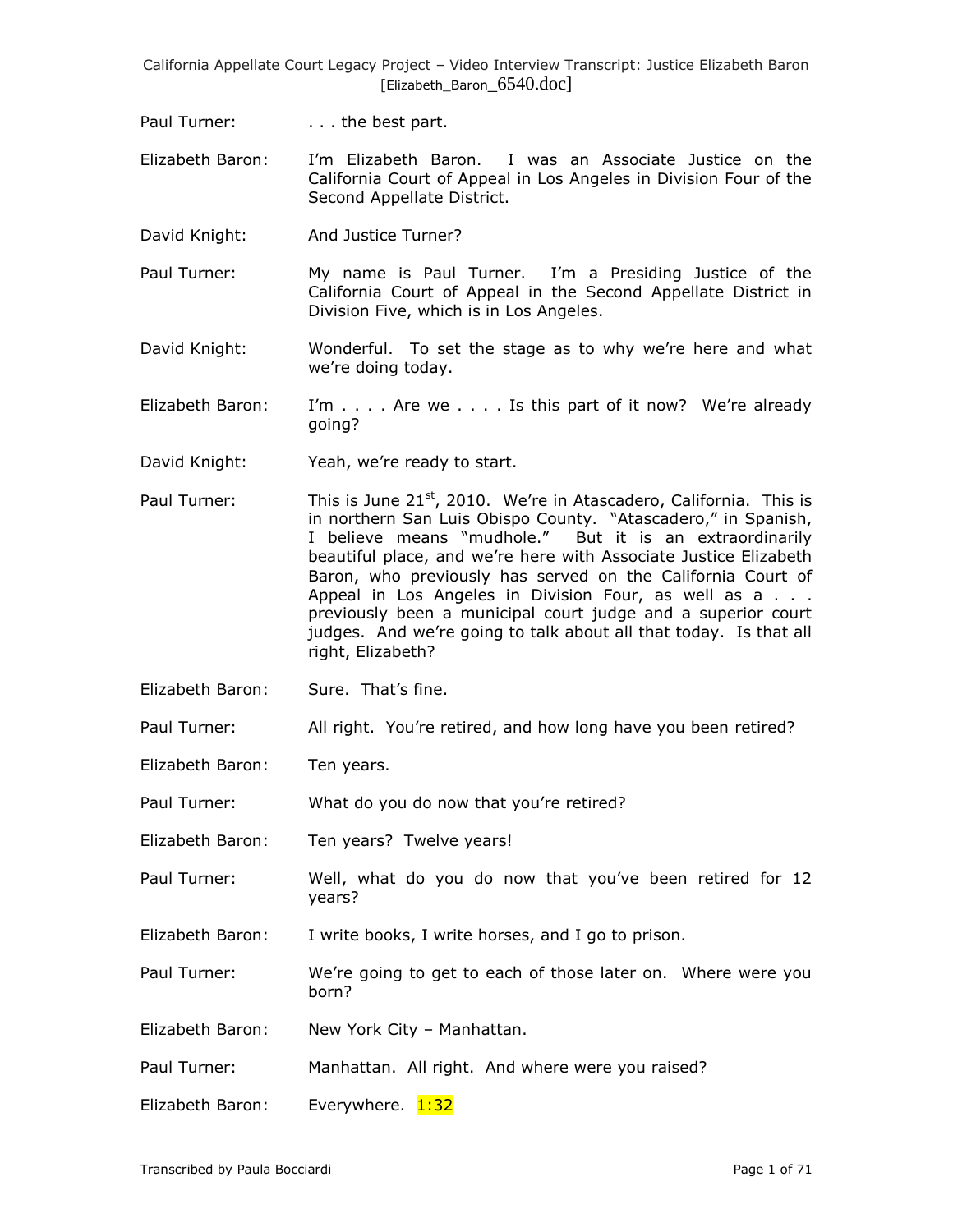Paul Turner: . . . the best part.

Elizabeth Baron: I'm Elizabeth Baron. I was an Associate Justice on the California Court of Appeal in Los Angeles in Division Four of the Second Appellate District.

David Knight: And Justice Turner?

Paul Turner: My name is Paul Turner. I'm a Presiding Justice of the California Court of Appeal in the Second Appellate District in Division Five, which is in Los Angeles.

David Knight: Wonderful. To set the stage as to why we're here and what we're doing today.

Elizabeth Baron: I'm . . . . Are we . . . . Is this part of it now? We're already going?

David Knight: Yeah, we're ready to start.

Paul Turner: This is June 21st, 2010. We're in Atascadero, California. This is in northern San Luis Obispo County. "Atascadero," in Spanish, I believe means "mudhole." But it is an extraordinarily beautiful place, and we're here with Associate Justice Elizabeth Baron, who previously has served on the California Court of Appeal in Los Angeles in Division Four, as well as a . . . previously been a municipal court judge and a superior court judges. And we're going to talk about all that today. Is that all right, Elizabeth?

Elizabeth Baron: Sure. That's fine.

Paul Turner: All right. You're retired, and how long have you been retired?

Elizabeth Baron: Ten years.

Paul Turner: What do you do now that you're retired?

Elizabeth Baron: Ten years? Twelve years!

Paul Turner: Well, what do you do now that you've been retired for 12 years?

Elizabeth Baron: I write books, I write horses, and I go to prison.

Paul Turner: We're going to get to each of those later on. Where were you born?

Elizabeth Baron: New York City – Manhattan.

Paul Turner: Manhattan. All right. And where were you raised?

Elizabeth Baron: Everywhere. 1:32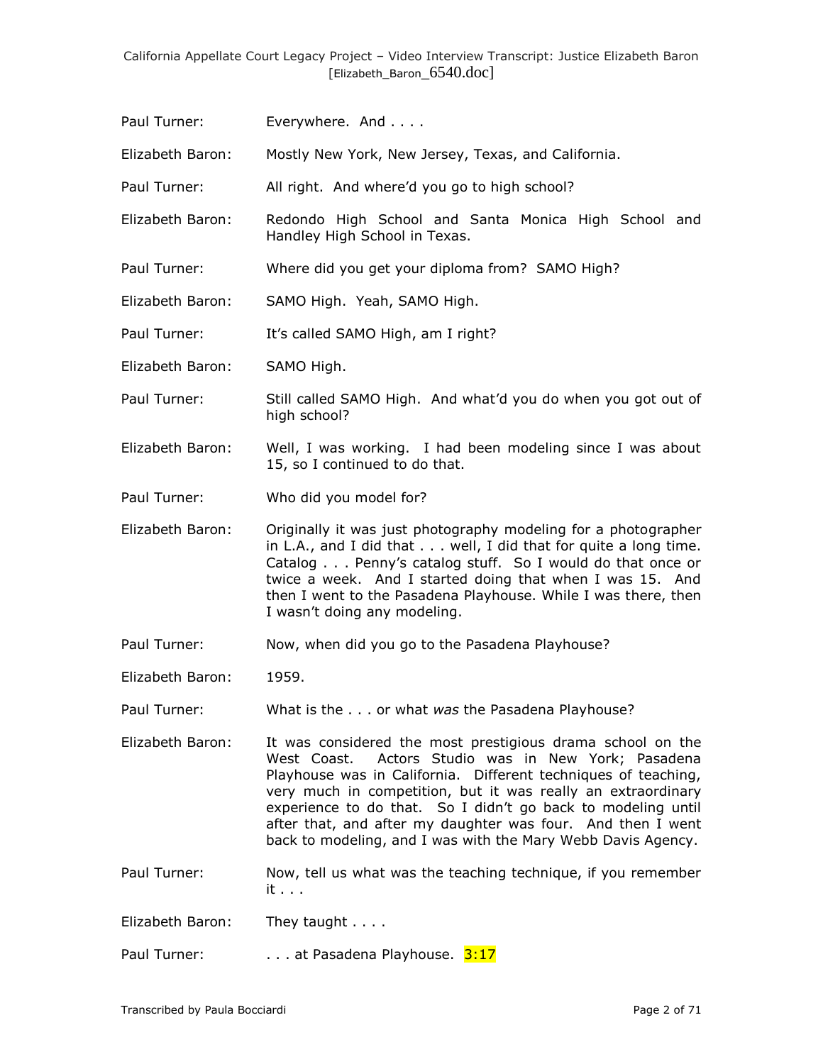Paul Turner: Everywhere. And . . . .

Elizabeth Baron: Mostly New York, New Jersey, Texas, and California.

Paul Turner: All right. And where'd you go to high school?

Elizabeth Baron: Redondo High School and Santa Monica High School and Handley High School in Texas.

Paul Turner: Where did you get your diploma from? SAMO High?

Elizabeth Baron: SAMO High. Yeah, SAMO High.

Paul Turner: It's called SAMO High, am I right?

Elizabeth Baron: SAMO High.

Paul Turner: Still called SAMO High. And what'd you do when you got out of high school?

Elizabeth Baron: Well, I was working. I had been modeling since I was about 15, so I continued to do that.

Paul Turner: Who did you model for?

Elizabeth Baron: Originally it was just photography modeling for a photographer in L.A., and I did that . . . well, I did that for quite a long time. Catalog . . . Penny's catalog stuff. So I would do that once or twice a week. And I started doing that when I was 15. And then I went to the Pasadena Playhouse. While I was there, then I wasn't doing any modeling.

Paul Turner: Now, when did you go to the Pasadena Playhouse?

Elizabeth Baron: 1959.

Paul Turner: What is the . . . or what *was* the Pasadena Playhouse?

Elizabeth Baron: It was considered the most prestigious drama school on the West Coast. Actors Studio was in New York; Pasadena Playhouse was in California. Different techniques of teaching, very much in competition, but it was really an extraordinary experience to do that. So I didn't go back to modeling until after that, and after my daughter was four. And then I went back to modeling, and I was with the Mary Webb Davis Agency.

Paul Turner: Now, tell us what was the teaching technique, if you remember it . . .

Elizabeth Baron: They taught . . . .

Paul Turner: . . . at Pasadena Playhouse. 3:17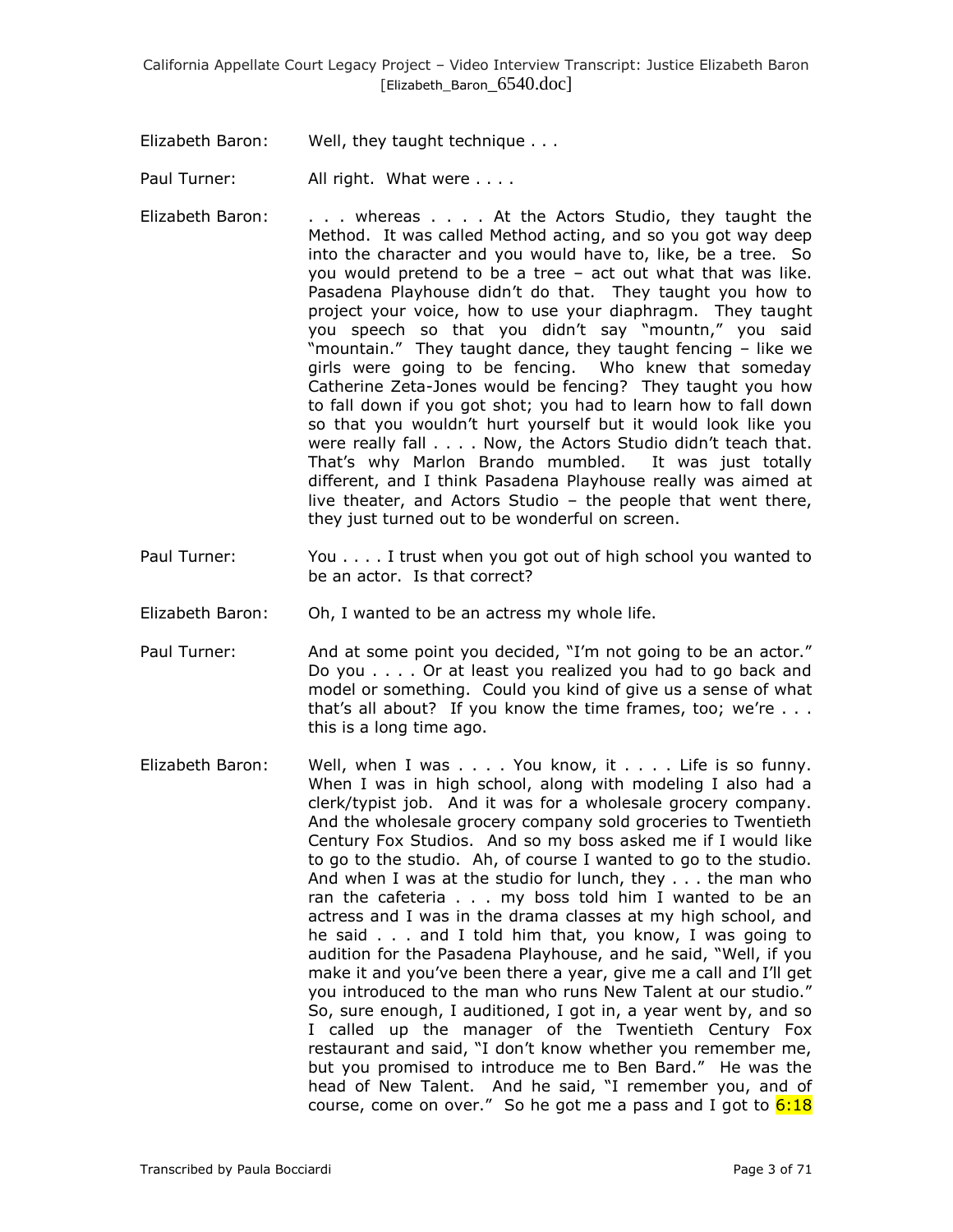Elizabeth Baron: Well, they taught technique . . .

Paul Turner: All right. What were . . . .

Elizabeth Baron: . . . whereas . . . . At the Actors Studio, they taught the Method. It was called Method acting, and so you got way deep into the character and you would have to, like, be a tree. So you would pretend to be a tree – act out what that was like. Pasadena Playhouse didn't do that. They taught you how to project your voice, how to use your diaphragm. They taught you speech so that you didn't say "mountn," you said "mountain." They taught dance, they taught fencing – like we girls were going to be fencing. Who knew that someday Catherine Zeta-Jones would be fencing? They taught you how to fall down if you got shot; you had to learn how to fall down so that you wouldn't hurt yourself but it would look like you were really fall . . . . Now, the Actors Studio didn't teach that. That's why Marlon Brando mumbled. It was just totally different, and I think Pasadena Playhouse really was aimed at live theater, and Actors Studio – the people that went there, they just turned out to be wonderful on screen.

Paul Turner: You . . . . I trust when you got out of high school you wanted to be an actor. Is that correct?

Elizabeth Baron: Oh, I wanted to be an actress my whole life.

Paul Turner: And at some point you decided, "I'm not going to be an actor." Do you . . . . Or at least you realized you had to go back and model or something. Could you kind of give us a sense of what that's all about? If you know the time frames, too; we're . . . this is a long time ago.

Elizabeth Baron: Well, when I was . . . . You know, it . . . . Life is so funny. When I was in high school, along with modeling I also had a clerk/typist job. And it was for a wholesale grocery company. And the wholesale grocery company sold groceries to Twentieth Century Fox Studios. And so my boss asked me if I would like to go to the studio. Ah, of course I wanted to go to the studio. And when I was at the studio for lunch, they . . . the man who ran the cafeteria . . . my boss told him I wanted to be an actress and I was in the drama classes at my high school, and he said . . . and I told him that, you know, I was going to audition for the Pasadena Playhouse, and he said, "Well, if you make it and you've been there a year, give me a call and I'll get you introduced to the man who runs New Talent at our studio." So, sure enough, I auditioned, I got in, a year went by, and so I called up the manager of the Twentieth Century Fox restaurant and said, "I don't know whether you remember me, but you promised to introduce me to Ben Bard." He was the head of New Talent. And he said, "I remember you, and of course, come on over." So he got me a pass and I got to 6:18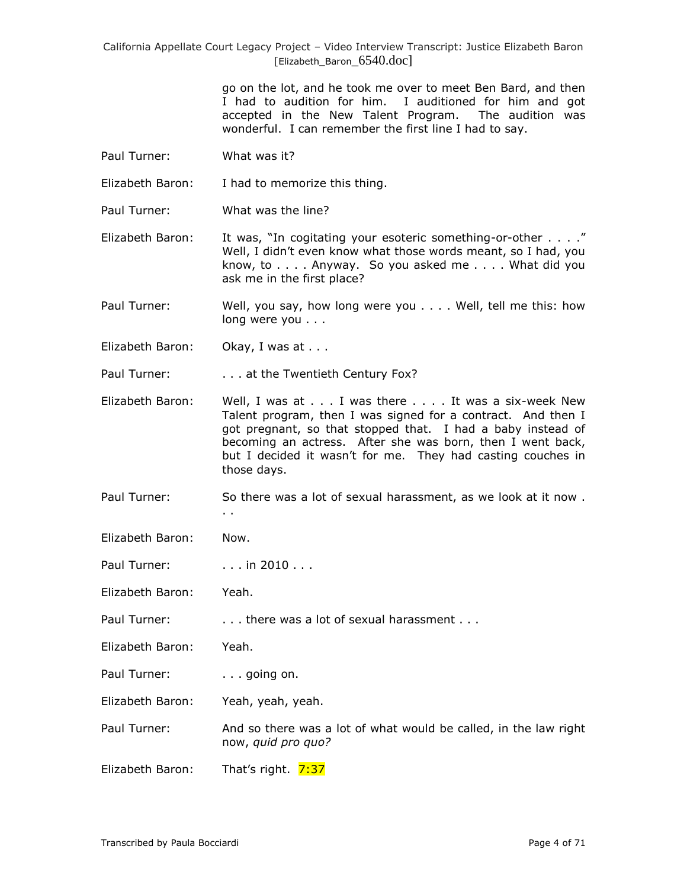go on the lot, and he took me over to meet Ben Bard, and then I had to audition for him. I auditioned for him and got accepted in the New Talent Program. The audition was wonderful. I can remember the first line I had to say.

Paul Turner: What was it?

Elizabeth Baron: I had to memorize this thing.

Paul Turner: What was the line?

Elizabeth Baron: It was, "In cogitating your esoteric something-or-other . . . ." Well, I didn't even know what those words meant, so I had, you know, to . . . . Anyway. So you asked me . . . . What did you ask me in the first place?

Paul Turner: Well, you say, how long were you . . . . Well, tell me this: how long were you . . .

Elizabeth Baron: Okay, I was at . . .

Paul Turner: . . . at the Twentieth Century Fox?

Elizabeth Baron: Well, I was at . . . I was there . . . . It was a six-week New Talent program, then I was signed for a contract. And then I got pregnant, so that stopped that. I had a baby instead of becoming an actress. After she was born, then I went back, but I decided it wasn't for me. They had casting couches in those days.

Paul Turner: So there was a lot of sexual harassment, as we look at it now . . .

Elizabeth Baron: Now.

Paul Turner: . . . in 2010 . . .

Elizabeth Baron: Yeah.

Paul Turner: . . . there was a lot of sexual harassment . . .

Elizabeth Baron: Yeah.

Paul Turner: . . . going on.

Elizabeth Baron: Yeah, yeah, yeah.

Paul Turner: And so there was a lot of what would be called, in the law right now, *quid pro quo?*

Elizabeth Baron: That's right. 7:37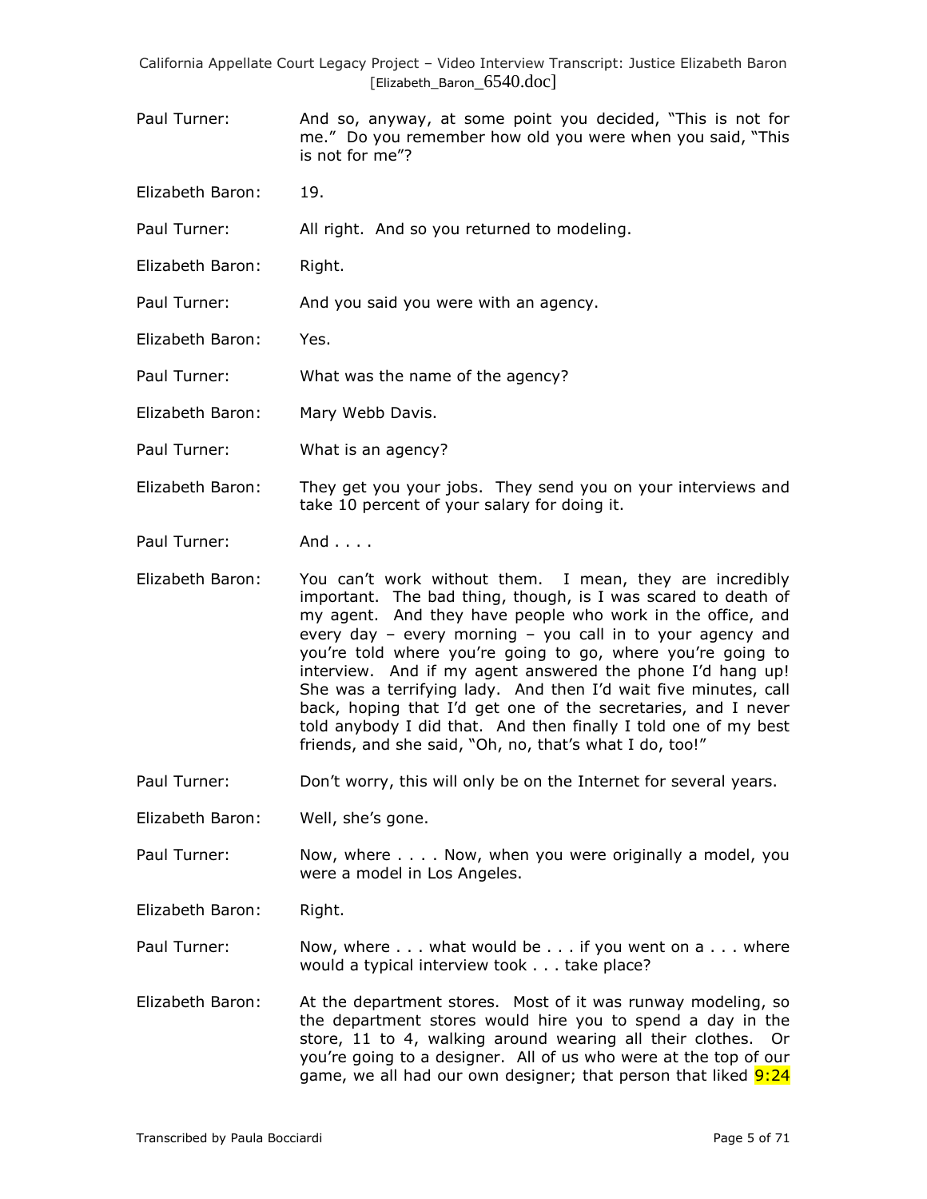Paul Turner: And so, anyway, at some point you decided, "This is not for me." Do you remember how old you were when you said, "This is not for me"?

Elizabeth Baron: 19.

Paul Turner: All right. And so you returned to modeling.

Elizabeth Baron: Right.

Paul Turner: And you said you were with an agency.

Elizabeth Baron: Yes.

Paul Turner: What was the name of the agency?

Elizabeth Baron: Mary Webb Davis.

Paul Turner: What is an agency?

Elizabeth Baron: They get you your jobs. They send you on your interviews and take 10 percent of your salary for doing it.

Paul Turner: And . . . .

Elizabeth Baron: You can't work without them. I mean, they are incredibly important. The bad thing, though, is I was scared to death of my agent. And they have people who work in the office, and every day – every morning – you call in to your agency and you're told where you're going to go, where you're going to interview. And if my agent answered the phone I'd hang up! She was a terrifying lady. And then I'd wait five minutes, call back, hoping that I'd get one of the secretaries, and I never told anybody I did that. And then finally I told one of my best friends, and she said, "Oh, no, that's what I do, too!"

Paul Turner: Don't worry, this will only be on the Internet for several years.

Elizabeth Baron: Well, she's gone.

Paul Turner: Now, where . . . . Now, when you were originally a model, you were a model in Los Angeles.

Elizabeth Baron: Right.

Paul Turner: Now, where . . . what would be . . . if you went on a . . . where would a typical interview took . . . take place?

Elizabeth Baron: At the department stores. Most of it was runway modeling, so the department stores would hire you to spend a day in the store, 11 to 4, walking around wearing all their clothes. Or you're going to a designer. All of us who were at the top of our game, we all had our own designer; that person that liked 9:24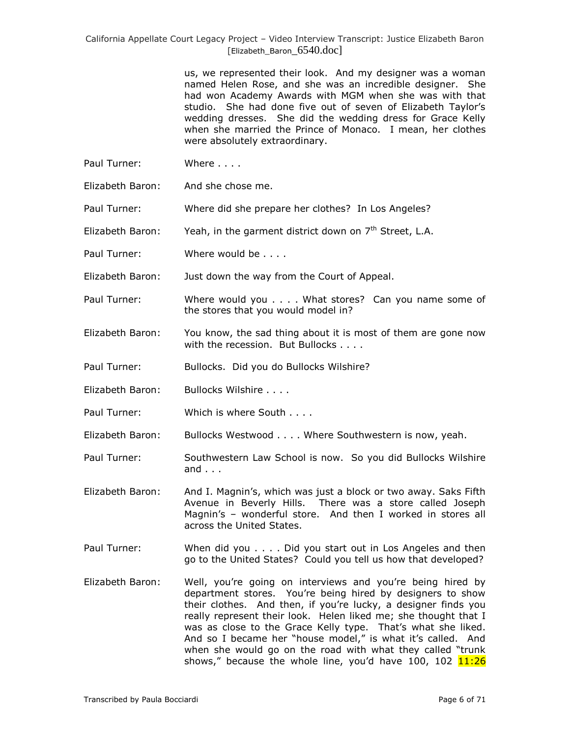us, we represented their look. And my designer was a woman named Helen Rose, and she was an incredible designer. She had won Academy Awards with MGM when she was with that studio. She had done five out of seven of Elizabeth Taylor's wedding dresses. She did the wedding dress for Grace Kelly when she married the Prince of Monaco. I mean, her clothes were absolutely extraordinary.

Paul Turner: Where . . . .

Elizabeth Baron: And she chose me.

Paul Turner: Where did she prepare her clothes? In Los Angeles?

Elizabeth Baron: Yeah, in the garment district down on 7th Street, L.A.

Paul Turner: Where would be . . . .

Elizabeth Baron: Just down the way from the Court of Appeal.

Paul Turner: Where would you . . . . What stores? Can you name some of the stores that you would model in?

Elizabeth Baron: You know, the sad thing about it is most of them are gone now with the recession. But Bullocks . . . .

Paul Turner: Bullocks. Did you do Bullocks Wilshire?

Elizabeth Baron: Bullocks Wilshire . . . .

Paul Turner: Which is where South . . . .

Elizabeth Baron: Bullocks Westwood . . . . Where Southwestern is now, yeah.

Paul Turner: Southwestern Law School is now. So you did Bullocks Wilshire and . . .

Elizabeth Baron: And I. Magnin's, which was just a block or two away. Saks Fifth Avenue in Beverly Hills. There was a store called Joseph Magnin's – wonderful store. And then I worked in stores all across the United States.

Paul Turner: When did you . . . . Did you start out in Los Angeles and then go to the United States? Could you tell us how that developed?

Elizabeth Baron: Well, you're going on interviews and you're being hired by department stores. You're being hired by designers to show their clothes. And then, if you're lucky, a designer finds you really represent their look. Helen liked me; she thought that I was as close to the Grace Kelly type. That's what she liked. And so I became her "house model," is what it's called. And when she would go on the road with what they called "trunk shows," because the whole line, you'd have 100, 102 11:26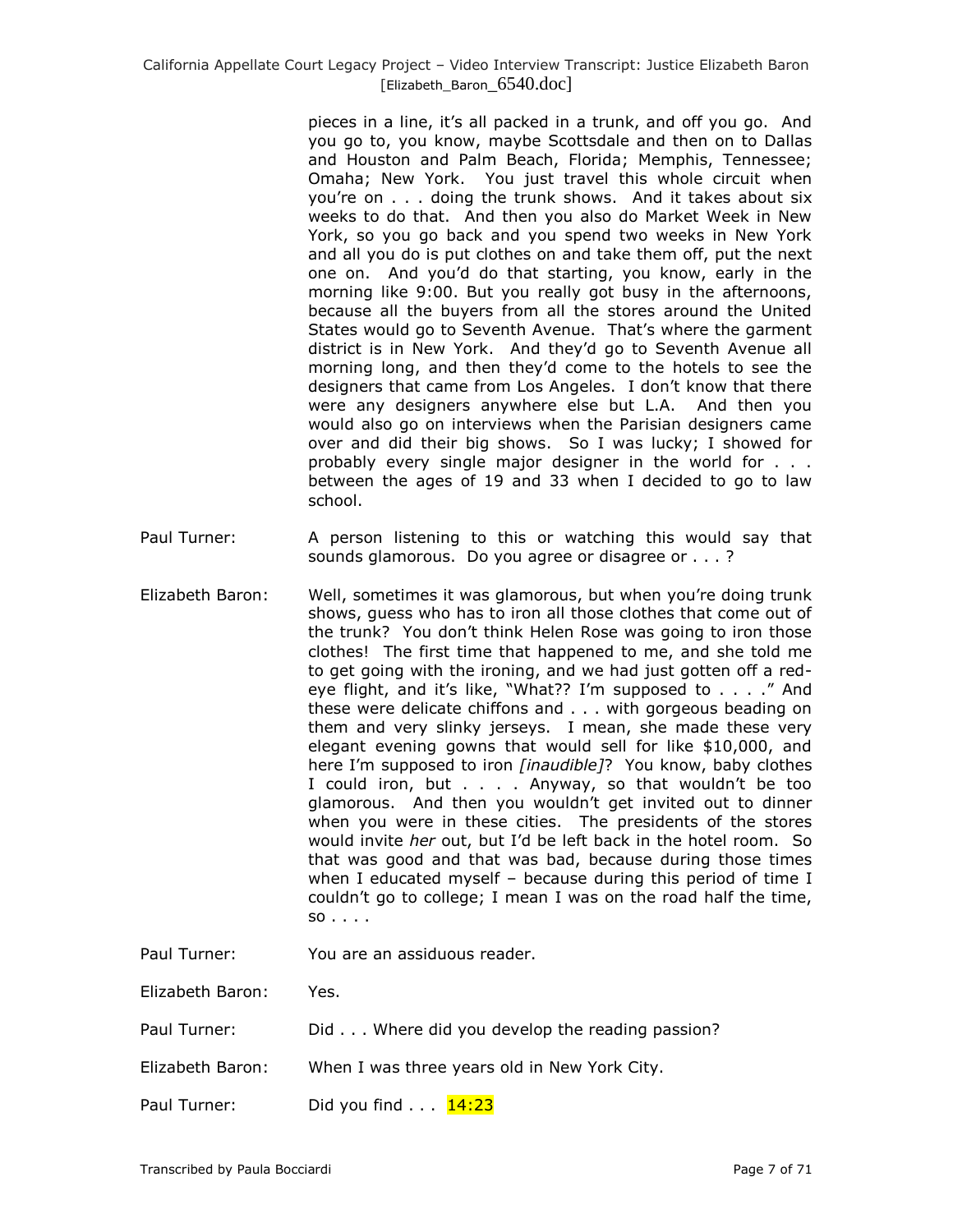pieces in a line, it's all packed in a trunk, and off you go. And you go to, you know, maybe Scottsdale and then on to Dallas and Houston and Palm Beach, Florida; Memphis, Tennessee; Omaha; New York. You just travel this whole circuit when you're on . . . doing the trunk shows. And it takes about six weeks to do that. And then you also do Market Week in New York, so you go back and you spend two weeks in New York and all you do is put clothes on and take them off, put the next one on. And you'd do that starting, you know, early in the morning like 9:00. But you really got busy in the afternoons, because all the buyers from all the stores around the United States would go to Seventh Avenue. That's where the garment district is in New York. And they'd go to Seventh Avenue all morning long, and then they'd come to the hotels to see the designers that came from Los Angeles. I don't know that there were any designers anywhere else but L.A. And then you would also go on interviews when the Parisian designers came over and did their big shows. So I was lucky; I showed for probably every single major designer in the world for . . . between the ages of 19 and 33 when I decided to go to law school.

Paul Turner: A person listening to this or watching this would say that sounds glamorous. Do you agree or disagree or . . . ?

Elizabeth Baron: Well, sometimes it was glamorous, but when you're doing trunk shows, guess who has to iron all those clothes that come out of the trunk? You don't think Helen Rose was going to iron those clothes! The first time that happened to me, and she told me to get going with the ironing, and we had just gotten off a red-eye flight, and it's like, "What?? I'm supposed to . . . ." And these were delicate chiffons and . . . with gorgeous beading on them and very slinky jerseys. I mean, she made these very elegant evening gowns that would sell for like $10,000, and here I'm supposed to iron *[inaudible]*? You know, baby clothes I could iron, but . . . . Anyway, so that wouldn't be too glamorous. And then you wouldn't get invited out to dinner when you were in these cities. The presidents of the stores would invite *her* out, but I'd be left back in the hotel room. So that was good and that was bad, because during those times when I educated myself – because during this period of time I couldn't go to college; I mean I was on the road half the time, so . . . .

Paul Turner: You are an assiduous reader.

Elizabeth Baron: Yes.

Paul Turner: Did . . . Where did you develop the reading passion?

Elizabeth Baron: When I was three years old in New York City.

Paul Turner: Did you find . . . 14:23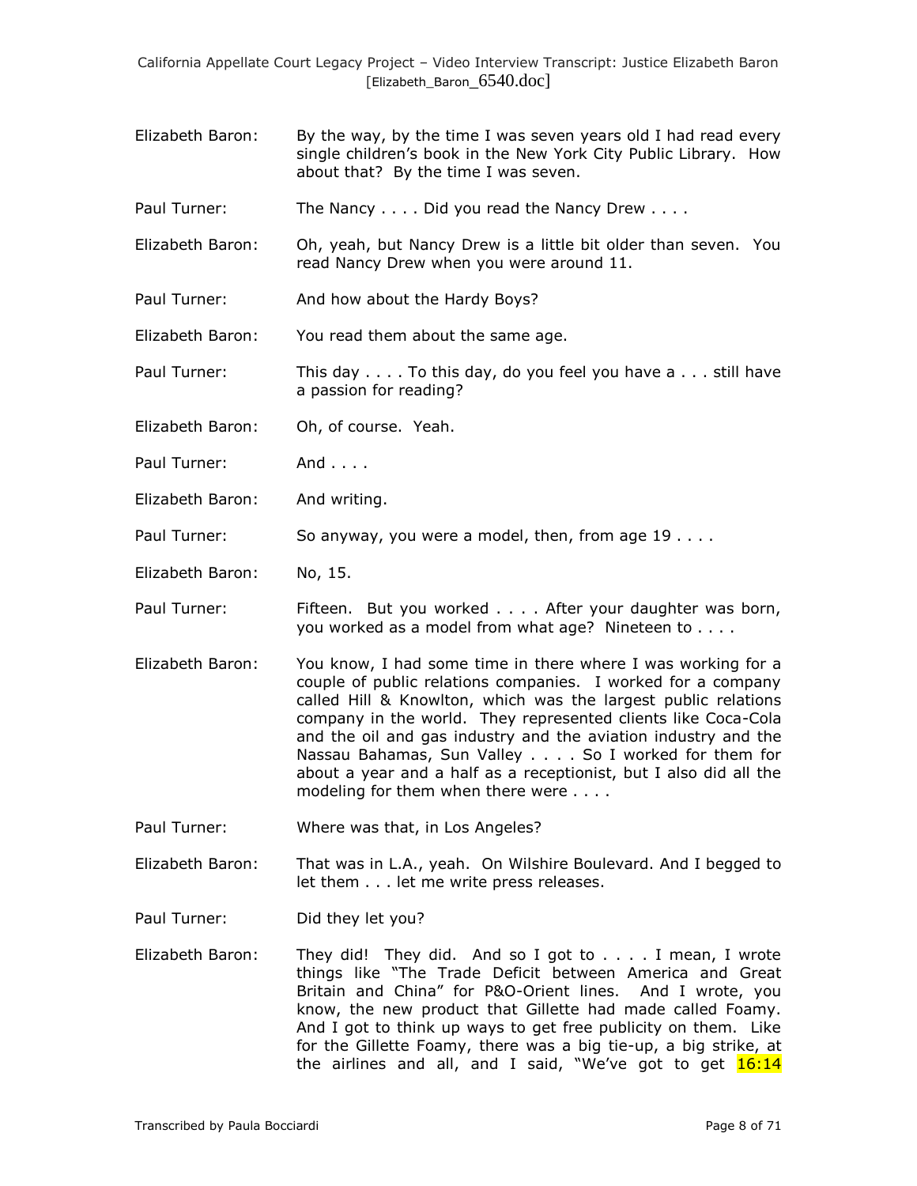Elizabeth Baron: By the way, by the time I was seven years old I had read every single children's book in the New York City Public Library. How about that? By the time I was seven.

Paul Turner: The Nancy . . . . Did you read the Nancy Drew . . . .

Elizabeth Baron: Oh, yeah, but Nancy Drew is a little bit older than seven. You read Nancy Drew when you were around 11.

Paul Turner: And how about the Hardy Boys?

Elizabeth Baron: You read them about the same age.

Paul Turner: This day . . . . To this day, do you feel you have a . . . still have a passion for reading?

Elizabeth Baron: Oh, of course. Yeah.

Paul Turner: And . . . .

Elizabeth Baron: And writing.

Paul Turner: So anyway, you were a model, then, from age 19 . . . .

Elizabeth Baron: No, 15.

Paul Turner: Fifteen. But you worked . . . . After your daughter was born, you worked as a model from what age? Nineteen to . . . .

Elizabeth Baron: You know, I had some time in there where I was working for a couple of public relations companies. I worked for a company called Hill & Knowlton, which was the largest public relations company in the world. They represented clients like Coca-Cola and the oil and gas industry and the aviation industry and the Nassau Bahamas, Sun Valley . . . . So I worked for them for about a year and a half as a receptionist, but I also did all the modeling for them when there were . . . .

Paul Turner: Where was that, in Los Angeles?

Elizabeth Baron: That was in L.A., yeah. On Wilshire Boulevard. And I begged to let them . . . let me write press releases.

Paul Turner: Did they let you?

Elizabeth Baron: They did! They did. And so I got to . . . . I mean, I wrote things like "The Trade Deficit between America and Great Britain and China" for P&O-Orient lines. And I wrote, you know, the new product that Gillette had made called Foamy. And I got to think up ways to get free publicity on them. Like for the Gillette Foamy, there was a big tie-up, a big strike, at the airlines and all, and I said, "We've got to get 16:14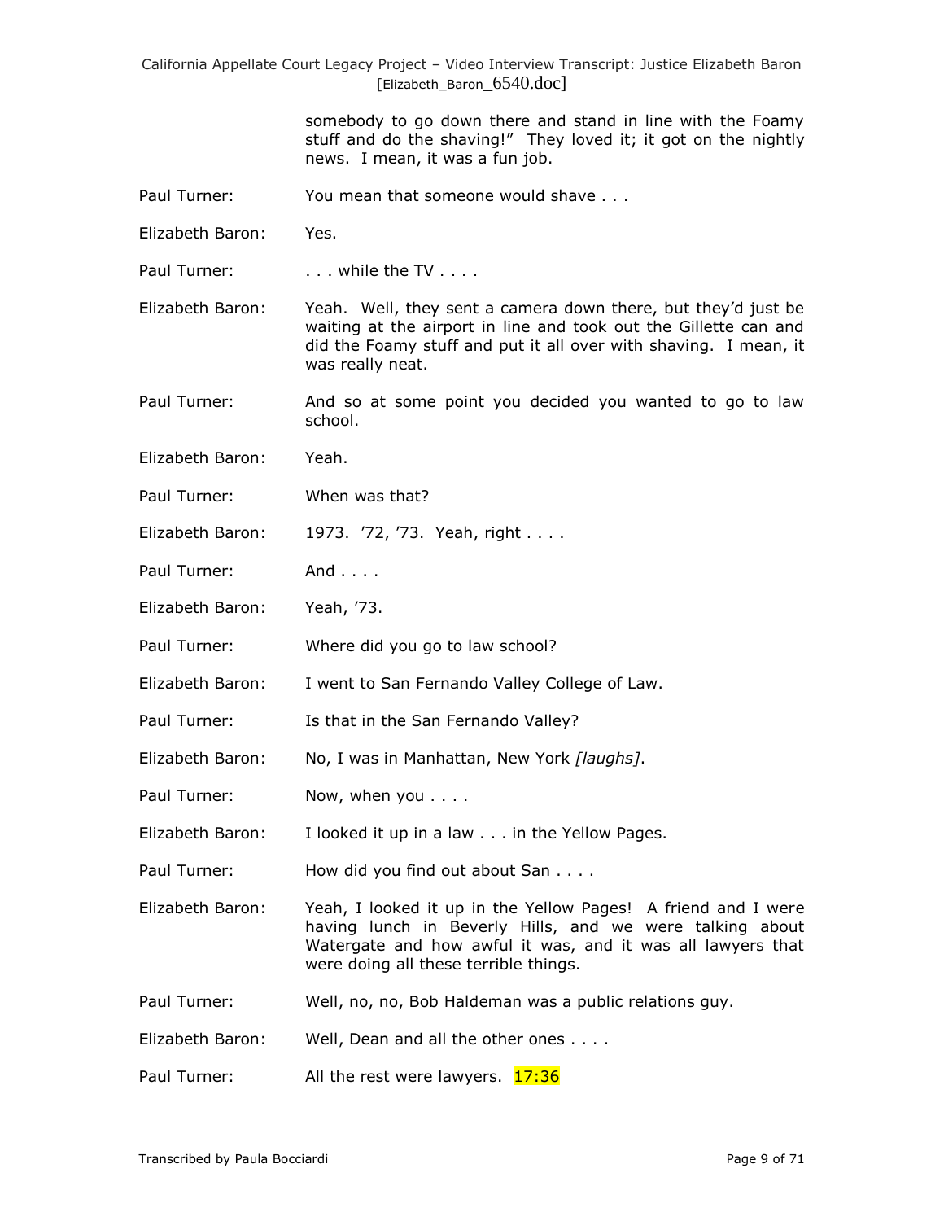somebody to go down there and stand in line with the Foamy stuff and do the shaving!" They loved it; it got on the nightly news. I mean, it was a fun job.

Paul Turner: You mean that someone would shave . . .

Elizabeth Baron: Yes.

Paul Turner: . . . while the TV . . . .

Elizabeth Baron: Yeah. Well, they sent a camera down there, but they'd just be waiting at the airport in line and took out the Gillette can and did the Foamy stuff and put it all over with shaving. I mean, it was really neat.

Paul Turner: And so at some point you decided you wanted to go to law school.

Elizabeth Baron: Yeah.

Paul Turner: When was that?

Elizabeth Baron: 1973. '72, '73. Yeah, right . . . .

Paul Turner: And . . . .

Elizabeth Baron: Yeah, '73.

Paul Turner: Where did you go to law school?

Elizabeth Baron: I went to San Fernando Valley College of Law.

Paul Turner: Is that in the San Fernando Valley?

Elizabeth Baron: No, I was in Manhattan, New York *[laughs]*.

Paul Turner: Now, when you . . . .

Elizabeth Baron: I looked it up in a law . . . in the Yellow Pages.

Paul Turner: How did you find out about San . . . .

Elizabeth Baron: Yeah, I looked it up in the Yellow Pages! A friend and I were having lunch in Beverly Hills, and we were talking about Watergate and how awful it was, and it was all lawyers that were doing all these terrible things.

Paul Turner: Well, no, no, Bob Haldeman was a public relations guy.

Elizabeth Baron: Well, Dean and all the other ones . . . .

Paul Turner: All the rest were lawyers. 17:36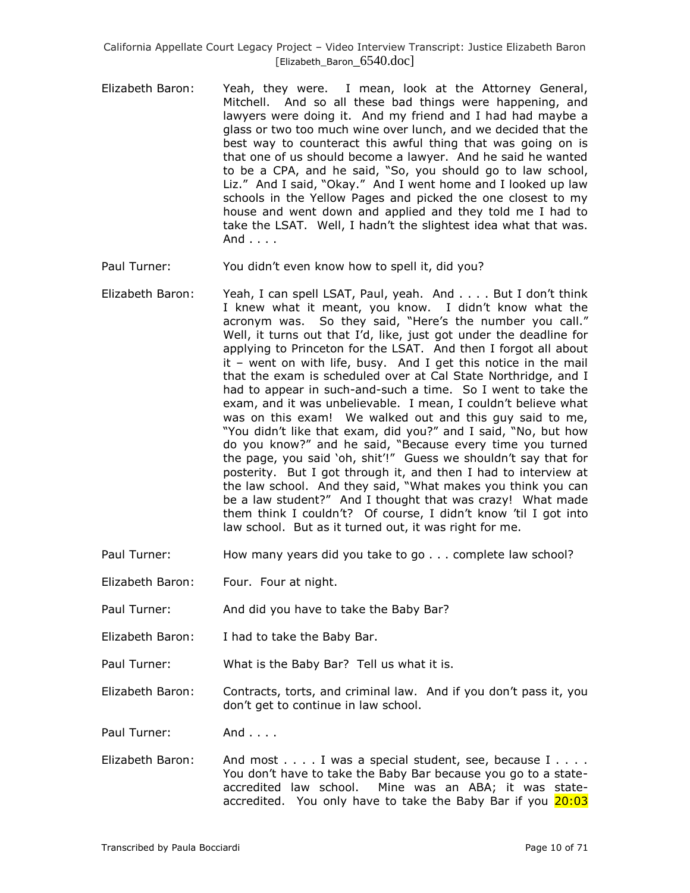Elizabeth Baron: Yeah, they were. I mean, look at the Attorney General, Mitchell. And so all these bad things were happening, and lawyers were doing it. And my friend and I had had maybe a glass or two too much wine over lunch, and we decided that the best way to counteract this awful thing that was going on is that one of us should become a lawyer. And he said he wanted to be a CPA, and he said, "So, you should go to law school, Liz." And I said, "Okay." And I went home and I looked up law schools in the Yellow Pages and picked the one closest to my house and went down and applied and they told me I had to take the LSAT. Well, I hadn't the slightest idea what that was. And . . . .

Paul Turner: You didn't even know how to spell it, did you?

Elizabeth Baron: Yeah, I can spell LSAT, Paul, yeah. And . . . . But I don't think I knew what it meant, you know. I didn't know what the acronym was. So they said, "Here's the number you call." Well, it turns out that I'd, like, just got under the deadline for applying to Princeton for the LSAT. And then I forgot all about it – went on with life, busy. And I get this notice in the mail that the exam is scheduled over at Cal State Northridge, and I had to appear in such-and-such a time. So I went to take the exam, and it was unbelievable. I mean, I couldn't believe what was on this exam! We walked out and this guy said to me, "You didn't like that exam, did you?" and I said, "No, but how do you know?" and he said, "Because every time you turned the page, you said 'oh, shit'!" Guess we shouldn't say that for posterity. But I got through it, and then I had to interview at the law school. And they said, "What makes you think you can be a law student?" And I thought that was crazy! What made them think I couldn't? Of course, I didn't know 'til I got into law school. But as it turned out, it was right for me.

Paul Turner: How many years did you take to go . . . complete law school?

Elizabeth Baron: Four. Four at night.

Paul Turner: And did you have to take the Baby Bar?

Elizabeth Baron: I had to take the Baby Bar.

Paul Turner: What is the Baby Bar? Tell us what it is.

Elizabeth Baron: Contracts, torts, and criminal law. And if you don't pass it, you don't get to continue in law school.

Paul Turner: And . . . .

Elizabeth Baron: And most . . . . I was a special student, see, because I . . . . You don't have to take the Baby Bar because you go to a state-accredited law school. Mine was an ABA; it was state-accredited. You only have to take the Baby Bar if you 20:03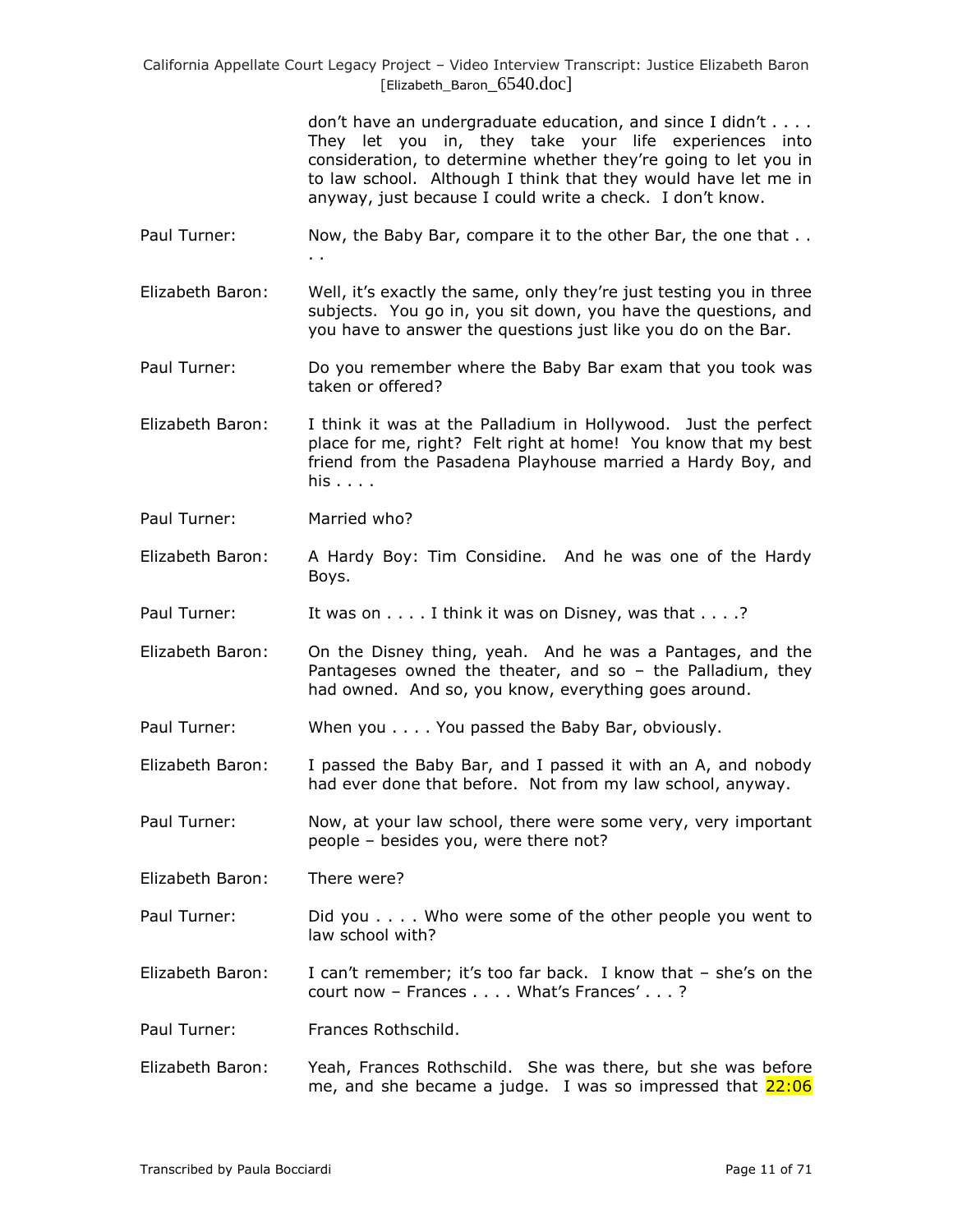don't have an undergraduate education, and since I didn't . . . . They let you in, they take your life experiences into consideration, to determine whether they're going to let you in to law school. Although I think that they would have let me in anyway, just because I could write a check. I don't know.

Paul Turner: Now, the Baby Bar, compare it to the other Bar, the one that . . . .

Elizabeth Baron: Well, it's exactly the same, only they're just testing you in three subjects. You go in, you sit down, you have the questions, and you have to answer the questions just like you do on the Bar.

Paul Turner: Do you remember where the Baby Bar exam that you took was taken or offered?

Elizabeth Baron: I think it was at the Palladium in Hollywood. Just the perfect place for me, right? Felt right at home! You know that my best friend from the Pasadena Playhouse married a Hardy Boy, and his . . . .

Paul Turner: Married who?

Elizabeth Baron: A Hardy Boy: Tim Considine. And he was one of the Hardy Boys.

Paul Turner: It was on . . . . I think it was on Disney, was that . . . .?

Elizabeth Baron: On the Disney thing, yeah. And he was a Pantages, and the Pantageses owned the theater, and so – the Palladium, they had owned. And so, you know, everything goes around.

Paul Turner: When you . . . . You passed the Baby Bar, obviously.

Elizabeth Baron: I passed the Baby Bar, and I passed it with an A, and nobody had ever done that before. Not from my law school, anyway.

Paul Turner: Now, at your law school, there were some very, very important people – besides you, were there not?

Elizabeth Baron: There were?

Paul Turner: Did you . . . . Who were some of the other people you went to law school with?

Elizabeth Baron: I can't remember; it's too far back. I know that – she's on the court now – Frances . . . . What's Frances' . . . ?

Paul Turner: Frances Rothschild.

Elizabeth Baron: Yeah, Frances Rothschild. She was there, but she was before me, and she became a judge. I was so impressed that 22:06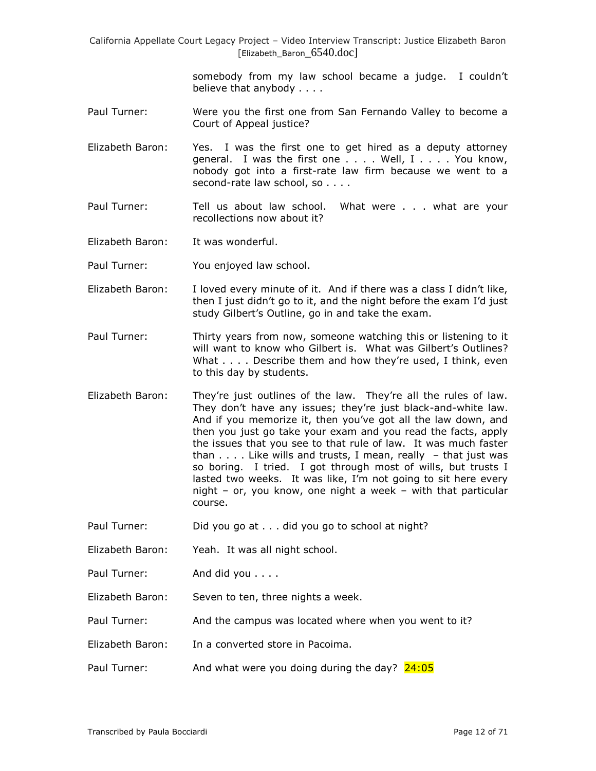somebody from my law school became a judge. I couldn't believe that anybody . . . .

Paul Turner: Were you the first one from San Fernando Valley to become a Court of Appeal justice?

Elizabeth Baron: Yes. I was the first one to get hired as a deputy attorney general. I was the first one . . . . Well, I . . . . You know, nobody got into a first-rate law firm because we went to a second-rate law school, so . . . .

Paul Turner: Tell us about law school. What were . . . what are your recollections now about it?

Elizabeth Baron: It was wonderful.

Paul Turner: You enjoyed law school.

Elizabeth Baron: I loved every minute of it. And if there was a class I didn't like, then I just didn't go to it, and the night before the exam I'd just study Gilbert's Outline, go in and take the exam.

Paul Turner: Thirty years from now, someone watching this or listening to it will want to know who Gilbert is. What was Gilbert's Outlines? What . . . . Describe them and how they're used, I think, even to this day by students.

Elizabeth Baron: They're just outlines of the law. They're all the rules of law. They don't have any issues; they're just black-and-white law. And if you memorize it, then you've got all the law down, and then you just go take your exam and you read the facts, apply the issues that you see to that rule of law. It was much faster than . . . . Like wills and trusts, I mean, really – that just was so boring. I tried. I got through most of wills, but trusts I lasted two weeks. It was like, I'm not going to sit here every night – or, you know, one night a week – with that particular course.

Paul Turner: Did you go at . . . did you go to school at night?

Elizabeth Baron: Yeah. It was all night school.

Paul Turner: And did you . . . .

Elizabeth Baron: Seven to ten, three nights a week.

Paul Turner: And the campus was located where when you went to it?

Elizabeth Baron: In a converted store in Pacoima.

Paul Turner: And what were you doing during the day? 24:05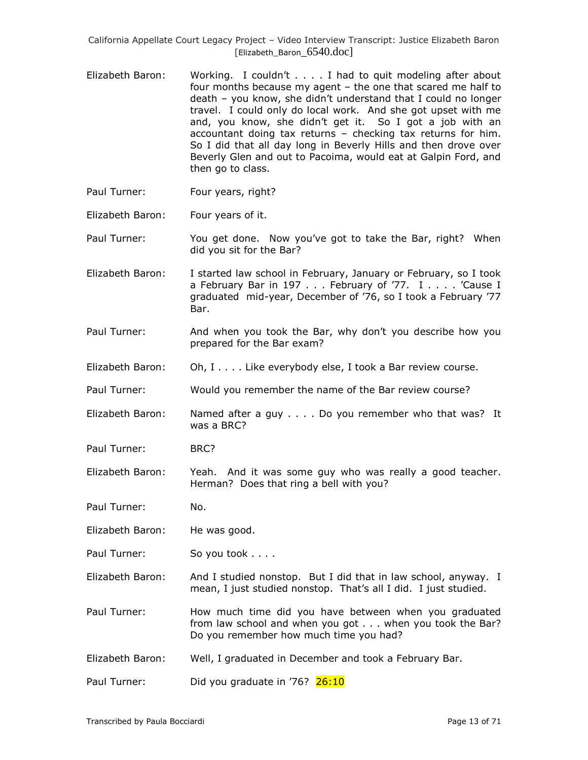Elizabeth Baron: Working. I couldn't . . . . I had to quit modeling after about four months because my agent – the one that scared me half to death – you know, she didn't understand that I could no longer travel. I could only do local work. And she got upset with me and, you know, she didn't get it. So I got a job with an accountant doing tax returns – checking tax returns for him. So I did that all day long in Beverly Hills and then drove over Beverly Glen and out to Pacoima, would eat at Galpin Ford, and then go to class.

Paul Turner: Four years, right?

Elizabeth Baron: Four years of it.

Paul Turner: You get done. Now you've got to take the Bar, right? When did you sit for the Bar?

Elizabeth Baron: I started law school in February, January or February, so I took a February Bar in 197 . . . February of '77. I . . . . 'Cause I graduated mid-year, December of '76, so I took a February '77 Bar.

Paul Turner: And when you took the Bar, why don't you describe how you prepared for the Bar exam?

Elizabeth Baron: Oh, I . . . . Like everybody else, I took a Bar review course.

Paul Turner: Would you remember the name of the Bar review course?

Elizabeth Baron: Named after a guy . . . . Do you remember who that was? It was a BRC?

Paul Turner: BRC?

Elizabeth Baron: Yeah. And it was some guy who was really a good teacher. Herman? Does that ring a bell with you?

Paul Turner: No.

Elizabeth Baron: He was good.

Paul Turner: So you took . . . .

Elizabeth Baron: And I studied nonstop. But I did that in law school, anyway. I mean, I just studied nonstop. That's all I did. I just studied.

Paul Turner: How much time did you have between when you graduated from law school and when you got . . . when you took the Bar? Do you remember how much time you had?

Elizabeth Baron: Well, I graduated in December and took a February Bar.

Paul Turner: Did you graduate in '76? 26:10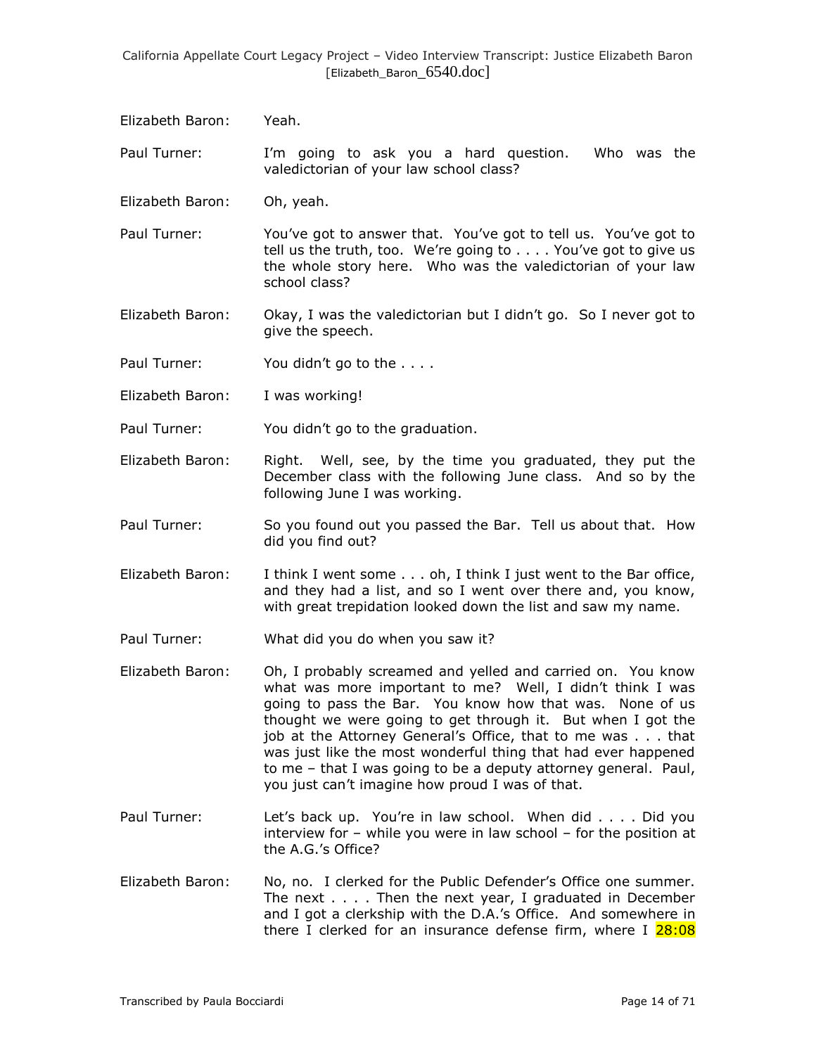Elizabeth Baron: Yeah.

Paul Turner: I'm going to ask you a hard question. Who was the valedictorian of your law school class?

Elizabeth Baron: Oh, yeah.

Paul Turner: You've got to answer that. You've got to tell us. You've got to tell us the truth, too. We're going to . . . . You've got to give us the whole story here. Who was the valedictorian of your law school class?

Elizabeth Baron: Okay, I was the valedictorian but I didn't go. So I never got to give the speech.

Paul Turner: You didn't go to the . . . .

Elizabeth Baron: I was working!

Paul Turner: You didn't go to the graduation.

Elizabeth Baron: Right. Well, see, by the time you graduated, they put the December class with the following June class. And so by the following June I was working.

Paul Turner: So you found out you passed the Bar. Tell us about that. How did you find out?

Elizabeth Baron: I think I went some . . . oh, I think I just went to the Bar office, and they had a list, and so I went over there and, you know, with great trepidation looked down the list and saw my name.

Paul Turner: What did you do when you saw it?

Elizabeth Baron: Oh, I probably screamed and yelled and carried on. You know what was more important to me? Well, I didn't think I was going to pass the Bar. You know how that was. None of us thought we were going to get through it. But when I got the job at the Attorney General's Office, that to me was . . . that was just like the most wonderful thing that had ever happened to me – that I was going to be a deputy attorney general. Paul, you just can't imagine how proud I was of that.

Paul Turner: Let's back up. You're in law school. When did . . . . Did you interview for – while you were in law school – for the position at the A.G.'s Office?

Elizabeth Baron: No, no. I clerked for the Public Defender's Office one summer. The next . . . . Then the next year, I graduated in December and I got a clerkship with the D.A.'s Office. And somewhere in there I clerked for an insurance defense firm, where I 28:08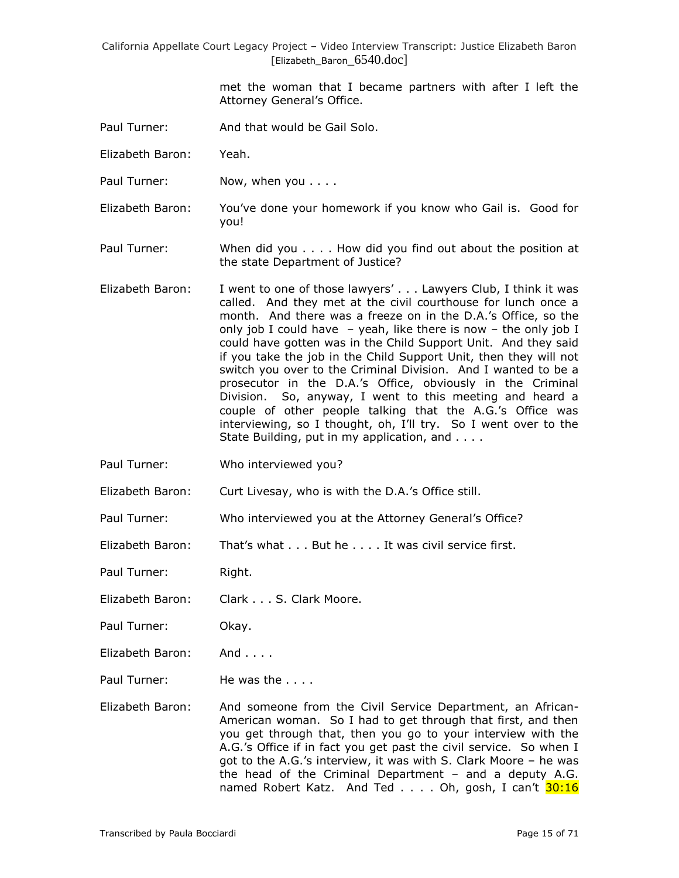met the woman that I became partners with after I left the Attorney General's Office.

Paul Turner: And that would be Gail Solo.

Elizabeth Baron: Yeah.

Paul Turner: Now, when you . . . .

Elizabeth Baron: You've done your homework if you know who Gail is. Good for you!

Paul Turner: When did you . . . . How did you find out about the position at the state Department of Justice?

Elizabeth Baron: I went to one of those lawyers' . . . Lawyers Club, I think it was called. And they met at the civil courthouse for lunch once a month. And there was a freeze on in the D.A.'s Office, so the only job I could have – yeah, like there is now – the only job I could have gotten was in the Child Support Unit. And they said if you take the job in the Child Support Unit, then they will not switch you over to the Criminal Division. And I wanted to be a prosecutor in the D.A.'s Office, obviously in the Criminal Division. So, anyway, I went to this meeting and heard a couple of other people talking that the A.G.'s Office was interviewing, so I thought, oh, I'll try. So I went over to the State Building, put in my application, and . . . .

Paul Turner: Who interviewed you?

Elizabeth Baron: Curt Livesay, who is with the D.A.'s Office still.

Paul Turner: Who interviewed you at the Attorney General's Office?

Elizabeth Baron: That's what . . . But he . . . . It was civil service first.

Paul Turner: Right.

Elizabeth Baron: Clark . . . S. Clark Moore.

Paul Turner: Okay.

Elizabeth Baron: And . . . .

Paul Turner: He was the . . . .

Elizabeth Baron: And someone from the Civil Service Department, an African-American woman. So I had to get through that first, and then you get through that, then you go to your interview with the A.G.'s Office if in fact you get past the civil service. So when I got to the A.G.'s interview, it was with S. Clark Moore – he was the head of the Criminal Department – and a deputy A.G. named Robert Katz. And Ted . . . . Oh, gosh, I can't 30:16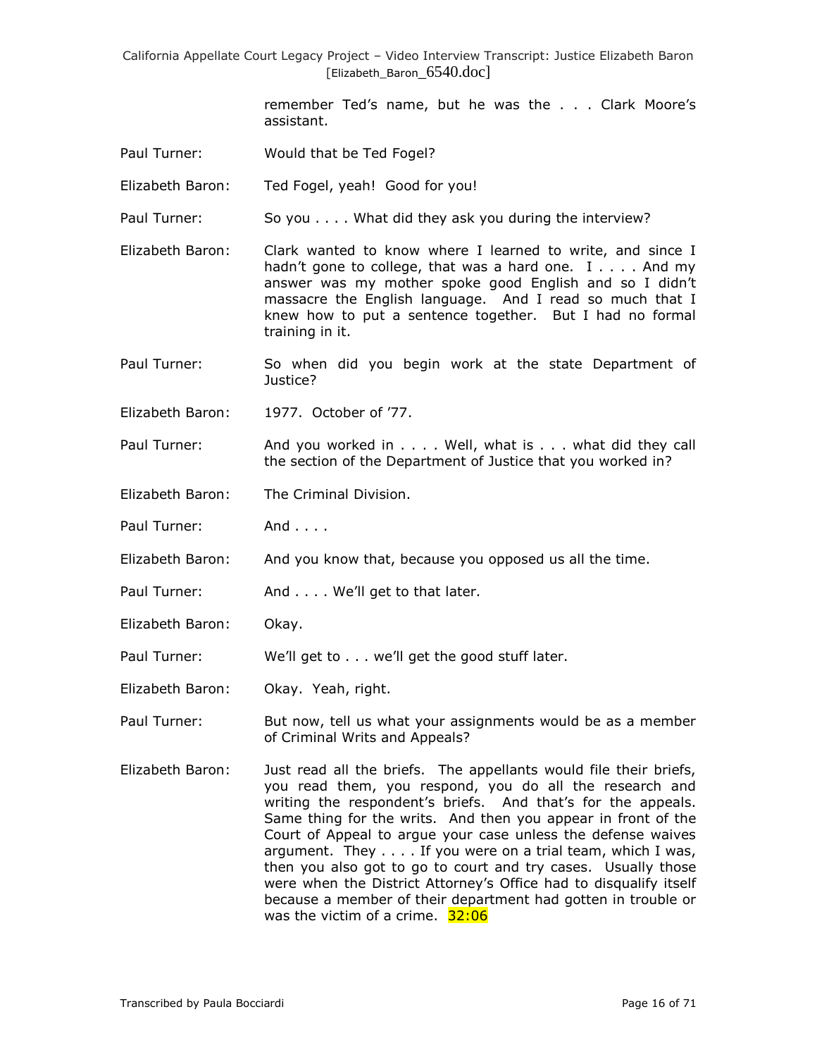remember Ted's name, but he was the . . . Clark Moore's assistant.

Paul Turner: Would that be Ted Fogel?

Elizabeth Baron: Ted Fogel, yeah! Good for you!

Paul Turner: So you . . . . What did they ask you during the interview?

Elizabeth Baron: Clark wanted to know where I learned to write, and since I hadn't gone to college, that was a hard one. I . . . . And my answer was my mother spoke good English and so I didn't massacre the English language. And I read so much that I knew how to put a sentence together. But I had no formal training in it.

Paul Turner: So when did you begin work at the state Department of Justice?

Elizabeth Baron: 1977. October of '77.

Paul Turner: And you worked in . . . . Well, what is . . . what did they call the section of the Department of Justice that you worked in?

Elizabeth Baron: The Criminal Division.

Paul Turner: And . . . .

Elizabeth Baron: And you know that, because you opposed us all the time.

Paul Turner: And . . . . We'll get to that later.

Elizabeth Baron: Okay.

Paul Turner: We'll get to . . . we'll get the good stuff later.

Elizabeth Baron: Okay. Yeah, right.

Paul Turner: But now, tell us what your assignments would be as a member of Criminal Writs and Appeals?

Elizabeth Baron: Just read all the briefs. The appellants would file their briefs, you read them, you respond, you do all the research and writing the respondent's briefs. And that's for the appeals. Same thing for the writs. And then you appear in front of the Court of Appeal to argue your case unless the defense waives argument. They . . . . If you were on a trial team, which I was, then you also got to go to court and try cases. Usually those were when the District Attorney's Office had to disqualify itself because a member of their department had gotten in trouble or was the victim of a crime. 32:06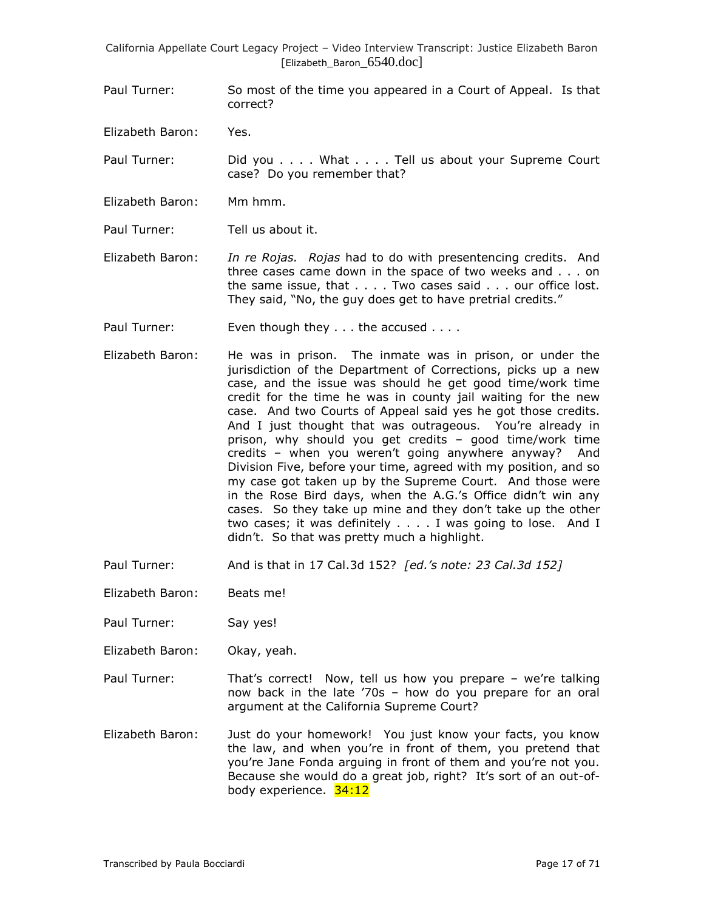Paul Turner: So most of the time you appeared in a Court of Appeal. Is that correct?

Elizabeth Baron: Yes.

Paul Turner: Did you . . . . What . . . . Tell us about your Supreme Court case? Do you remember that?

Elizabeth Baron: Mm hmm.

Paul Turner: Tell us about it.

Elizabeth Baron: *In re Rojas. Rojas* had to do with presentencing credits. And three cases came down in the space of two weeks and . . . on the same issue, that . . . . Two cases said . . . our office lost. They said, "No, the guy does get to have pretrial credits."

Paul Turner: Even though they . . . the accused . . . .

Elizabeth Baron: He was in prison. The inmate was in prison, or under the jurisdiction of the Department of Corrections, picks up a new case, and the issue was should he get good time/work time credit for the time he was in county jail waiting for the new case. And two Courts of Appeal said yes he got those credits. And I just thought that was outrageous. You're already in prison, why should you get credits – good time/work time credits – when you weren't going anywhere anyway? And Division Five, before your time, agreed with my position, and so my case got taken up by the Supreme Court. And those were in the Rose Bird days, when the A.G.'s Office didn't win any cases. So they take up mine and they don't take up the other two cases; it was definitely . . . . I was going to lose. And I didn't. So that was pretty much a highlight.

Paul Turner: And is that in 17 Cal.3d 152? *[ed.'s note: 23 Cal.3d 152]*

Elizabeth Baron: Beats me!

Paul Turner: Say yes!

Elizabeth Baron: Okay, yeah.

Paul Turner: That's correct! Now, tell us how you prepare – we're talking now back in the late '70s – how do you prepare for an oral argument at the California Supreme Court?

Elizabeth Baron: Just do your homework! You just know your facts, you know the law, and when you're in front of them, you pretend that you're Jane Fonda arguing in front of them and you're not you. Because she would do a great job, right? It's sort of an out-of-body experience. 34:12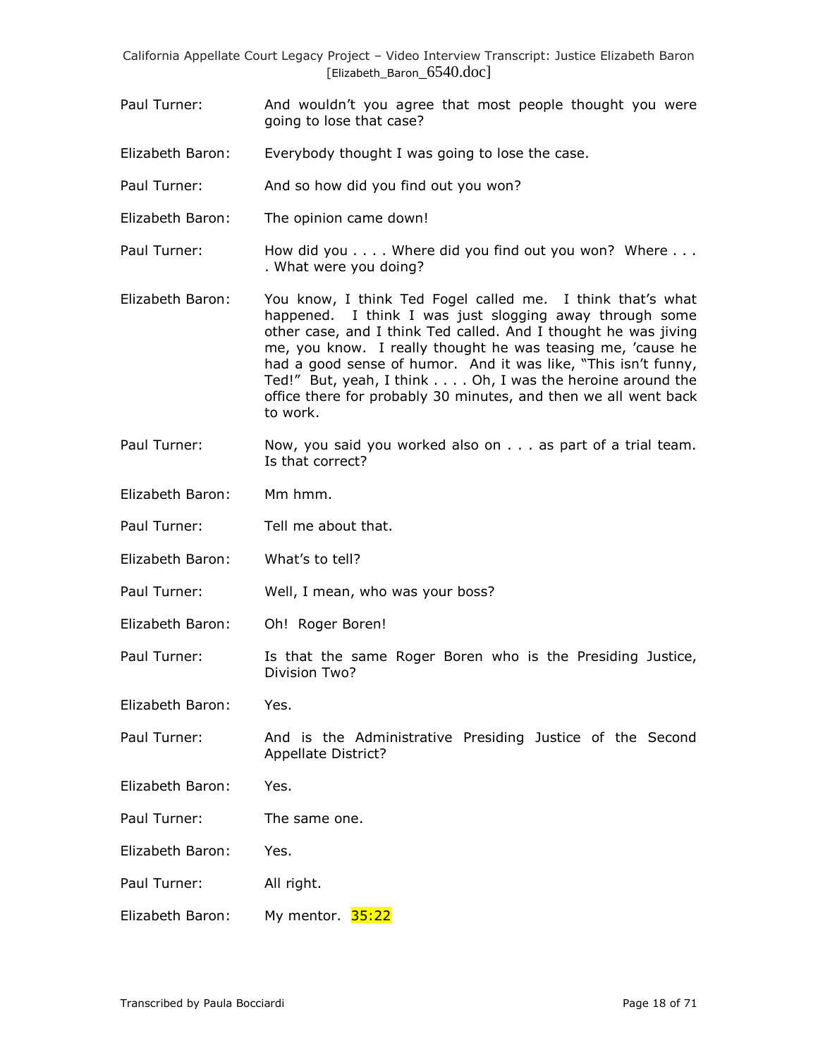Paul Turner: And wouldn't you agree that most people thought you were going to lose that case?

Elizabeth Baron: Everybody thought I was going to lose the case.

Paul Turner: And so how did you find out you won?

Elizabeth Baron: The opinion came down!

Paul Turner: How did you . . . . Where did you find out you won? Where . . . . What were you doing?

Elizabeth Baron: You know, I think Ted Fogel called me. I think that's what happened. I think I was just slogging away through some other case, and I think Ted called. And I thought he was jiving me, you know. I really thought he was teasing me, 'cause he had a good sense of humor. And it was like, "This isn't funny, Ted!" But, yeah, I think . . . . Oh, I was the heroine around the office there for probably 30 minutes, and then we all went back to work.

Paul Turner: Now, you said you worked also on . . . as part of a trial team. Is that correct?

Elizabeth Baron: Mm hmm.

Paul Turner: Tell me about that.

Elizabeth Baron: What's to tell?

Paul Turner: Well, I mean, who was your boss?

Elizabeth Baron: Oh! Roger Boren!

Paul Turner: Is that the same Roger Boren who is the Presiding Justice, Division Two?

Elizabeth Baron: Yes.

Paul Turner: And is the Administrative Presiding Justice of the Second Appellate District?

Elizabeth Baron: Yes.

Paul Turner: The same one.

Elizabeth Baron: Yes.

Paul Turner: All right.

Elizabeth Baron: My mentor. 35:22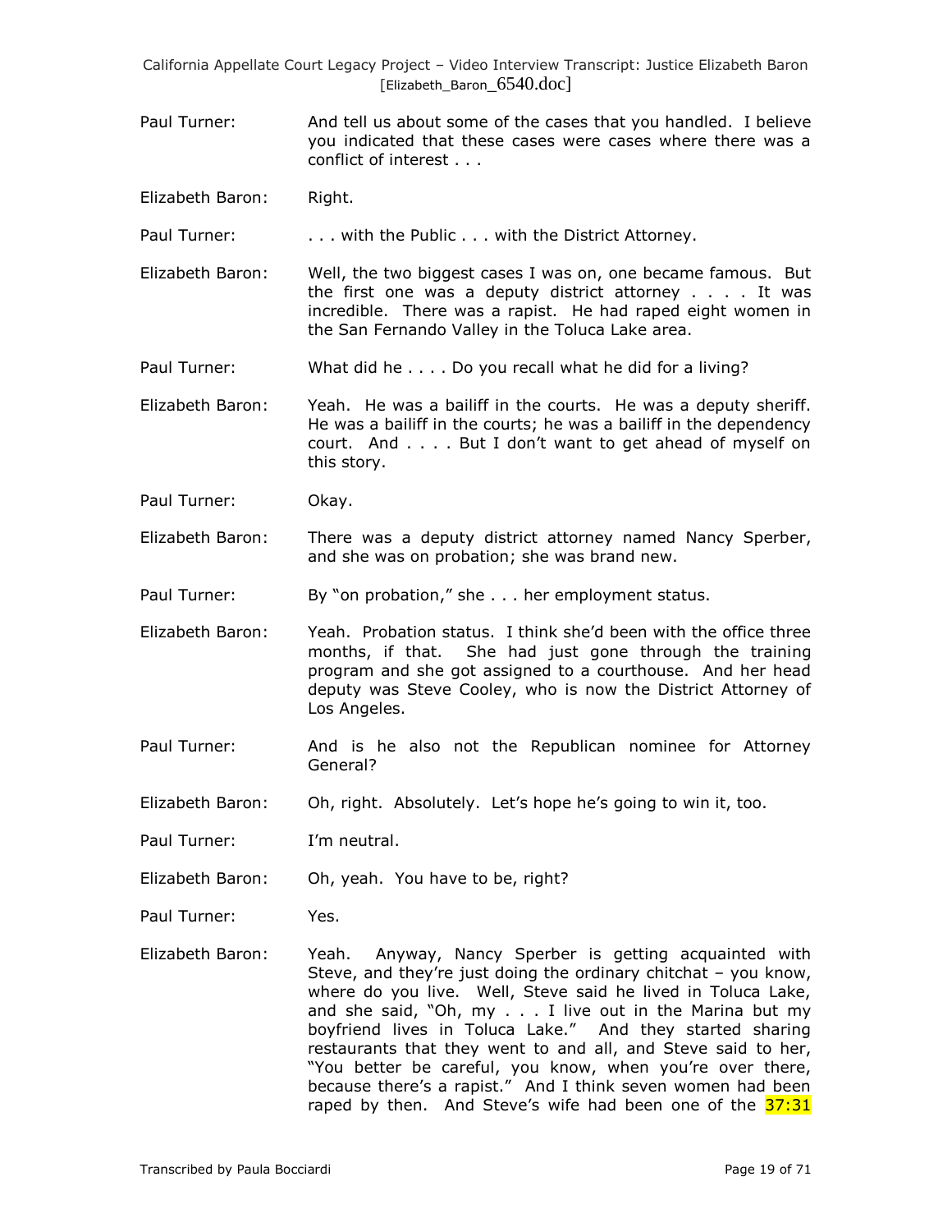Paul Turner: And tell us about some of the cases that you handled. I believe you indicated that these cases were cases where there was a conflict of interest . . .

Elizabeth Baron: Right.

Paul Turner: . . . with the Public . . . with the District Attorney.

Elizabeth Baron: Well, the two biggest cases I was on, one became famous. But the first one was a deputy district attorney . . . . It was incredible. There was a rapist. He had raped eight women in the San Fernando Valley in the Toluca Lake area.

Paul Turner: What did he . . . . Do you recall what he did for a living?

Elizabeth Baron: Yeah. He was a bailiff in the courts. He was a deputy sheriff. He was a bailiff in the courts; he was a bailiff in the dependency court. And . . . . But I don't want to get ahead of myself on this story.

Paul Turner: Okay.

Elizabeth Baron: There was a deputy district attorney named Nancy Sperber, and she was on probation; she was brand new.

Paul Turner: By "on probation," she . . . her employment status.

Elizabeth Baron: Yeah. Probation status. I think she'd been with the office three months, if that. She had just gone through the training program and she got assigned to a courthouse. And her head deputy was Steve Cooley, who is now the District Attorney of Los Angeles.

Paul Turner: And is he also not the Republican nominee for Attorney General?

Elizabeth Baron: Oh, right. Absolutely. Let's hope he's going to win it, too.

Paul Turner: I'm neutral.

Elizabeth Baron: Oh, yeah. You have to be, right?

Paul Turner: Yes.

Elizabeth Baron: Yeah. Anyway, Nancy Sperber is getting acquainted with Steve, and they're just doing the ordinary chitchat – you know, where do you live. Well, Steve said he lived in Toluca Lake, and she said, "Oh, my . . . I live out in the Marina but my boyfriend lives in Toluca Lake." And they started sharing restaurants that they went to and all, and Steve said to her, "You better be careful, you know, when you're over there, because there's a rapist." And I think seven women had been raped by then. And Steve's wife had been one of the 37:31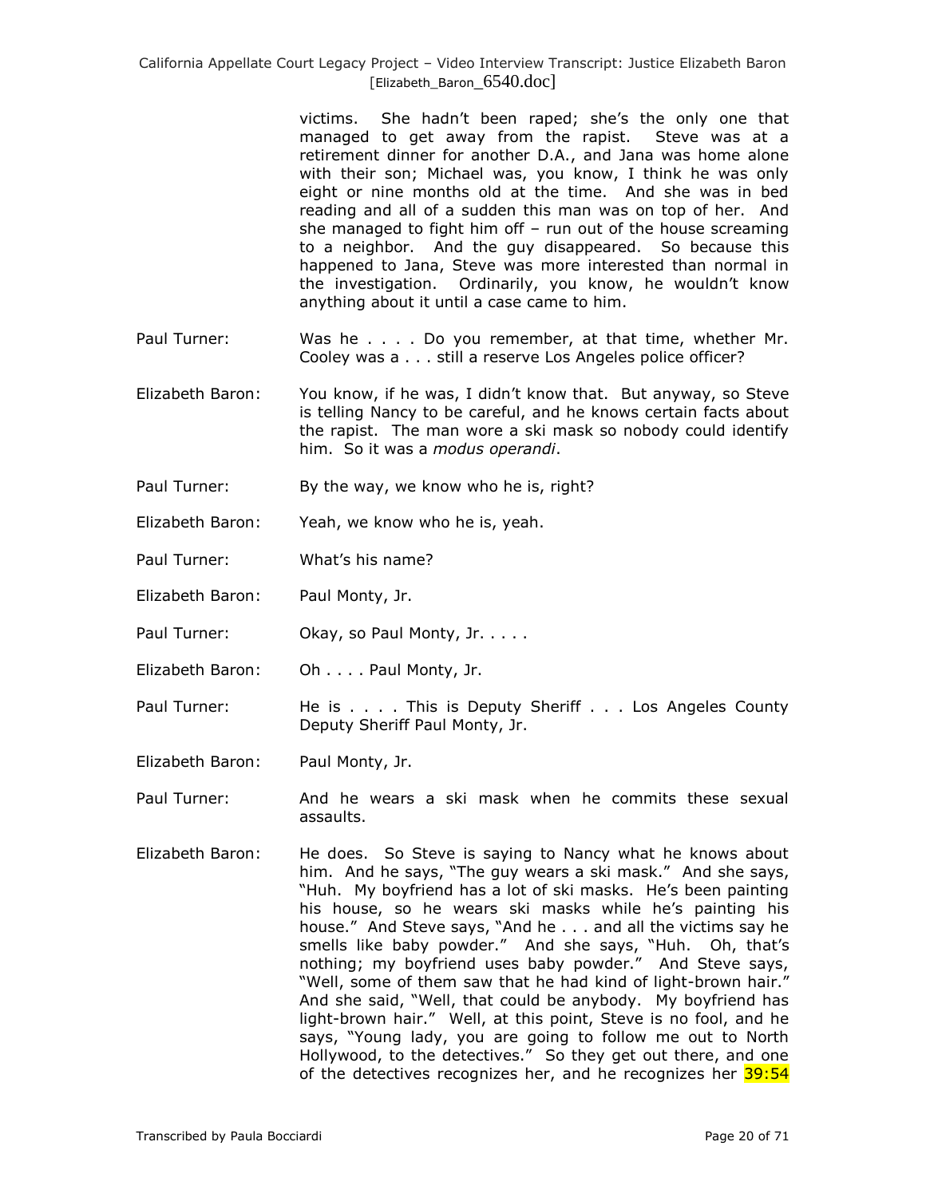victims. She hadn't been raped; she's the only one that managed to get away from the rapist. Steve was at a retirement dinner for another D.A., and Jana was home alone with their son; Michael was, you know, I think he was only eight or nine months old at the time. And she was in bed reading and all of a sudden this man was on top of her. And she managed to fight him off – run out of the house screaming to a neighbor. And the guy disappeared. So because this happened to Jana, Steve was more interested than normal in the investigation. Ordinarily, you know, he wouldn't know anything about it until a case came to him.

Paul Turner: Was he . . . . Do you remember, at that time, whether Mr. Cooley was a . . . still a reserve Los Angeles police officer?

Elizabeth Baron: You know, if he was, I didn't know that. But anyway, so Steve is telling Nancy to be careful, and he knows certain facts about the rapist. The man wore a ski mask so nobody could identify him. So it was a *modus operandi*.

Paul Turner: By the way, we know who he is, right?

Elizabeth Baron: Yeah, we know who he is, yeah.

Paul Turner: What's his name?

Elizabeth Baron: Paul Monty, Jr.

Paul Turner: Okay, so Paul Monty, Jr. . . . .

Elizabeth Baron: Oh . . . . Paul Monty, Jr.

Paul Turner: He is . . . . This is Deputy Sheriff . . . Los Angeles County Deputy Sheriff Paul Monty, Jr.

Elizabeth Baron: Paul Monty, Jr.

Paul Turner: And he wears a ski mask when he commits these sexual assaults.

Elizabeth Baron: He does. So Steve is saying to Nancy what he knows about him. And he says, "The guy wears a ski mask." And she says, "Huh. My boyfriend has a lot of ski masks. He's been painting his house, so he wears ski masks while he's painting his house." And Steve says, "And he . . . and all the victims say he smells like baby powder." And she says, "Huh. Oh, that's nothing; my boyfriend uses baby powder." And Steve says, "Well, some of them saw that he had kind of light-brown hair." And she said, "Well, that could be anybody. My boyfriend has light-brown hair." Well, at this point, Steve is no fool, and he says, "Young lady, you are going to follow me out to North Hollywood, to the detectives." So they get out there, and one of the detectives recognizes her, and he recognizes her 39:54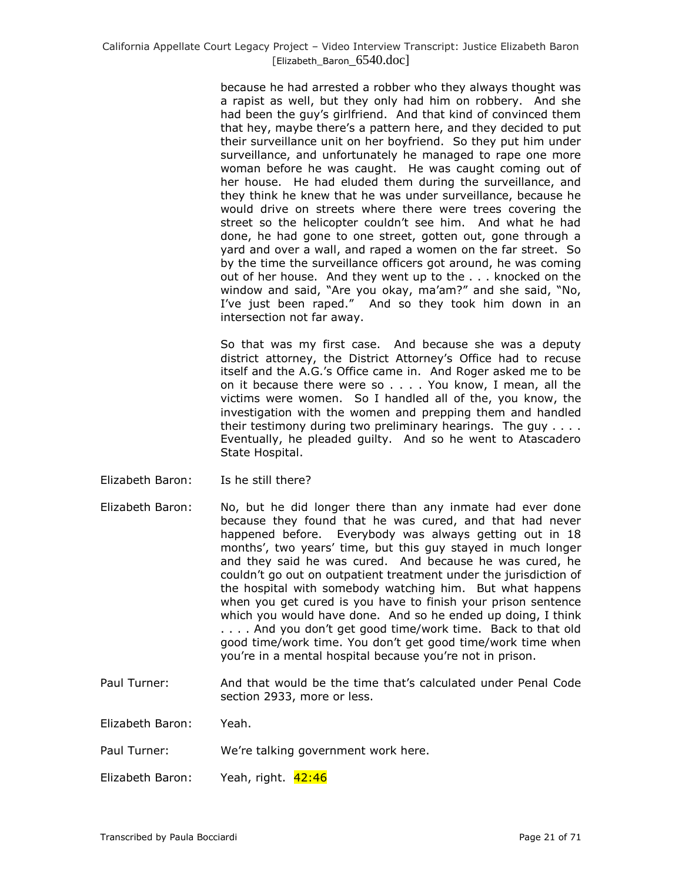because he had arrested a robber who they always thought was a rapist as well, but they only had him on robbery. And she had been the guy's girlfriend. And that kind of convinced them that hey, maybe there's a pattern here, and they decided to put their surveillance unit on her boyfriend. So they put him under surveillance, and unfortunately he managed to rape one more woman before he was caught. He was caught coming out of her house. He had eluded them during the surveillance, and they think he knew that he was under surveillance, because he would drive on streets where there were trees covering the street so the helicopter couldn't see him. And what he had done, he had gone to one street, gotten out, gone through a yard and over a wall, and raped a women on the far street. So by the time the surveillance officers got around, he was coming out of her house. And they went up to the . . . knocked on the window and said, "Are you okay, ma'am?" and she said, "No, I've just been raped." And so they took him down in an intersection not far away.

So that was my first case. And because she was a deputy district attorney, the District Attorney's Office had to recuse itself and the A.G.'s Office came in. And Roger asked me to be on it because there were so . . . . You know, I mean, all the victims were women. So I handled all of the, you know, the investigation with the women and prepping them and handled their testimony during two preliminary hearings. The guy . . . . Eventually, he pleaded guilty. And so he went to Atascadero State Hospital.

Elizabeth Baron: Is he still there?

Elizabeth Baron: No, but he did longer there than any inmate had ever done because they found that he was cured, and that had never happened before. Everybody was always getting out in 18 months', two years' time, but this guy stayed in much longer and they said he was cured. And because he was cured, he couldn't go out on outpatient treatment under the jurisdiction of the hospital with somebody watching him. But what happens when you get cured is you have to finish your prison sentence which you would have done. And so he ended up doing, I think . . . . And you don't get good time/work time. Back to that old good time/work time. You don't get good time/work time when you're in a mental hospital because you're not in prison.

Paul Turner: And that would be the time that's calculated under Penal Code section 2933, more or less.

Elizabeth Baron: Yeah.

Paul Turner: We're talking government work here.

Elizabeth Baron: Yeah, right. 42:46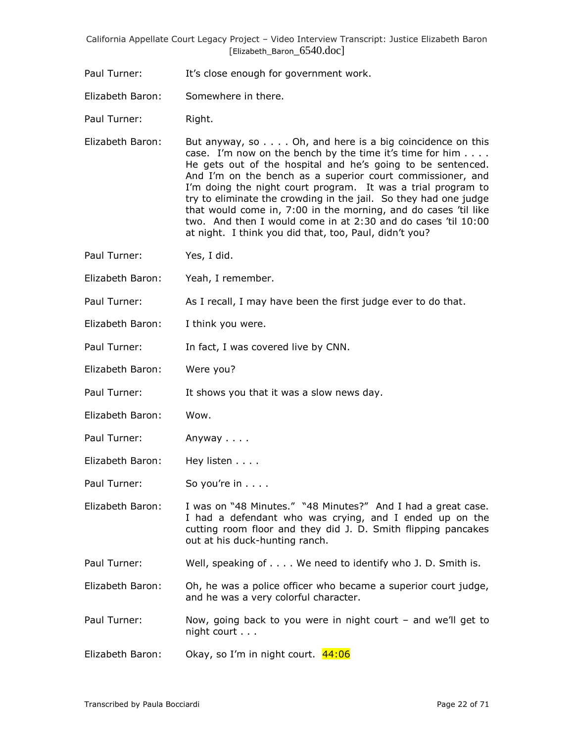Paul Turner: It's close enough for government work.

Elizabeth Baron: Somewhere in there.

Paul Turner: Right.

Elizabeth Baron: But anyway, so . . . . Oh, and here is a big coincidence on this case. I'm now on the bench by the time it's time for him . . . . He gets out of the hospital and he's going to be sentenced. And I'm on the bench as a superior court commissioner, and I'm doing the night court program. It was a trial program to try to eliminate the crowding in the jail. So they had one judge that would come in, 7:00 in the morning, and do cases 'til like two. And then I would come in at 2:30 and do cases 'til 10:00 at night. I think you did that, too, Paul, didn't you?

Paul Turner: Yes, I did.

Elizabeth Baron: Yeah, I remember.

Paul Turner: As I recall, I may have been the first judge ever to do that.

Elizabeth Baron: I think you were.

Paul Turner: In fact, I was covered live by CNN.

Elizabeth Baron: Were you?

Paul Turner: It shows you that it was a slow news day.

Elizabeth Baron: Wow.

Paul Turner: Anyway . . . .

Elizabeth Baron: Hey listen . . . .

Paul Turner: So you're in . . . .

Elizabeth Baron: I was on "48 Minutes." "48 Minutes?" And I had a great case. I had a defendant who was crying, and I ended up on the cutting room floor and they did J. D. Smith flipping pancakes out at his duck-hunting ranch.

Paul Turner: Well, speaking of . . . . We need to identify who J. D. Smith is.

Elizabeth Baron: Oh, he was a police officer who became a superior court judge, and he was a very colorful character.

Paul Turner: Now, going back to you were in night court – and we'll get to night court . . .

Elizabeth Baron: Okay, so I'm in night court. 44:06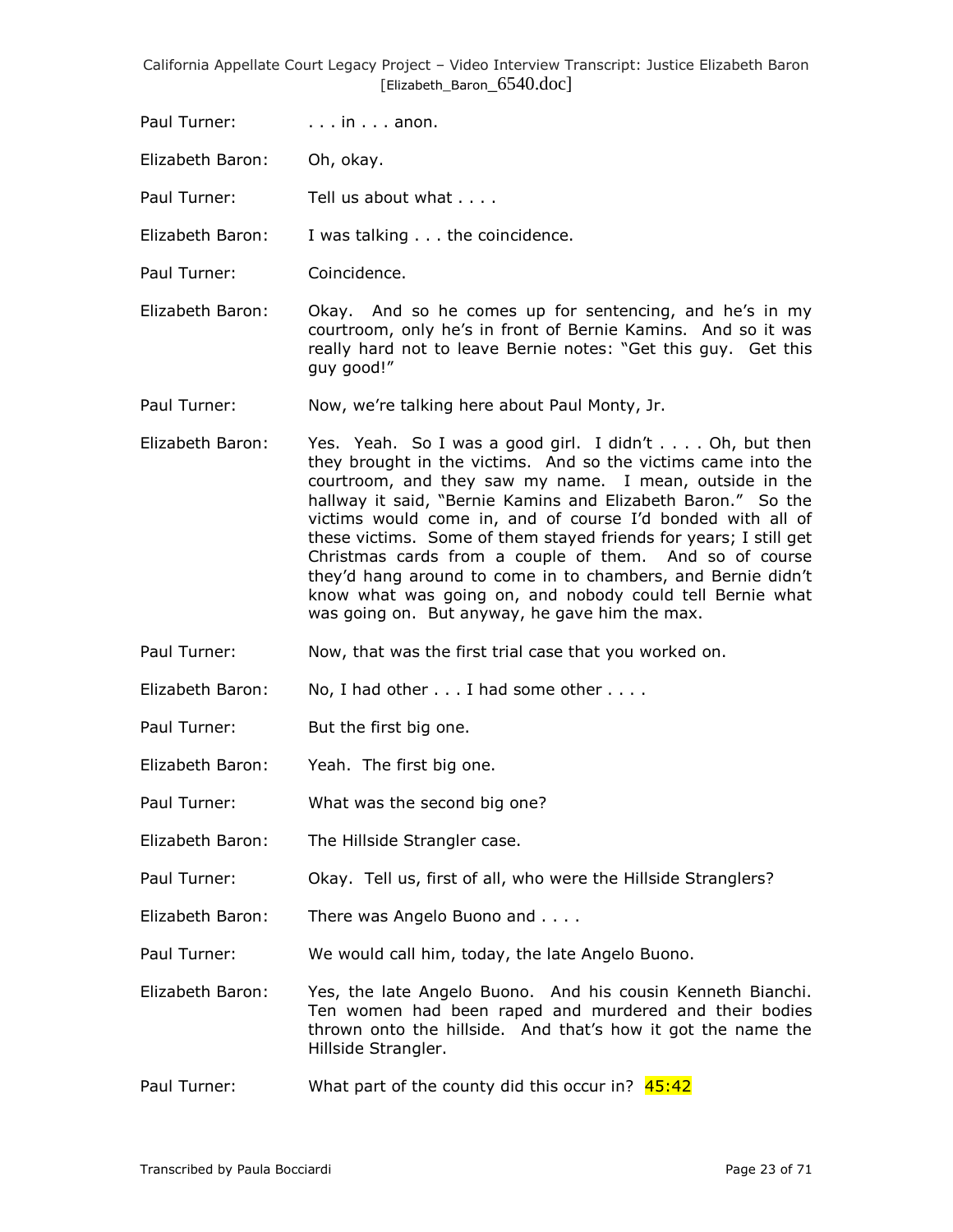Paul Turner: . . . in . . . anon.

Elizabeth Baron: Oh, okay.

Paul Turner: Tell us about what . . . .

Elizabeth Baron: I was talking . . . the coincidence.

Paul Turner: Coincidence.

Elizabeth Baron: Okay. And so he comes up for sentencing, and he's in my courtroom, only he's in front of Bernie Kamins. And so it was really hard not to leave Bernie notes: "Get this guy. Get this guy good!"

Paul Turner: Now, we're talking here about Paul Monty, Jr.

Elizabeth Baron: Yes. Yeah. So I was a good girl. I didn't . . . . Oh, but then they brought in the victims. And so the victims came into the courtroom, and they saw my name. I mean, outside in the hallway it said, "Bernie Kamins and Elizabeth Baron." So the victims would come in, and of course I'd bonded with all of these victims. Some of them stayed friends for years; I still get Christmas cards from a couple of them. And so of course they'd hang around to come in to chambers, and Bernie didn't know what was going on, and nobody could tell Bernie what was going on. But anyway, he gave him the max.

Paul Turner: Now, that was the first trial case that you worked on.

Elizabeth Baron: No, I had other . . . I had some other . . . .

Paul Turner: But the first big one.

Elizabeth Baron: Yeah. The first big one.

Paul Turner: What was the second big one?

Elizabeth Baron: The Hillside Strangler case.

Paul Turner: Okay. Tell us, first of all, who were the Hillside Stranglers?

Elizabeth Baron: There was Angelo Buono and . . . .

Paul Turner: We would call him, today, the late Angelo Buono.

Elizabeth Baron: Yes, the late Angelo Buono. And his cousin Kenneth Bianchi. Ten women had been raped and murdered and their bodies thrown onto the hillside. And that's how it got the name the Hillside Strangler.

Paul Turner: What part of the county did this occur in? 45:42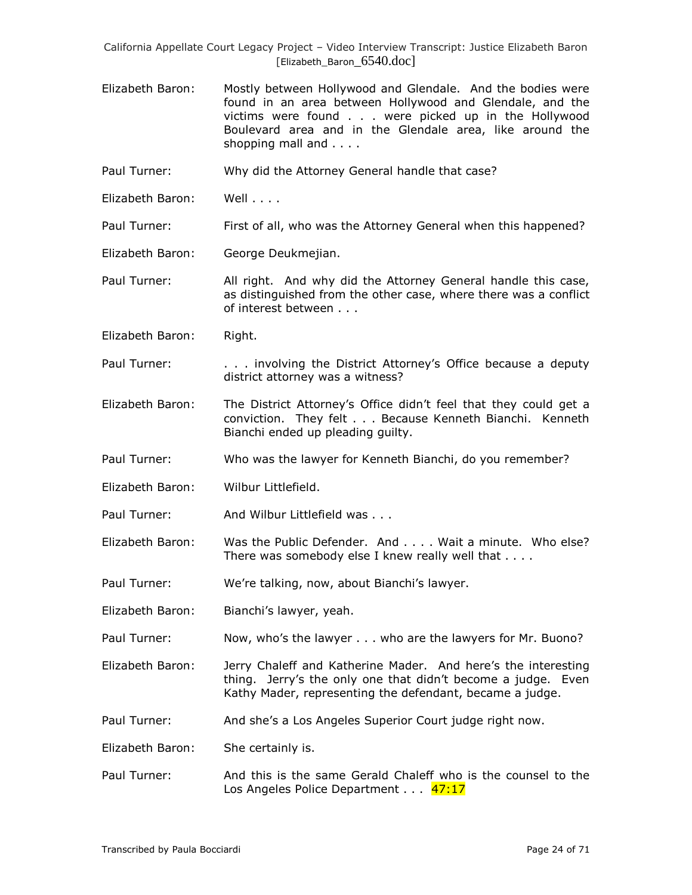Elizabeth Baron: Mostly between Hollywood and Glendale. And the bodies were found in an area between Hollywood and Glendale, and the victims were found . . . were picked up in the Hollywood Boulevard area and in the Glendale area, like around the shopping mall and . . . .

Paul Turner: Why did the Attorney General handle that case?

Elizabeth Baron: Well . . . .

Paul Turner: First of all, who was the Attorney General when this happened?

Elizabeth Baron: George Deukmejian.

Paul Turner: All right. And why did the Attorney General handle this case, as distinguished from the other case, where there was a conflict of interest between . . .

Elizabeth Baron: Right.

Paul Turner: . . . involving the District Attorney's Office because a deputy district attorney was a witness?

Elizabeth Baron: The District Attorney's Office didn't feel that they could get a conviction. They felt . . . Because Kenneth Bianchi. Kenneth Bianchi ended up pleading guilty.

Paul Turner: Who was the lawyer for Kenneth Bianchi, do you remember?

Elizabeth Baron: Wilbur Littlefield.

Paul Turner: And Wilbur Littlefield was . . .

Elizabeth Baron: Was the Public Defender. And . . . . Wait a minute. Who else? There was somebody else I knew really well that . . . .

Paul Turner: We're talking, now, about Bianchi's lawyer.

Elizabeth Baron: Bianchi's lawyer, yeah.

Paul Turner: Now, who's the lawyer . . . who are the lawyers for Mr. Buono?

Elizabeth Baron: Jerry Chaleff and Katherine Mader. And here's the interesting thing. Jerry's the only one that didn't become a judge. Even Kathy Mader, representing the defendant, became a judge.

Paul Turner: And she's a Los Angeles Superior Court judge right now.

Elizabeth Baron: She certainly is.

Paul Turner: And this is the same Gerald Chaleff who is the counsel to the Los Angeles Police Department . . . 47:17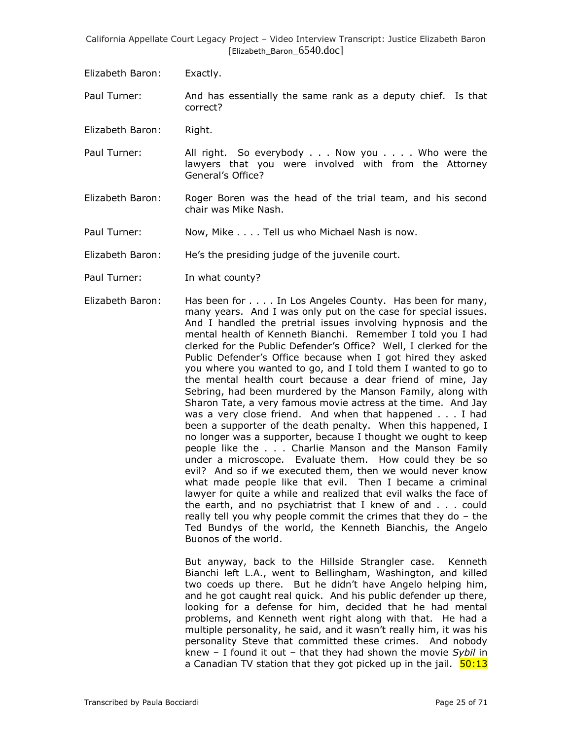Elizabeth Baron: Exactly.

Paul Turner: And has essentially the same rank as a deputy chief. Is that correct?

Elizabeth Baron: Right.

Paul Turner: All right. So everybody . . . Now you . . . . Who were the lawyers that you were involved with from the Attorney General's Office?

Elizabeth Baron: Roger Boren was the head of the trial team, and his second chair was Mike Nash.

Paul Turner: Now, Mike . . . . Tell us who Michael Nash is now.

Elizabeth Baron: He's the presiding judge of the juvenile court.

Paul Turner: In what county?

Elizabeth Baron: Has been for . . . . In Los Angeles County. Has been for many, many years. And I was only put on the case for special issues. And I handled the pretrial issues involving hypnosis and the mental health of Kenneth Bianchi. Remember I told you I had clerked for the Public Defender's Office? Well, I clerked for the Public Defender's Office because when I got hired they asked you where you wanted to go, and I told them I wanted to go to the mental health court because a dear friend of mine, Jay Sebring, had been murdered by the Manson Family, along with Sharon Tate, a very famous movie actress at the time. And Jay was a very close friend. And when that happened . . . I had been a supporter of the death penalty. When this happened, I no longer was a supporter, because I thought we ought to keep people like the . . . Charlie Manson and the Manson Family under a microscope. Evaluate them. How could they be so evil? And so if we executed them, then we would never know what made people like that evil. Then I became a criminal lawyer for quite a while and realized that evil walks the face of the earth, and no psychiatrist that I knew of and . . . could really tell you why people commit the crimes that they do – the Ted Bundys of the world, the Kenneth Bianchis, the Angelo Buonos of the world.

But anyway, back to the Hillside Strangler case. Kenneth Bianchi left L.A., went to Bellingham, Washington, and killed two coeds up there. But he didn't have Angelo helping him, and he got caught real quick. And his public defender up there, looking for a defense for him, decided that he had mental problems, and Kenneth went right along with that. He had a multiple personality, he said, and it wasn't really him, it was his personality Steve that committed these crimes. And nobody knew – I found it out – that they had shown the movie *Sybil* in a Canadian TV station that they got picked up in the jail. 50:13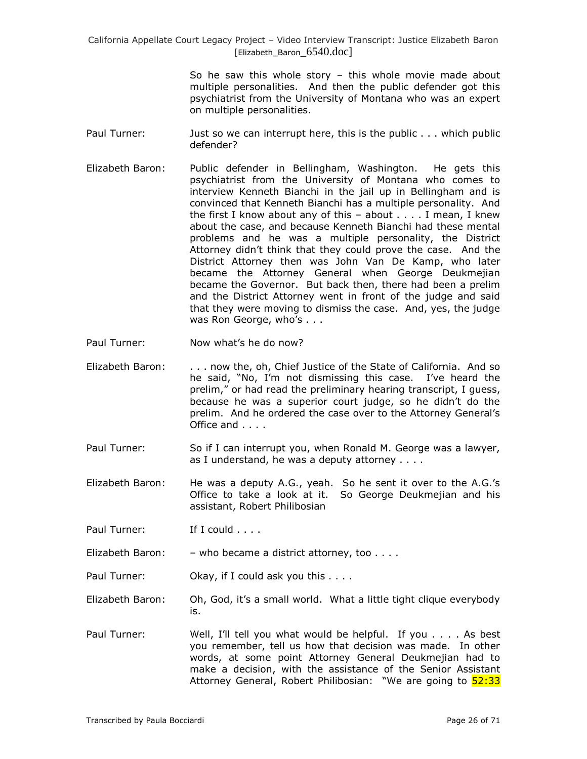So he saw this whole story – this whole movie made about multiple personalities. And then the public defender got this psychiatrist from the University of Montana who was an expert on multiple personalities.

Paul Turner: Just so we can interrupt here, this is the public . . . which public defender?

Elizabeth Baron: Public defender in Bellingham, Washington. He gets this psychiatrist from the University of Montana who comes to interview Kenneth Bianchi in the jail up in Bellingham and is convinced that Kenneth Bianchi has a multiple personality. And the first I know about any of this – about . . . . I mean, I knew about the case, and because Kenneth Bianchi had these mental problems and he was a multiple personality, the District Attorney didn't think that they could prove the case. And the District Attorney then was John Van De Kamp, who later became the Attorney General when George Deukmejian became the Governor. But back then, there had been a prelim and the District Attorney went in front of the judge and said that they were moving to dismiss the case. And, yes, the judge was Ron George, who's . . .

Paul Turner: Now what's he do now?

Elizabeth Baron: . . . now the, oh, Chief Justice of the State of California. And so he said, "No, I'm not dismissing this case. I've heard the prelim," or had read the preliminary hearing transcript, I guess, because he was a superior court judge, so he didn't do the prelim. And he ordered the case over to the Attorney General's Office and . . . .

Paul Turner: So if I can interrupt you, when Ronald M. George was a lawyer, as I understand, he was a deputy attorney . . . .

Elizabeth Baron: He was a deputy A.G., yeah. So he sent it over to the A.G.'s Office to take a look at it. So George Deukmejian and his assistant, Robert Philibosian

Paul Turner: If I could . . . .

Elizabeth Baron: – who became a district attorney, too . . . .

Paul Turner: Okay, if I could ask you this . . . .

Elizabeth Baron: Oh, God, it's a small world. What a little tight clique everybody is.

Paul Turner: Well, I'll tell you what would be helpful. If you . . . . As best you remember, tell us how that decision was made. In other words, at some point Attorney General Deukmejian had to make a decision, with the assistance of the Senior Assistant Attorney General, Robert Philibosian: "We are going to 52:33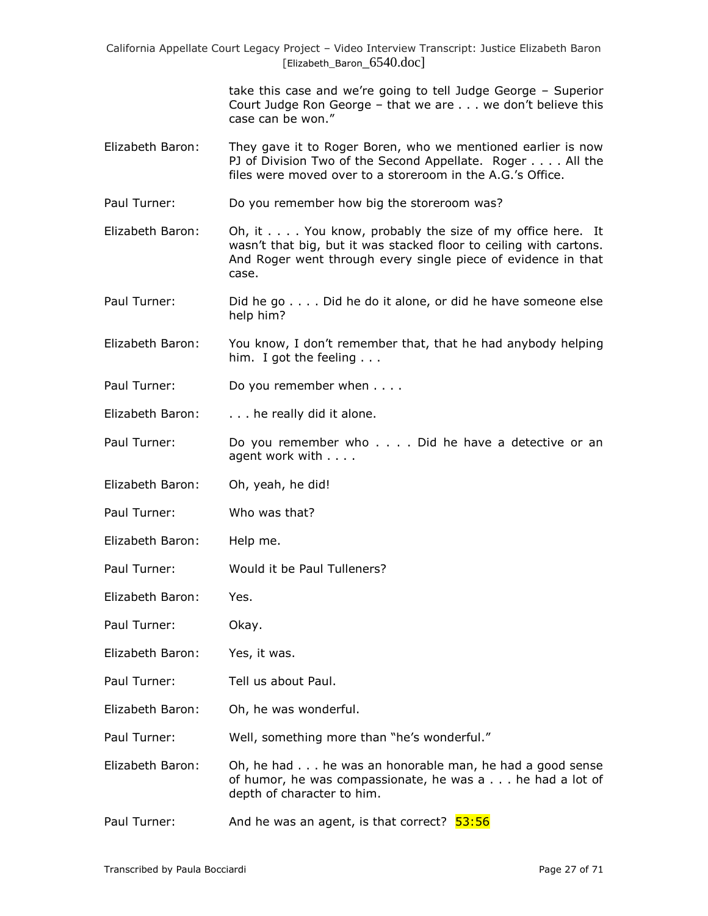take this case and we're going to tell Judge George – Superior Court Judge Ron George – that we are . . . we don't believe this case can be won."

Elizabeth Baron: They gave it to Roger Boren, who we mentioned earlier is now PJ of Division Two of the Second Appellate. Roger . . . . All the files were moved over to a storeroom in the A.G.'s Office.

Paul Turner: Do you remember how big the storeroom was?

Elizabeth Baron: Oh, it . . . . You know, probably the size of my office here. It wasn't that big, but it was stacked floor to ceiling with cartons. And Roger went through every single piece of evidence in that case.

Paul Turner: Did he go . . . . Did he do it alone, or did he have someone else help him?

Elizabeth Baron: You know, I don't remember that, that he had anybody helping him. I got the feeling . . .

Paul Turner: Do you remember when . . . .

Elizabeth Baron: . . . he really did it alone.

Paul Turner: Do you remember who . . . . Did he have a detective or an agent work with . . . .

Elizabeth Baron: Oh, yeah, he did!

Paul Turner: Who was that?

Elizabeth Baron: Help me.

Paul Turner: Would it be Paul Tulleners?

Elizabeth Baron: Yes.

Paul Turner: Okay.

Elizabeth Baron: Yes, it was.

Paul Turner: Tell us about Paul.

Elizabeth Baron: Oh, he was wonderful.

Paul Turner: Well, something more than "he's wonderful."

Elizabeth Baron: Oh, he had . . . he was an honorable man, he had a good sense of humor, he was compassionate, he was a . . . he had a lot of depth of character to him.

Paul Turner: And he was an agent, is that correct? 53:56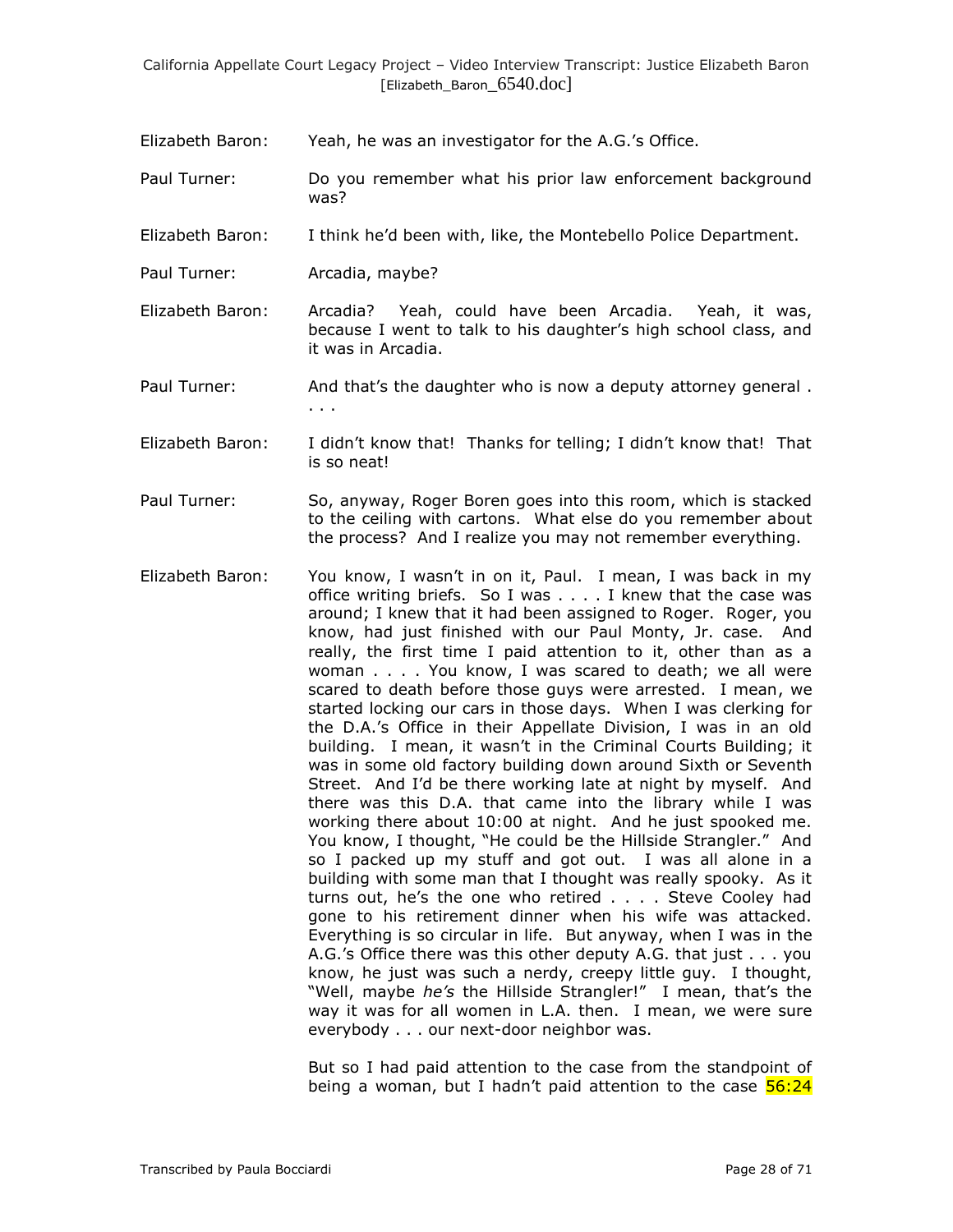Elizabeth Baron: Yeah, he was an investigator for the A.G.'s Office.

Paul Turner: Do you remember what his prior law enforcement background was?

Elizabeth Baron: I think he'd been with, like, the Montebello Police Department.

Paul Turner: Arcadia, maybe?

Elizabeth Baron: Arcadia? Yeah, could have been Arcadia. Yeah, it was, because I went to talk to his daughter's high school class, and it was in Arcadia.

Paul Turner: And that's the daughter who is now a deputy attorney general . . . .

Elizabeth Baron: I didn't know that! Thanks for telling; I didn't know that! That is so neat!

Paul Turner: So, anyway, Roger Boren goes into this room, which is stacked to the ceiling with cartons. What else do you remember about the process? And I realize you may not remember everything.

Elizabeth Baron: You know, I wasn't in on it, Paul. I mean, I was back in my office writing briefs. So I was . . . . I knew that the case was around; I knew that it had been assigned to Roger. Roger, you know, had just finished with our Paul Monty, Jr. case. And really, the first time I paid attention to it, other than as a woman . . . . You know, I was scared to death; we all were scared to death before those guys were arrested. I mean, we started locking our cars in those days. When I was clerking for the D.A.'s Office in their Appellate Division, I was in an old building. I mean, it wasn't in the Criminal Courts Building; it was in some old factory building down around Sixth or Seventh Street. And I'd be there working late at night by myself. And there was this D.A. that came into the library while I was working there about 10:00 at night. And he just spooked me. You know, I thought, "He could be the Hillside Strangler." And so I packed up my stuff and got out. I was all alone in a building with some man that I thought was really spooky. As it turns out, he's the one who retired . . . . Steve Cooley had gone to his retirement dinner when his wife was attacked. Everything is so circular in life. But anyway, when I was in the A.G.'s Office there was this other deputy A.G. that just . . . you know, he just was such a nerdy, creepy little guy. I thought, "Well, maybe *he's* the Hillside Strangler!" I mean, that's the way it was for all women in L.A. then. I mean, we were sure everybody . . . our next-door neighbor was.

But so I had paid attention to the case from the standpoint of being a woman, but I hadn't paid attention to the case 56:24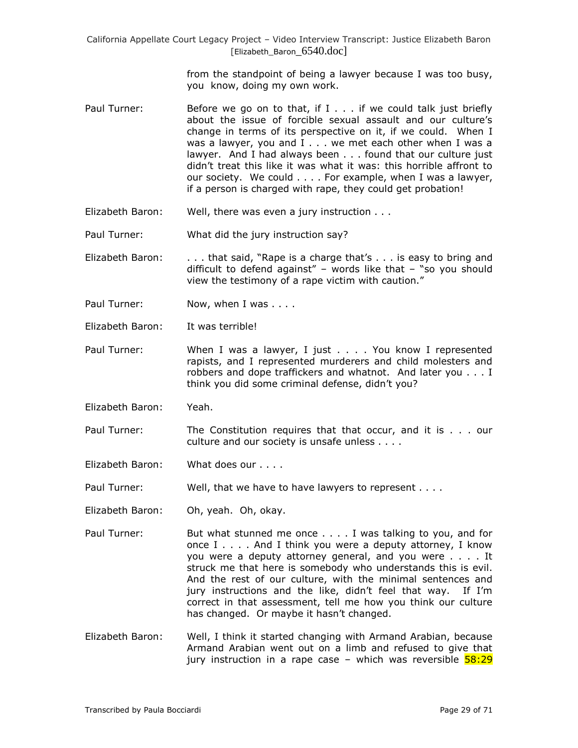from the standpoint of being a lawyer because I was too busy, you know, doing my own work.

Paul Turner: Before we go on to that, if I . . . if we could talk just briefly about the issue of forcible sexual assault and our culture's change in terms of its perspective on it, if we could. When I was a lawyer, you and I . . . we met each other when I was a lawyer. And I had always been . . . found that our culture just didn't treat this like it was what it was: this horrible affront to our society. We could . . . . For example, when I was a lawyer, if a person is charged with rape, they could get probation!

Elizabeth Baron: Well, there was even a jury instruction . . .

Paul Turner: What did the jury instruction say?

Elizabeth Baron: . . . that said, "Rape is a charge that's . . . is easy to bring and difficult to defend against" – words like that – "so you should view the testimony of a rape victim with caution."

Paul Turner: Now, when I was . . . .

Elizabeth Baron: It was terrible!

Paul Turner: When I was a lawyer, I just . . . . You know I represented rapists, and I represented murderers and child molesters and robbers and dope traffickers and whatnot. And later you . . . I think you did some criminal defense, didn't you?

Elizabeth Baron: Yeah.

Paul Turner: The Constitution requires that that occur, and it is . . . our culture and our society is unsafe unless . . . .

Elizabeth Baron: What does our . . . .

Paul Turner: Well, that we have to have lawyers to represent . . . .

Elizabeth Baron: Oh, yeah. Oh, okay.

Paul Turner: But what stunned me once . . . . I was talking to you, and for once I . . . . And I think you were a deputy attorney, I know you were a deputy attorney general, and you were . . . . It struck me that here is somebody who understands this is evil. And the rest of our culture, with the minimal sentences and jury instructions and the like, didn't feel that way. If I'm correct in that assessment, tell me how you think our culture has changed. Or maybe it hasn't changed.

Elizabeth Baron: Well, I think it started changing with Armand Arabian, because Armand Arabian went out on a limb and refused to give that jury instruction in a rape case – which was reversible 58:29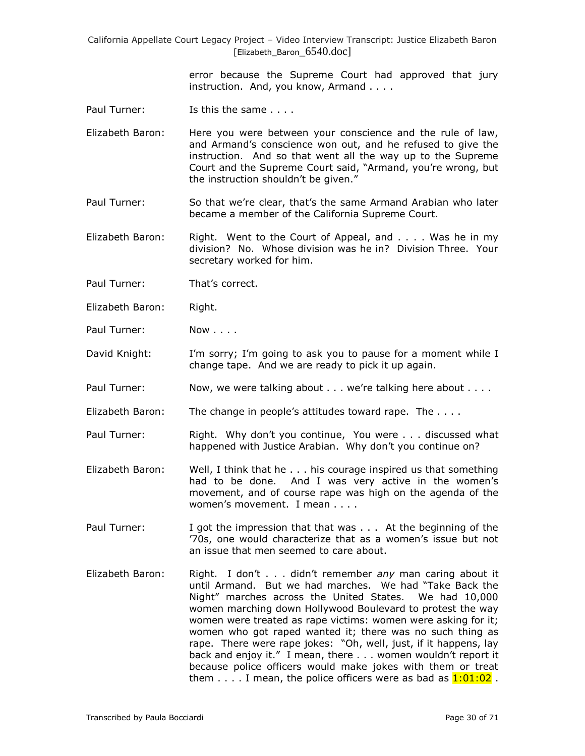error because the Supreme Court had approved that jury instruction. And, you know, Armand . . . .

Paul Turner: Is this the same . . . .

Elizabeth Baron: Here you were between your conscience and the rule of law, and Armand's conscience won out, and he refused to give the instruction. And so that went all the way up to the Supreme Court and the Supreme Court said, "Armand, you're wrong, but the instruction shouldn't be given."

Paul Turner: So that we're clear, that's the same Armand Arabian who later became a member of the California Supreme Court.

Elizabeth Baron: Right. Went to the Court of Appeal, and . . . . Was he in my division? No. Whose division was he in? Division Three. Your secretary worked for him.

Paul Turner: That's correct.

Elizabeth Baron: Right.

Paul Turner: Now . . . .

David Knight: I'm sorry; I'm going to ask you to pause for a moment while I change tape. And we are ready to pick it up again.

Paul Turner: Now, we were talking about . . . we're talking here about . . . .

Elizabeth Baron: The change in people's attitudes toward rape. The . . . .

Paul Turner: Right. Why don't you continue, You were . . . discussed what happened with Justice Arabian. Why don't you continue on?

Elizabeth Baron: Well, I think that he . . . his courage inspired us that something had to be done. And I was very active in the women's movement, and of course rape was high on the agenda of the women's movement. I mean . . . .

Paul Turner: I got the impression that that was . . . At the beginning of the '70s, one would characterize that as a women's issue but not an issue that men seemed to care about.

Elizabeth Baron: Right. I don't . . . didn't remember *any* man caring about it until Armand. But we had marches. We had "Take Back the Night" marches across the United States. We had 10,000 women marching down Hollywood Boulevard to protest the way women were treated as rape victims: women were asking for it; women who got raped wanted it; there was no such thing as rape. There were rape jokes: "Oh, well, just, if it happens, lay back and enjoy it." I mean, there . . . women wouldn't report it because police officers would make jokes with them or treat them . . . . I mean, the police officers were as bad as 1:01:02 .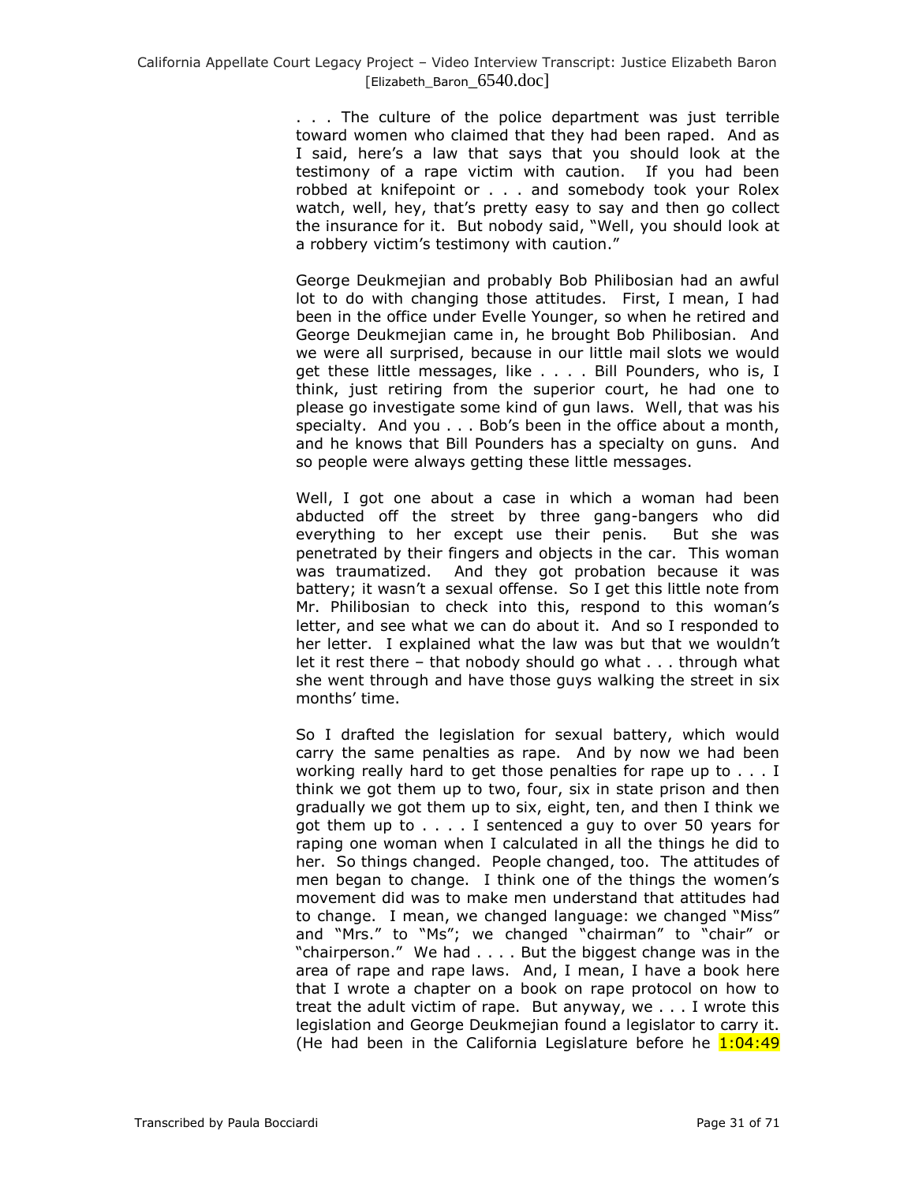. . . The culture of the police department was just terrible toward women who claimed that they had been raped. And as I said, here's a law that says that you should look at the testimony of a rape victim with caution. If you had been robbed at knifepoint or . . . and somebody took your Rolex watch, well, hey, that's pretty easy to say and then go collect the insurance for it. But nobody said, "Well, you should look at a robbery victim's testimony with caution."

George Deukmejian and probably Bob Philibosian had an awful lot to do with changing those attitudes. First, I mean, I had been in the office under Evelle Younger, so when he retired and George Deukmejian came in, he brought Bob Philibosian. And we were all surprised, because in our little mail slots we would get these little messages, like . . . . Bill Pounders, who is, I think, just retiring from the superior court, he had one to please go investigate some kind of gun laws. Well, that was his specialty. And you . . . Bob's been in the office about a month, and he knows that Bill Pounders has a specialty on guns. And so people were always getting these little messages.

Well, I got one about a case in which a woman had been abducted off the street by three gang-bangers who did everything to her except use their penis. But she was penetrated by their fingers and objects in the car. This woman was traumatized. And they got probation because it was battery; it wasn't a sexual offense. So I get this little note from Mr. Philibosian to check into this, respond to this woman's letter, and see what we can do about it. And so I responded to her letter. I explained what the law was but that we wouldn't let it rest there – that nobody should go what . . . through what she went through and have those guys walking the street in six months' time.

So I drafted the legislation for sexual battery, which would carry the same penalties as rape. And by now we had been working really hard to get those penalties for rape up to . . . I think we got them up to two, four, six in state prison and then gradually we got them up to six, eight, ten, and then I think we got them up to . . . . I sentenced a guy to over 50 years for raping one woman when I calculated in all the things he did to her. So things changed. People changed, too. The attitudes of men began to change. I think one of the things the women's movement did was to make men understand that attitudes had to change. I mean, we changed language: we changed "Miss" and "Mrs." to "Ms"; we changed "chairman" to "chair" or "chairperson." We had . . . . But the biggest change was in the area of rape and rape laws. And, I mean, I have a book here that I wrote a chapter on a book on rape protocol on how to treat the adult victim of rape. But anyway, we . . . I wrote this legislation and George Deukmejian found a legislator to carry it. (He had been in the California Legislature before he 1:04:49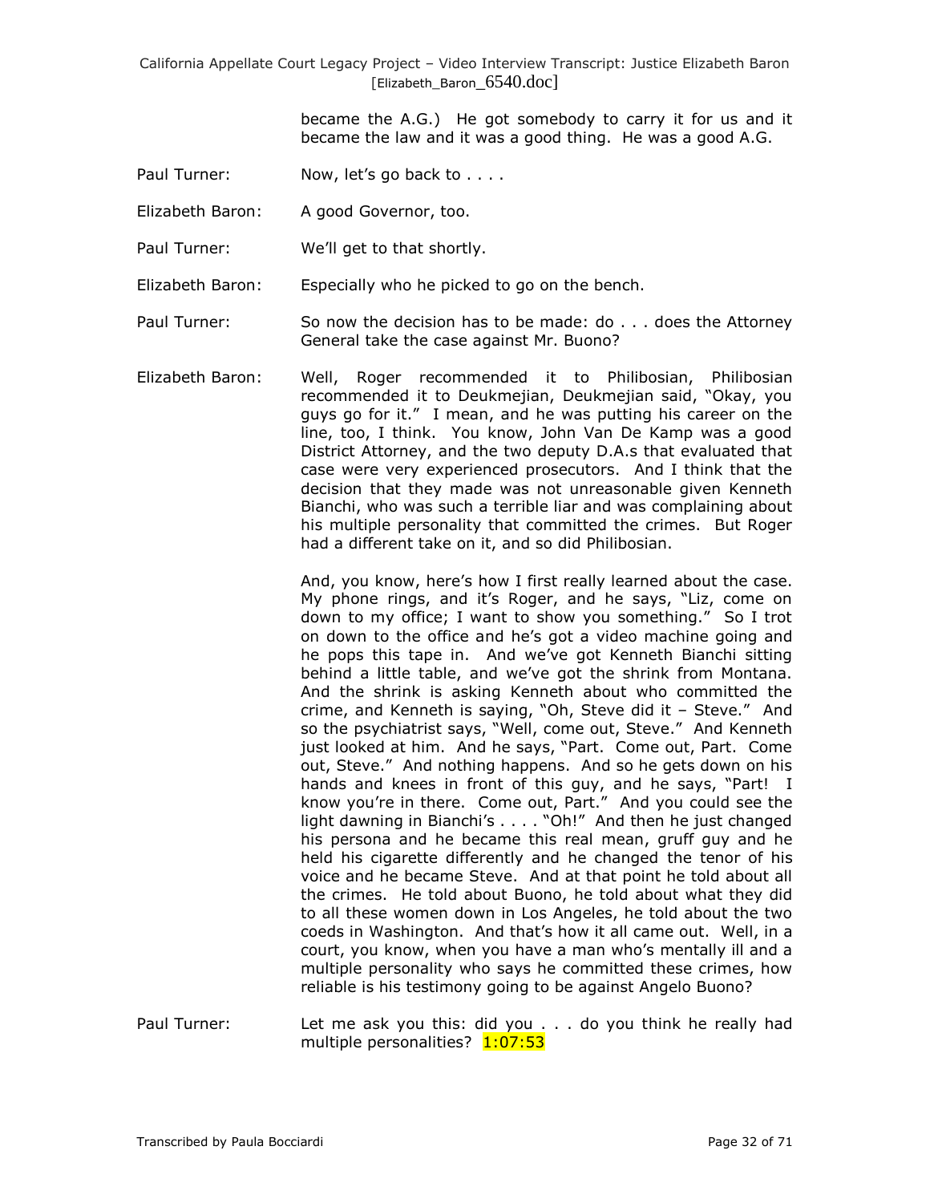became the A.G.) He got somebody to carry it for us and it became the law and it was a good thing. He was a good A.G.

Paul Turner: Now, let's go back to . . . .

Elizabeth Baron: A good Governor, too.

Paul Turner: We'll get to that shortly.

Elizabeth Baron: Especially who he picked to go on the bench.

Paul Turner: So now the decision has to be made: do . . . does the Attorney General take the case against Mr. Buono?

Elizabeth Baron: Well, Roger recommended it to Philibosian, Philibosian recommended it to Deukmejian, Deukmejian said, "Okay, you guys go for it." I mean, and he was putting his career on the line, too, I think. You know, John Van De Kamp was a good District Attorney, and the two deputy D.A.s that evaluated that case were very experienced prosecutors. And I think that the decision that they made was not unreasonable given Kenneth Bianchi, who was such a terrible liar and was complaining about his multiple personality that committed the crimes. But Roger had a different take on it, and so did Philibosian.

And, you know, here's how I first really learned about the case. My phone rings, and it's Roger, and he says, "Liz, come on down to my office; I want to show you something." So I trot on down to the office and he's got a video machine going and he pops this tape in. And we've got Kenneth Bianchi sitting behind a little table, and we've got the shrink from Montana. And the shrink is asking Kenneth about who committed the crime, and Kenneth is saying, "Oh, Steve did it – Steve." And so the psychiatrist says, "Well, come out, Steve." And Kenneth just looked at him. And he says, "Part. Come out, Part. Come out, Steve." And nothing happens. And so he gets down on his hands and knees in front of this guy, and he says, "Part! I know you're in there. Come out, Part." And you could see the light dawning in Bianchi's . . . . "Oh!" And then he just changed his persona and he became this real mean, gruff guy and he held his cigarette differently and he changed the tenor of his voice and he became Steve. And at that point he told about all the crimes. He told about Buono, he told about what they did to all these women down in Los Angeles, he told about the two coeds in Washington. And that's how it all came out. Well, in a court, you know, when you have a man who's mentally ill and a multiple personality who says he committed these crimes, how reliable is his testimony going to be against Angelo Buono?

Paul Turner: Let me ask you this: did you . . . do you think he really had multiple personalities? 1:07:53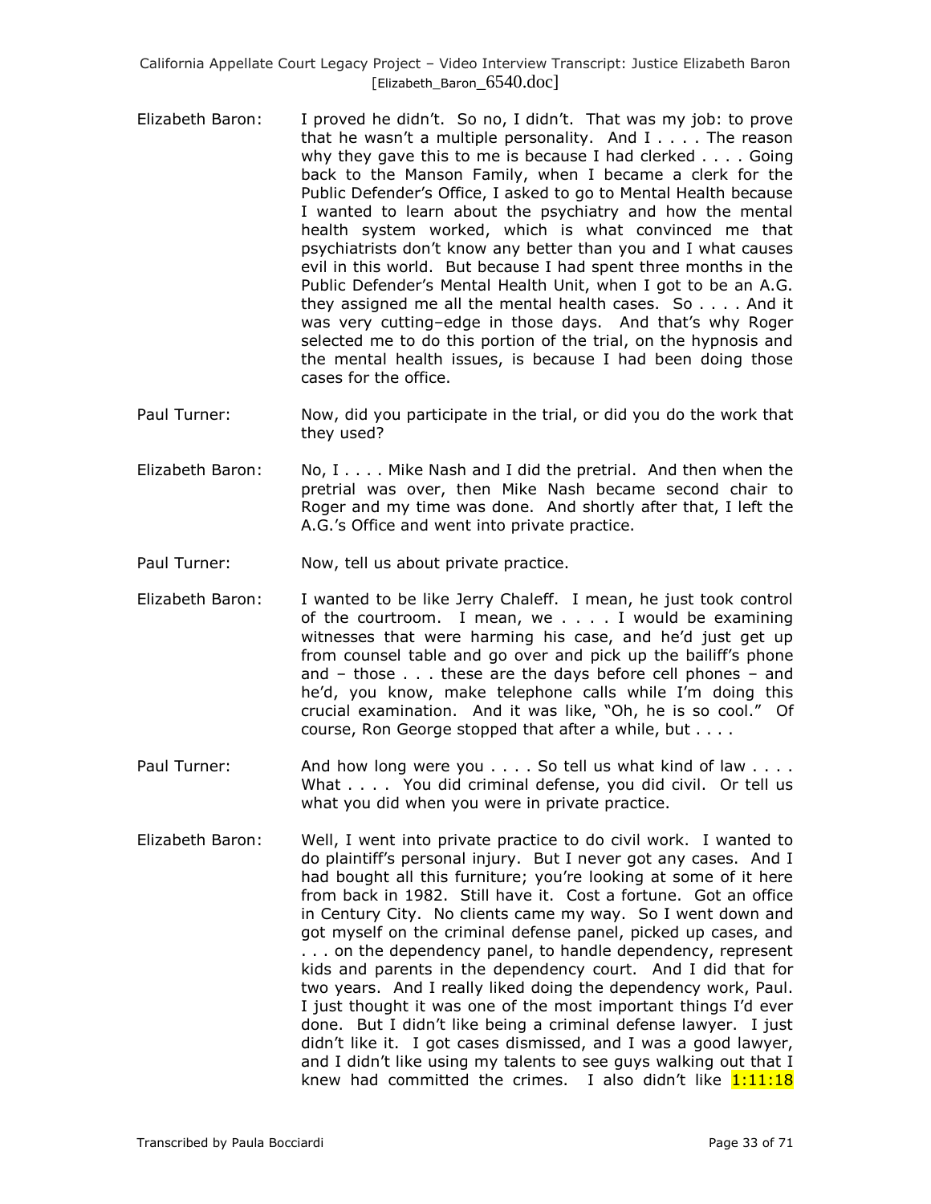Elizabeth Baron: I proved he didn't. So no, I didn't. That was my job: to prove that he wasn't a multiple personality. And I . . . . The reason why they gave this to me is because I had clerked . . . . Going back to the Manson Family, when I became a clerk for the Public Defender's Office, I asked to go to Mental Health because I wanted to learn about the psychiatry and how the mental health system worked, which is what convinced me that psychiatrists don't know any better than you and I what causes evil in this world. But because I had spent three months in the Public Defender's Mental Health Unit, when I got to be an A.G. they assigned me all the mental health cases. So . . . . And it was very cutting–edge in those days. And that's why Roger selected me to do this portion of the trial, on the hypnosis and the mental health issues, is because I had been doing those cases for the office.

Paul Turner: Now, did you participate in the trial, or did you do the work that they used?

Elizabeth Baron: No, I . . . . Mike Nash and I did the pretrial. And then when the pretrial was over, then Mike Nash became second chair to Roger and my time was done. And shortly after that, I left the A.G.'s Office and went into private practice.

Paul Turner: Now, tell us about private practice.

Elizabeth Baron: I wanted to be like Jerry Chaleff. I mean, he just took control of the courtroom. I mean, we . . . . I would be examining witnesses that were harming his case, and he'd just get up from counsel table and go over and pick up the bailiff's phone and – those . . . these are the days before cell phones – and he'd, you know, make telephone calls while I'm doing this crucial examination. And it was like, "Oh, he is so cool." Of course, Ron George stopped that after a while, but . . . .

Paul Turner: And how long were you . . . . So tell us what kind of law . . . . What . . . . You did criminal defense, you did civil. Or tell us what you did when you were in private practice.

Elizabeth Baron: Well, I went into private practice to do civil work. I wanted to do plaintiff's personal injury. But I never got any cases. And I had bought all this furniture; you're looking at some of it here from back in 1982. Still have it. Cost a fortune. Got an office in Century City. No clients came my way. So I went down and got myself on the criminal defense panel, picked up cases, and . . . on the dependency panel, to handle dependency, represent kids and parents in the dependency court. And I did that for two years. And I really liked doing the dependency work, Paul. I just thought it was one of the most important things I'd ever done. But I didn't like being a criminal defense lawyer. I just didn't like it. I got cases dismissed, and I was a good lawyer, and I didn't like using my talents to see guys walking out that I knew had committed the crimes. I also didn't like 1:11:18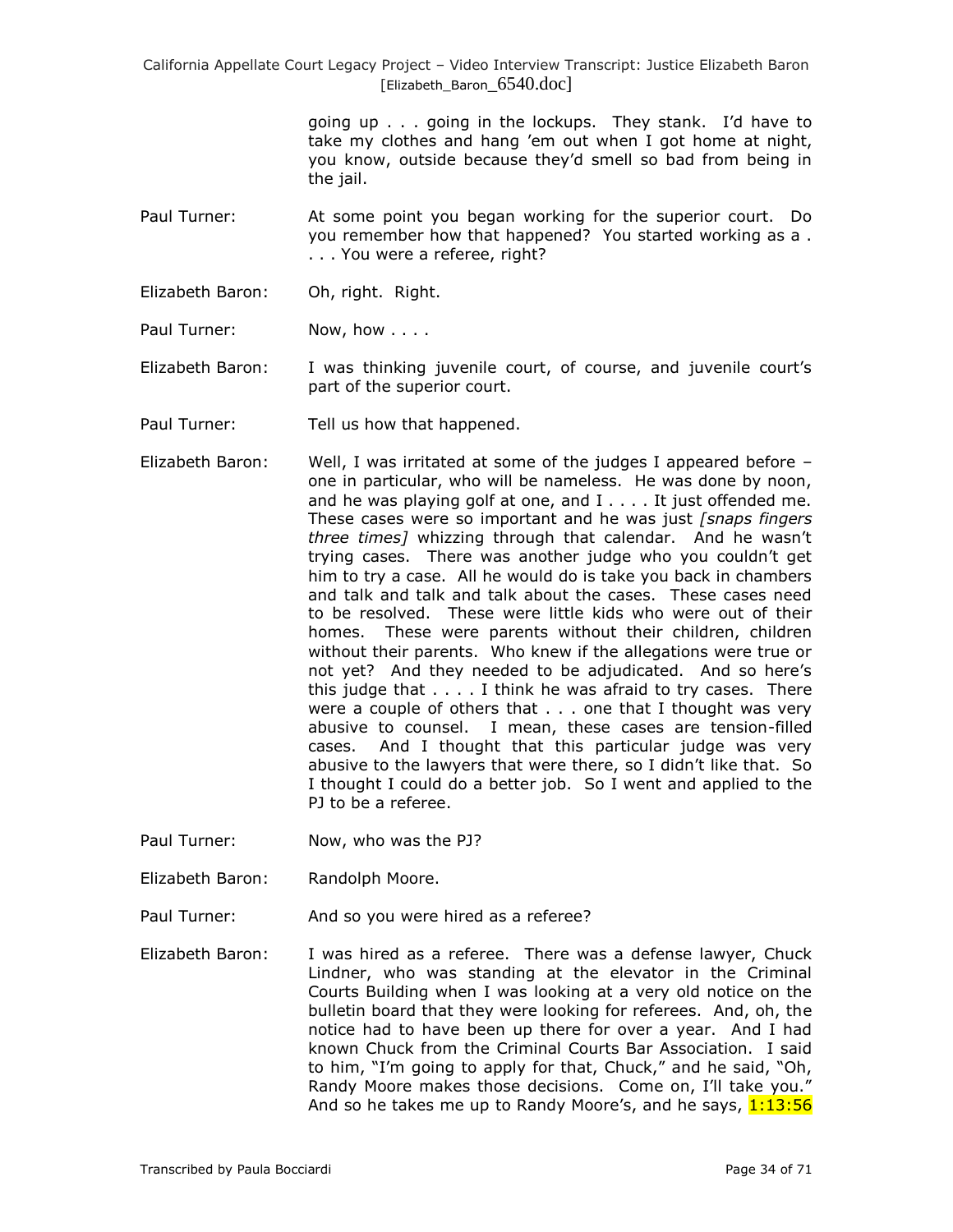going up . . . going in the lockups. They stank. I'd have to take my clothes and hang 'em out when I got home at night, you know, outside because they'd smell so bad from being in the jail.

Paul Turner: At some point you began working for the superior court. Do you remember how that happened? You started working as a . . . . You were a referee, right?

Elizabeth Baron: Oh, right. Right.

Paul Turner: Now, how . . . .

Elizabeth Baron: I was thinking juvenile court, of course, and juvenile court's part of the superior court.

Paul Turner: Tell us how that happened.

Elizabeth Baron: Well, I was irritated at some of the judges I appeared before – one in particular, who will be nameless. He was done by noon, and he was playing golf at one, and I . . . . It just offended me. These cases were so important and he was just *[snaps fingers three times]* whizzing through that calendar. And he wasn't trying cases. There was another judge who you couldn't get him to try a case. All he would do is take you back in chambers and talk and talk and talk about the cases. These cases need to be resolved. These were little kids who were out of their homes. These were parents without their children, children without their parents. Who knew if the allegations were true or not yet? And they needed to be adjudicated. And so here's this judge that . . . . I think he was afraid to try cases. There were a couple of others that . . . one that I thought was very abusive to counsel. I mean, these cases are tension-filled cases. And I thought that this particular judge was very abusive to the lawyers that were there, so I didn't like that. So I thought I could do a better job. So I went and applied to the PJ to be a referee.

Paul Turner: Now, who was the PJ?

Elizabeth Baron: Randolph Moore.

Paul Turner: And so you were hired as a referee?

Elizabeth Baron: I was hired as a referee. There was a defense lawyer, Chuck Lindner, who was standing at the elevator in the Criminal Courts Building when I was looking at a very old notice on the bulletin board that they were looking for referees. And, oh, the notice had to have been up there for over a year. And I had known Chuck from the Criminal Courts Bar Association. I said to him, "I'm going to apply for that, Chuck," and he said, "Oh, Randy Moore makes those decisions. Come on, I'll take you." And so he takes me up to Randy Moore's, and he says, 1:13:56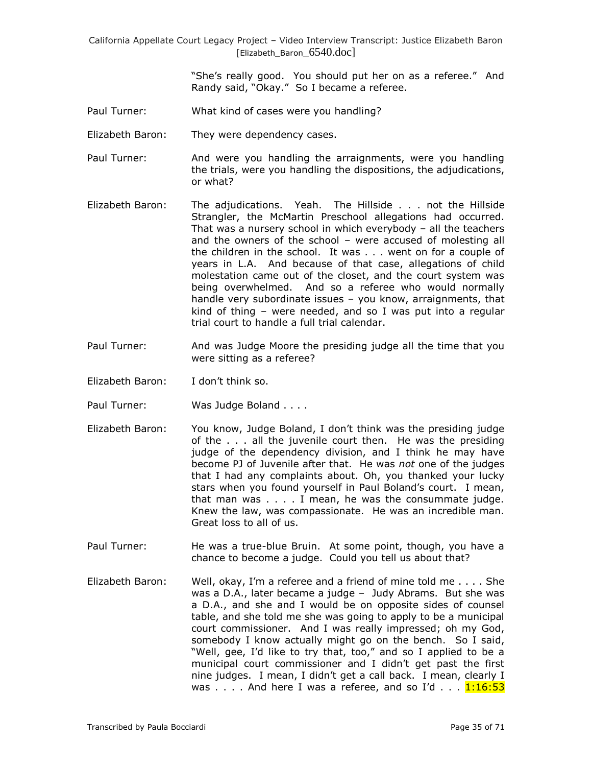"She's really good. You should put her on as a referee." And Randy said, "Okay." So I became a referee.

Paul Turner: What kind of cases were you handling?

Elizabeth Baron: They were dependency cases.

Paul Turner: And were you handling the arraignments, were you handling the trials, were you handling the dispositions, the adjudications, or what?

Elizabeth Baron: The adjudications. Yeah. The Hillside . . . not the Hillside Strangler, the McMartin Preschool allegations had occurred. That was a nursery school in which everybody – all the teachers and the owners of the school – were accused of molesting all the children in the school. It was . . . went on for a couple of years in L.A. And because of that case, allegations of child molestation came out of the closet, and the court system was being overwhelmed. And so a referee who would normally handle very subordinate issues – you know, arraignments, that kind of thing – were needed, and so I was put into a regular trial court to handle a full trial calendar.

Paul Turner: And was Judge Moore the presiding judge all the time that you were sitting as a referee?

Elizabeth Baron: I don't think so.

Paul Turner: Was Judge Boland . . . .

Elizabeth Baron: You know, Judge Boland, I don't think was the presiding judge of the . . . all the juvenile court then. He was the presiding judge of the dependency division, and I think he may have become PJ of Juvenile after that. He was *not* one of the judges that I had any complaints about. Oh, you thanked your lucky stars when you found yourself in Paul Boland's court. I mean, that man was . . . . I mean, he was the consummate judge. Knew the law, was compassionate. He was an incredible man. Great loss to all of us.

Paul Turner: He was a true-blue Bruin. At some point, though, you have a chance to become a judge. Could you tell us about that?

Elizabeth Baron: Well, okay, I'm a referee and a friend of mine told me . . . . She was a D.A., later became a judge – Judy Abrams. But she was a D.A., and she and I would be on opposite sides of counsel table, and she told me she was going to apply to be a municipal court commissioner. And I was really impressed; oh my God, somebody I know actually might go on the bench. So I said, "Well, gee, I'd like to try that, too," and so I applied to be a municipal court commissioner and I didn't get past the first nine judges. I mean, I didn't get a call back. I mean, clearly I was . . . . And here I was a referee, and so I'd . . . 1:16:53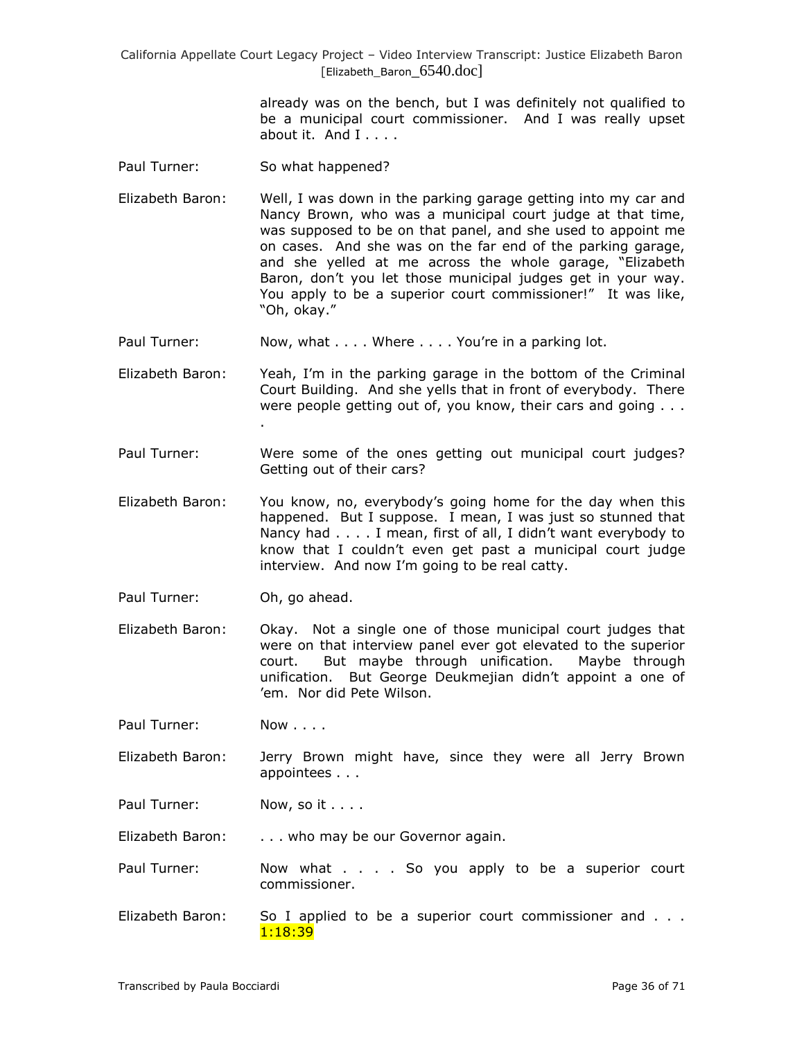already was on the bench, but I was definitely not qualified to be a municipal court commissioner. And I was really upset about it. And I . . . .

Paul Turner: So what happened?

Elizabeth Baron: Well, I was down in the parking garage getting into my car and Nancy Brown, who was a municipal court judge at that time, was supposed to be on that panel, and she used to appoint me on cases. And she was on the far end of the parking garage, and she yelled at me across the whole garage, "Elizabeth Baron, don't you let those municipal judges get in your way. You apply to be a superior court commissioner!" It was like, "Oh, okay."

Paul Turner: Now, what . . . . Where . . . . You're in a parking lot.

Elizabeth Baron: Yeah, I'm in the parking garage in the bottom of the Criminal Court Building. And she yells that in front of everybody. There were people getting out of, you know, their cars and going . . . .

Paul Turner: Were some of the ones getting out municipal court judges? Getting out of their cars?

Elizabeth Baron: You know, no, everybody's going home for the day when this happened. But I suppose. I mean, I was just so stunned that Nancy had . . . . I mean, first of all, I didn't want everybody to know that I couldn't even get past a municipal court judge interview. And now I'm going to be real catty.

Paul Turner: Oh, go ahead.

Elizabeth Baron: Okay. Not a single one of those municipal court judges that were on that interview panel ever got elevated to the superior court. But maybe through unification. Maybe through unification. But George Deukmejian didn't appoint a one of 'em. Nor did Pete Wilson.

Paul Turner: Now . . . .

Elizabeth Baron: Jerry Brown might have, since they were all Jerry Brown appointees . . .

Paul Turner: Now, so it . . . .

Elizabeth Baron: . . . who may be our Governor again.

Paul Turner: Now what . . . . So you apply to be a superior court commissioner.

Elizabeth Baron: So I applied to be a superior court commissioner and . . . 1:18:39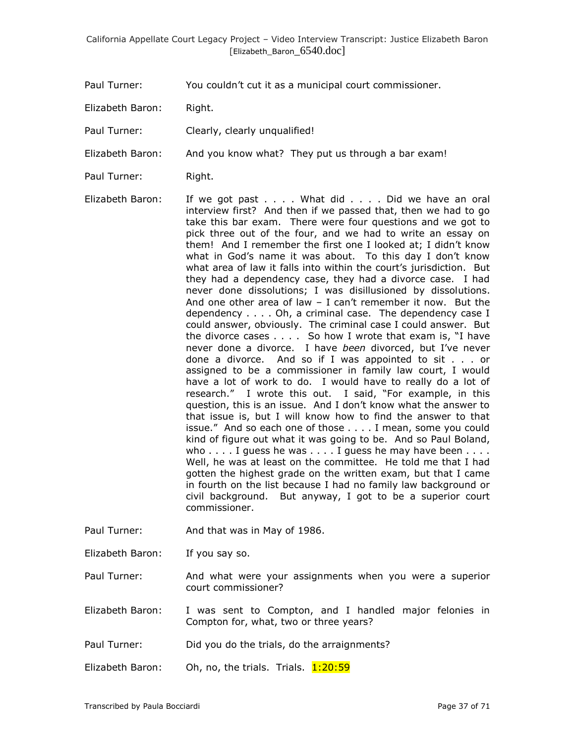Paul Turner: You couldn't cut it as a municipal court commissioner.

Elizabeth Baron: Right.

Paul Turner: Clearly, clearly unqualified!

Elizabeth Baron: And you know what? They put us through a bar exam!

Paul Turner: Right.

Elizabeth Baron: If we got past . . . . What did . . . . Did we have an oral interview first? And then if we passed that, then we had to go take this bar exam. There were four questions and we got to pick three out of the four, and we had to write an essay on them! And I remember the first one I looked at; I didn't know what in God's name it was about. To this day I don't know what area of law it falls into within the court's jurisdiction. But they had a dependency case, they had a divorce case. I had never done dissolutions; I was disillusioned by dissolutions. And one other area of law – I can't remember it now. But the dependency . . . . Oh, a criminal case. The dependency case I could answer, obviously. The criminal case I could answer. But the divorce cases . . . . So how I wrote that exam is, "I have never done a divorce. I have *been* divorced, but I've never done a divorce. And so if I was appointed to sit . . . or assigned to be a commissioner in family law court, I would have a lot of work to do. I would have to really do a lot of research." I wrote this out. I said, "For example, in this question, this is an issue. And I don't know what the answer to that issue is, but I will know how to find the answer to that issue." And so each one of those . . . . I mean, some you could kind of figure out what it was going to be. And so Paul Boland, who . . . . I guess he was . . . . I guess he may have been . . . . Well, he was at least on the committee. He told me that I had gotten the highest grade on the written exam, but that I came in fourth on the list because I had no family law background or civil background. But anyway, I got to be a superior court commissioner.

Paul Turner: And that was in May of 1986.

Elizabeth Baron: If you say so.

Paul Turner: And what were your assignments when you were a superior court commissioner?

Elizabeth Baron: I was sent to Compton, and I handled major felonies in Compton for, what, two or three years?

Paul Turner: Did you do the trials, do the arraignments?

Elizabeth Baron: Oh, no, the trials. Trials. 1:20:59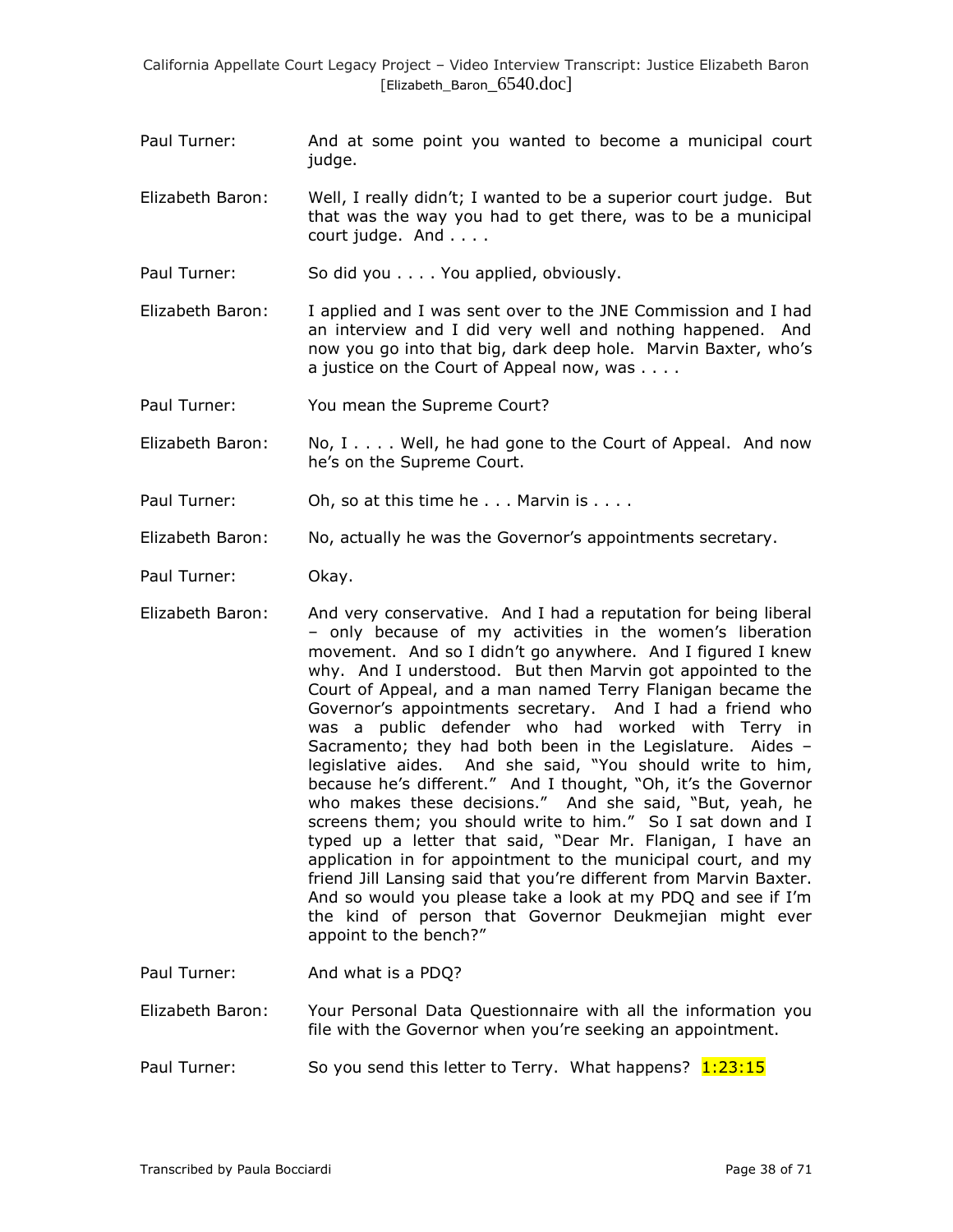Paul Turner: And at some point you wanted to become a municipal court judge.

Elizabeth Baron: Well, I really didn't; I wanted to be a superior court judge. But that was the way you had to get there, was to be a municipal court judge. And . . . .

Paul Turner: So did you . . . . You applied, obviously.

Elizabeth Baron: I applied and I was sent over to the JNE Commission and I had an interview and I did very well and nothing happened. And now you go into that big, dark deep hole. Marvin Baxter, who's a justice on the Court of Appeal now, was . . . .

Paul Turner: You mean the Supreme Court?

Elizabeth Baron: No, I . . . . Well, he had gone to the Court of Appeal. And now he's on the Supreme Court.

Paul Turner: Oh, so at this time he . . . Marvin is . . . .

Elizabeth Baron: No, actually he was the Governor's appointments secretary.

Paul Turner: Okay.

Elizabeth Baron: And very conservative. And I had a reputation for being liberal – only because of my activities in the women's liberation movement. And so I didn't go anywhere. And I figured I knew why. And I understood. But then Marvin got appointed to the Court of Appeal, and a man named Terry Flanigan became the Governor's appointments secretary. And I had a friend who was a public defender who had worked with Terry in Sacramento; they had both been in the Legislature. Aides – legislative aides. And she said, "You should write to him, because he's different." And I thought, "Oh, it's the Governor who makes these decisions." And she said, "But, yeah, he screens them; you should write to him." So I sat down and I typed up a letter that said, "Dear Mr. Flanigan, I have an application in for appointment to the municipal court, and my friend Jill Lansing said that you're different from Marvin Baxter. And so would you please take a look at my PDQ and see if I'm the kind of person that Governor Deukmejian might ever appoint to the bench?"

Paul Turner: And what is a PDQ?

Elizabeth Baron: Your Personal Data Questionnaire with all the information you file with the Governor when you're seeking an appointment.

Paul Turner: So you send this letter to Terry. What happens? 1:23:15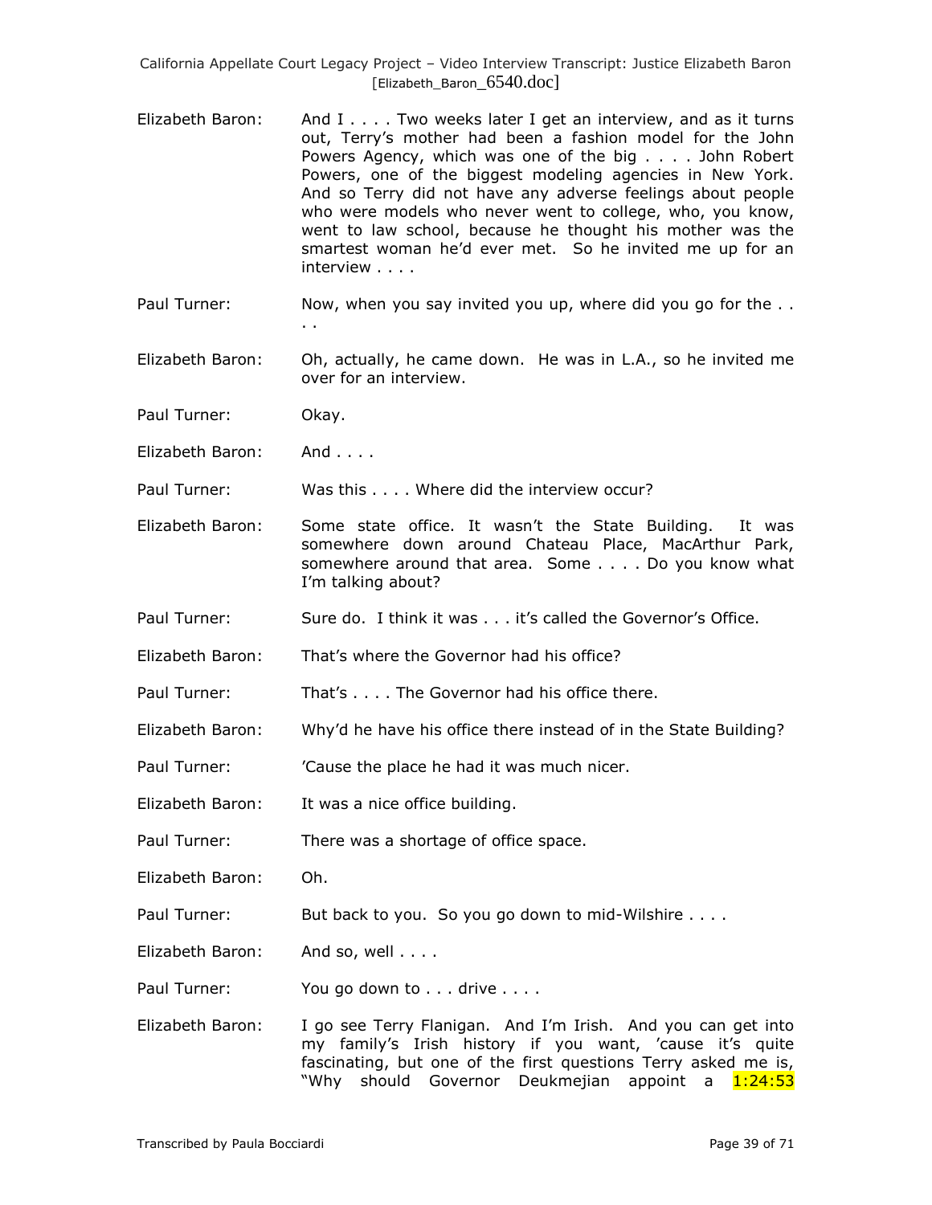Elizabeth Baron: And I . . . . Two weeks later I get an interview, and as it turns out, Terry's mother had been a fashion model for the John Powers Agency, which was one of the big . . . . John Robert Powers, one of the biggest modeling agencies in New York. And so Terry did not have any adverse feelings about people who were models who never went to college, who, you know, went to law school, because he thought his mother was the smartest woman he'd ever met. So he invited me up for an interview . . . .

Paul Turner: Now, when you say invited you up, where did you go for the . . . .

Elizabeth Baron: Oh, actually, he came down. He was in L.A., so he invited me over for an interview.

Paul Turner: Okay.

Elizabeth Baron: And . . . .

Paul Turner: Was this . . . . Where did the interview occur?

Elizabeth Baron: Some state office. It wasn't the State Building. It was somewhere down around Chateau Place, MacArthur Park, somewhere around that area. Some . . . . Do you know what I'm talking about?

Paul Turner: Sure do. I think it was . . . it's called the Governor's Office.

Elizabeth Baron: That's where the Governor had his office?

Paul Turner: That's . . . . The Governor had his office there.

Elizabeth Baron: Why'd he have his office there instead of in the State Building?

Paul Turner: 'Cause the place he had it was much nicer.

Elizabeth Baron: It was a nice office building.

Paul Turner: There was a shortage of office space.

Elizabeth Baron: Oh.

Paul Turner: But back to you. So you go down to mid-Wilshire . . . .

Elizabeth Baron: And so, well . . . .

Paul Turner: You go down to . . . drive . . . .

Elizabeth Baron: I go see Terry Flanigan. And I'm Irish. And you can get into my family's Irish history if you want, 'cause it's quite fascinating, but one of the first questions Terry asked me is, "Why should Governor Deukmejian appoint a 1:24:53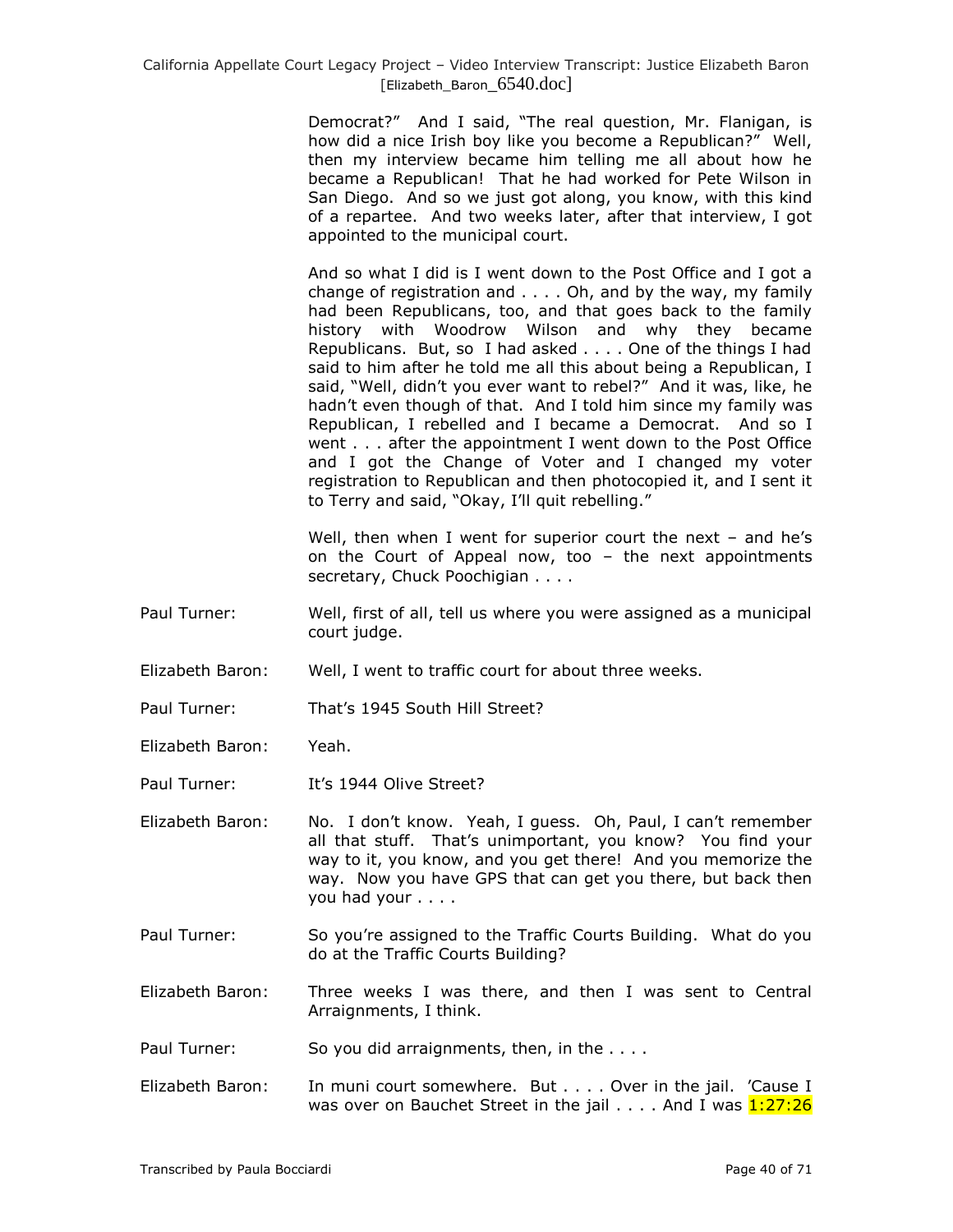Democrat?" And I said, "The real question, Mr. Flanigan, is how did a nice Irish boy like you become a Republican?" Well, then my interview became him telling me all about how he became a Republican! That he had worked for Pete Wilson in San Diego. And so we just got along, you know, with this kind of a repartee. And two weeks later, after that interview, I got appointed to the municipal court.

And so what I did is I went down to the Post Office and I got a change of registration and . . . . Oh, and by the way, my family had been Republicans, too, and that goes back to the family history with Woodrow Wilson and why they became Republicans. But, so I had asked . . . . One of the things I had said to him after he told me all this about being a Republican, I said, "Well, didn't you ever want to rebel?" And it was, like, he hadn't even though of that. And I told him since my family was Republican, I rebelled and I became a Democrat. And so I went . . . after the appointment I went down to the Post Office and I got the Change of Voter and I changed my voter registration to Republican and then photocopied it, and I sent it to Terry and said, "Okay, I'll quit rebelling."

Well, then when I went for superior court the next – and he's on the Court of Appeal now, too – the next appointments secretary, Chuck Poochigian . . . .

Paul Turner: Well, first of all, tell us where you were assigned as a municipal court judge.

Elizabeth Baron: Well, I went to traffic court for about three weeks.

Paul Turner: That's 1945 South Hill Street?

Elizabeth Baron: Yeah.

Paul Turner: It's 1944 Olive Street?

Elizabeth Baron: No. I don't know. Yeah, I guess. Oh, Paul, I can't remember all that stuff. That's unimportant, you know? You find your way to it, you know, and you get there! And you memorize the way. Now you have GPS that can get you there, but back then you had your . . . .

Paul Turner: So you're assigned to the Traffic Courts Building. What do you do at the Traffic Courts Building?

Elizabeth Baron: Three weeks I was there, and then I was sent to Central Arraignments, I think.

Paul Turner: So you did arraignments, then, in the . . . .

Elizabeth Baron: In muni court somewhere. But . . . . Over in the jail. 'Cause I was over on Bauchet Street in the jail . . . . And I was 1:27:26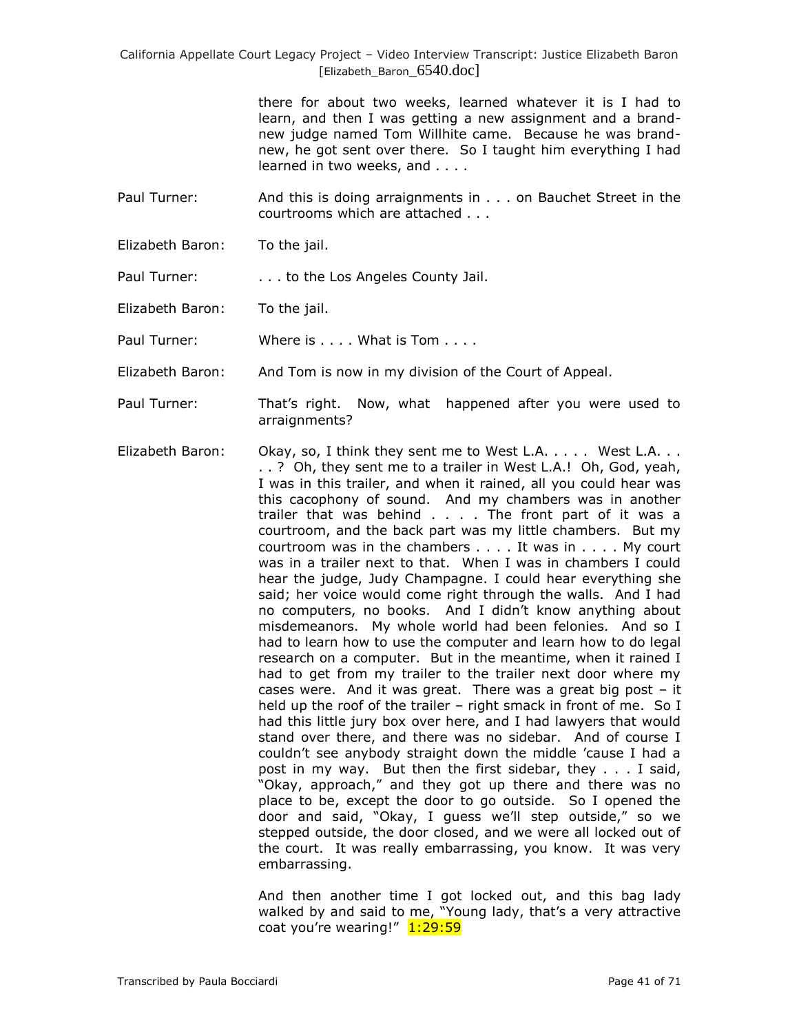there for about two weeks, learned whatever it is I had to learn, and then I was getting a new assignment and a brand-new judge named Tom Willhite came. Because he was brand-new, he got sent over there. So I taught him everything I had learned in two weeks, and . . . .

Paul Turner: And this is doing arraignments in . . . on Bauchet Street in the courtrooms which are attached . . .

Elizabeth Baron: To the jail.

Paul Turner: . . . to the Los Angeles County Jail.

Elizabeth Baron: To the jail.

Paul Turner: Where is . . . . What is Tom . . . .

Elizabeth Baron: And Tom is now in my division of the Court of Appeal.

Paul Turner: That's right. Now, what happened after you were used to arraignments?

Elizabeth Baron: Okay, so, I think they sent me to West L.A. . . . . West L.A. . . . . ? Oh, they sent me to a trailer in West L.A.! Oh, God, yeah, I was in this trailer, and when it rained, all you could hear was this cacophony of sound. And my chambers was in another trailer that was behind . . . . The front part of it was a courtroom, and the back part was my little chambers. But my courtroom was in the chambers . . . . It was in . . . . My court was in a trailer next to that. When I was in chambers I could hear the judge, Judy Champagne. I could hear everything she said; her voice would come right through the walls. And I had no computers, no books. And I didn't know anything about misdemeanors. My whole world had been felonies. And so I had to learn how to use the computer and learn how to do legal research on a computer. But in the meantime, when it rained I had to get from my trailer to the trailer next door where my cases were. And it was great. There was a great big post – it held up the roof of the trailer – right smack in front of me. So I had this little jury box over here, and I had lawyers that would stand over there, and there was no sidebar. And of course I couldn't see anybody straight down the middle 'cause I had a post in my way. But then the first sidebar, they . . . I said, "Okay, approach," and they got up there and there was no place to be, except the door to go outside. So I opened the door and said, "Okay, I guess we'll step outside," so we stepped outside, the door closed, and we were all locked out of the court. It was really embarrassing, you know. It was very embarrassing.

And then another time I got locked out, and this bag lady walked by and said to me, "Young lady, that's a very attractive coat you're wearing!" 1:29:59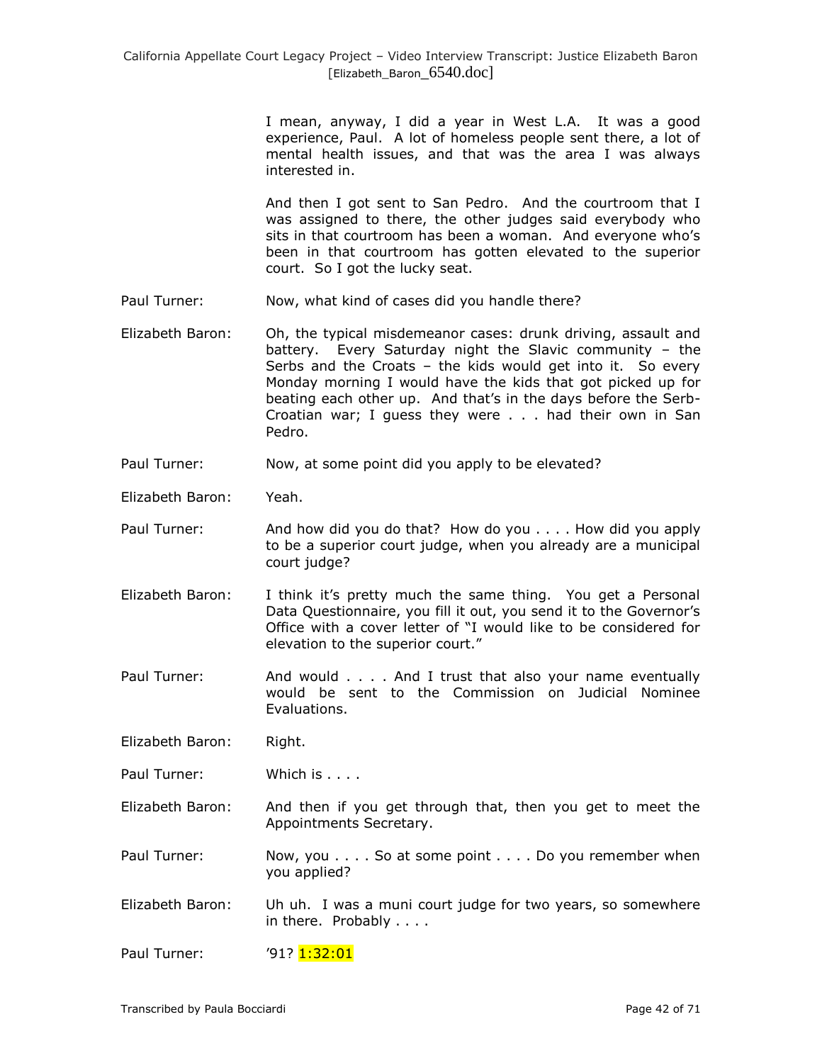I mean, anyway, I did a year in West L.A. It was a good experience, Paul. A lot of homeless people sent there, a lot of mental health issues, and that was the area I was always interested in.

And then I got sent to San Pedro. And the courtroom that I was assigned to there, the other judges said everybody who sits in that courtroom has been a woman. And everyone who's been in that courtroom has gotten elevated to the superior court. So I got the lucky seat.

Paul Turner: Now, what kind of cases did you handle there?

Elizabeth Baron: Oh, the typical misdemeanor cases: drunk driving, assault and battery. Every Saturday night the Slavic community – the Serbs and the Croats – the kids would get into it. So every Monday morning I would have the kids that got picked up for beating each other up. And that's in the days before the Serb-Croatian war; I guess they were . . . had their own in San Pedro.

Paul Turner: Now, at some point did you apply to be elevated?

Elizabeth Baron: Yeah.

Paul Turner: And how did you do that? How do you . . . . How did you apply to be a superior court judge, when you already are a municipal court judge?

Elizabeth Baron: I think it's pretty much the same thing. You get a Personal Data Questionnaire, you fill it out, you send it to the Governor's Office with a cover letter of "I would like to be considered for elevation to the superior court."

Paul Turner: And would . . . . And I trust that also your name eventually would be sent to the Commission on Judicial Nominee Evaluations.

Elizabeth Baron: Right.

Paul Turner: Which is . . . .

Elizabeth Baron: And then if you get through that, then you get to meet the Appointments Secretary.

Paul Turner: Now, you . . . . So at some point . . . . Do you remember when you applied?

Elizabeth Baron: Uh uh. I was a muni court judge for two years, so somewhere in there. Probably . . . .

Paul Turner: '91? 1:32:01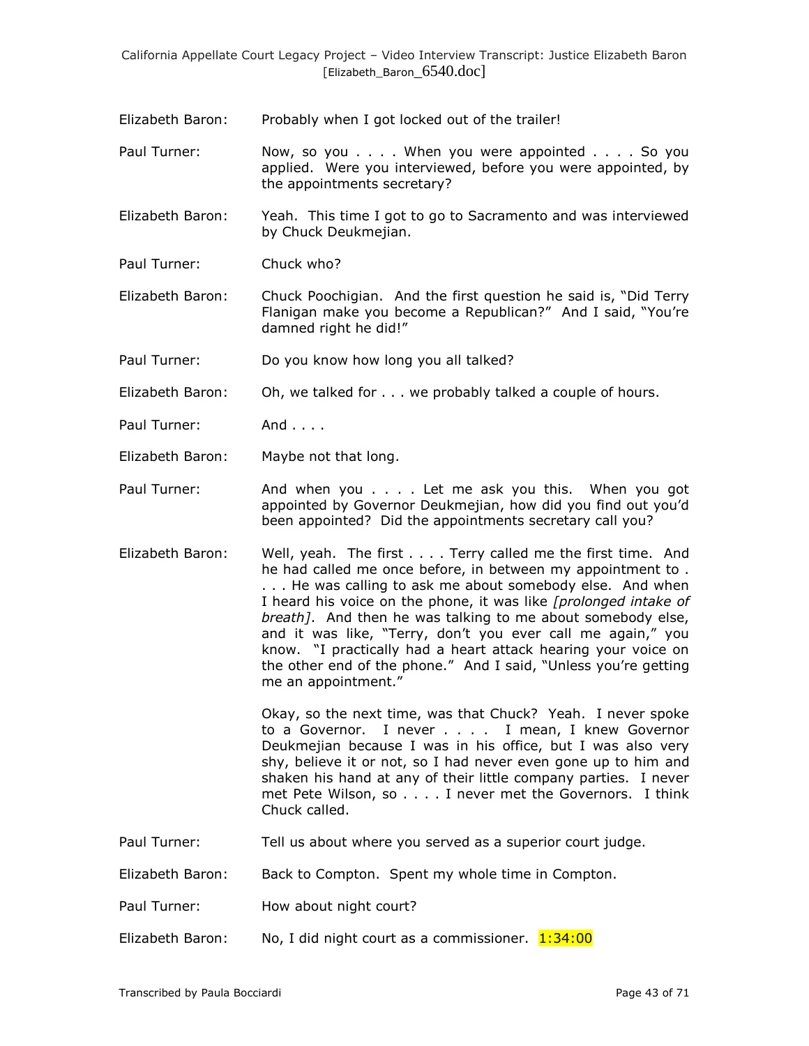Elizabeth Baron: Probably when I got locked out of the trailer!

Paul Turner: Now, so you . . . . When you were appointed . . . . So you applied. Were you interviewed, before you were appointed, by the appointments secretary?

Elizabeth Baron: Yeah. This time I got to go to Sacramento and was interviewed by Chuck Deukmejian.

Paul Turner: Chuck who?

Elizabeth Baron: Chuck Poochigian. And the first question he said is, "Did Terry Flanigan make you become a Republican?" And I said, "You're damned right he did!"

Paul Turner: Do you know how long you all talked?

Elizabeth Baron: Oh, we talked for . . . we probably talked a couple of hours.

Paul Turner: And . . . .

Elizabeth Baron: Maybe not that long.

Paul Turner: And when you . . . . Let me ask you this. When you got appointed by Governor Deukmejian, how did you find out you'd been appointed? Did the appointments secretary call you?

Elizabeth Baron: Well, yeah. The first . . . . Terry called me the first time. And he had called me once before, in between my appointment to . . . . He was calling to ask me about somebody else. And when I heard his voice on the phone, it was like *[prolonged intake of breath]*. And then he was talking to me about somebody else, and it was like, "Terry, don't you ever call me again," you know. "I practically had a heart attack hearing your voice on the other end of the phone." And I said, "Unless you're getting me an appointment."

Okay, so the next time, was that Chuck? Yeah. I never spoke to a Governor. I never . . . . I mean, I knew Governor Deukmejian because I was in his office, but I was also very shy, believe it or not, so I had never even gone up to him and shaken his hand at any of their little company parties. I never met Pete Wilson, so . . . . I never met the Governors. I think Chuck called.

Paul Turner: Tell us about where you served as a superior court judge.

Elizabeth Baron: Back to Compton. Spent my whole time in Compton.

Paul Turner: How about night court?

Elizabeth Baron: No, I did night court as a commissioner. 1:34:00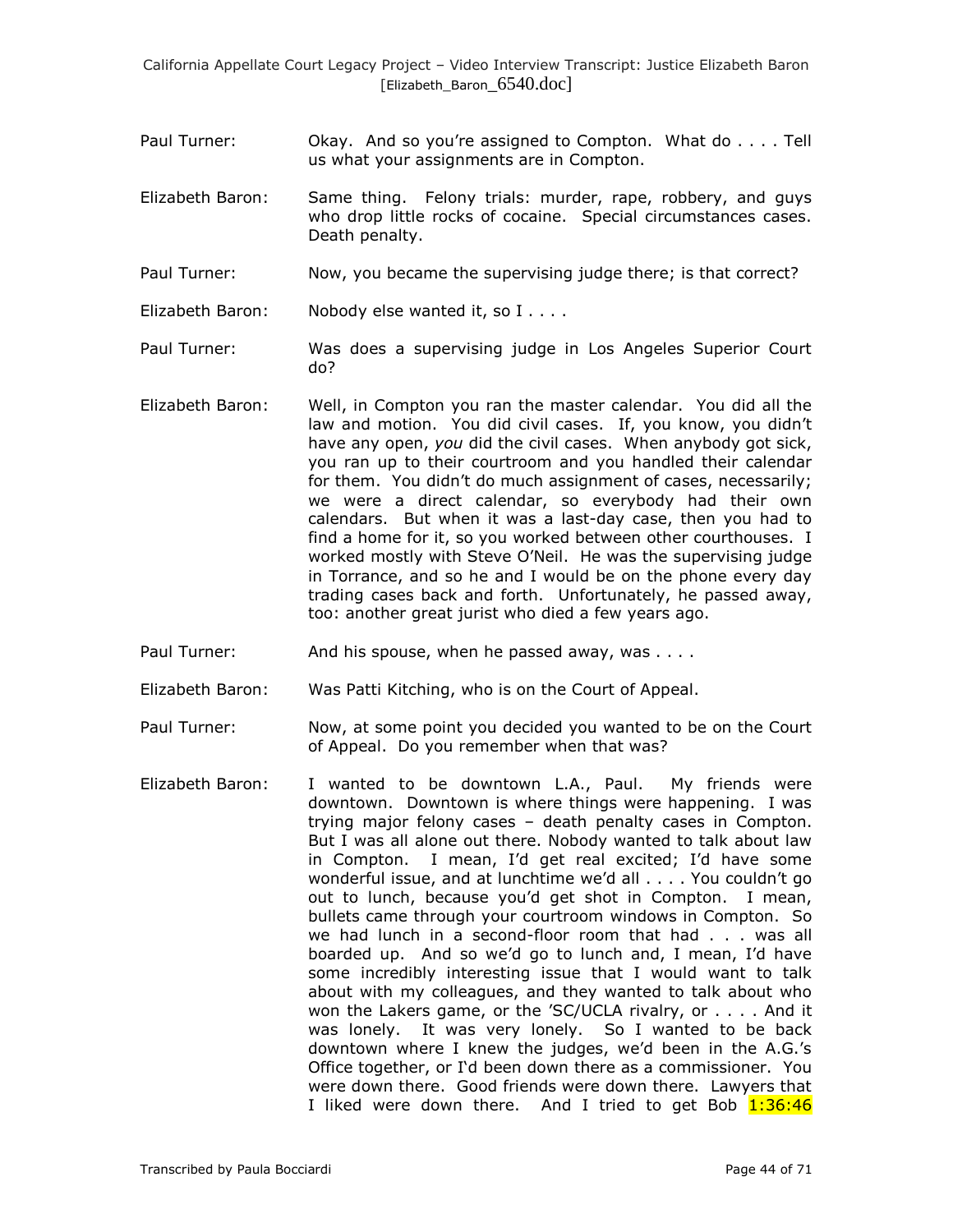Paul Turner: Okay. And so you're assigned to Compton. What do . . . . Tell us what your assignments are in Compton.

Elizabeth Baron: Same thing. Felony trials: murder, rape, robbery, and guys who drop little rocks of cocaine. Special circumstances cases. Death penalty.

Paul Turner: Now, you became the supervising judge there; is that correct?

Elizabeth Baron: Nobody else wanted it, so I . . . .

Paul Turner: Was does a supervising judge in Los Angeles Superior Court do?

Elizabeth Baron: Well, in Compton you ran the master calendar. You did all the law and motion. You did civil cases. If, you know, you didn't have any open, *you* did the civil cases. When anybody got sick, you ran up to their courtroom and you handled their calendar for them. You didn't do much assignment of cases, necessarily; we were a direct calendar, so everybody had their own calendars. But when it was a last-day case, then you had to find a home for it, so you worked between other courthouses. I worked mostly with Steve O'Neil. He was the supervising judge in Torrance, and so he and I would be on the phone every day trading cases back and forth. Unfortunately, he passed away, too: another great jurist who died a few years ago.

Paul Turner: And his spouse, when he passed away, was . . . .

Elizabeth Baron: Was Patti Kitching, who is on the Court of Appeal.

Paul Turner: Now, at some point you decided you wanted to be on the Court of Appeal. Do you remember when that was?

Elizabeth Baron: I wanted to be downtown L.A., Paul. My friends were downtown. Downtown is where things were happening. I was trying major felony cases – death penalty cases in Compton. But I was all alone out there. Nobody wanted to talk about law in Compton. I mean, I'd get real excited; I'd have some wonderful issue, and at lunchtime we'd all . . . . You couldn't go out to lunch, because you'd get shot in Compton. I mean, bullets came through your courtroom windows in Compton. So we had lunch in a second-floor room that had . . . was all boarded up. And so we'd go to lunch and, I mean, I'd have some incredibly interesting issue that I would want to talk about with my colleagues, and they wanted to talk about who won the Lakers game, or the 'SC/UCLA rivalry, or . . . . And it was lonely. It was very lonely. So I wanted to be back downtown where I knew the judges, we'd been in the A.G.'s Office together, or I'd been down there as a commissioner. You were down there. Good friends were down there. Lawyers that I liked were down there. And I tried to get Bob 1:36:46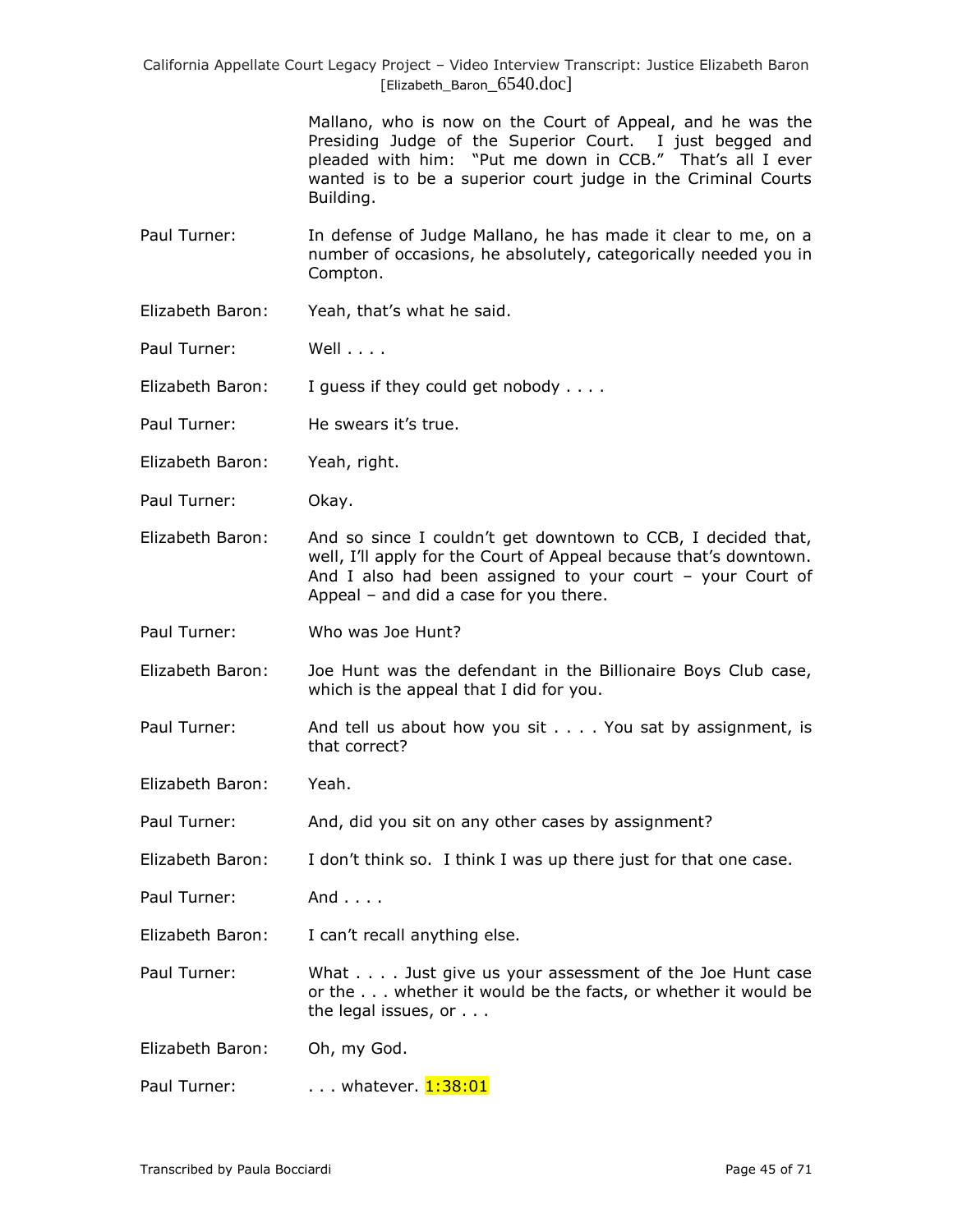Mallano, who is now on the Court of Appeal, and he was the Presiding Judge of the Superior Court. I just begged and pleaded with him: "Put me down in CCB." That's all I ever wanted is to be a superior court judge in the Criminal Courts Building.

Paul Turner: In defense of Judge Mallano, he has made it clear to me, on a number of occasions, he absolutely, categorically needed you in Compton.

Elizabeth Baron: Yeah, that's what he said.

Paul Turner: Well . . . .

Elizabeth Baron: I guess if they could get nobody . . . .

Paul Turner: He swears it's true.

Elizabeth Baron: Yeah, right.

Paul Turner: Okay.

Elizabeth Baron: And so since I couldn't get downtown to CCB, I decided that, well, I'll apply for the Court of Appeal because that's downtown. And I also had been assigned to your court – your Court of Appeal – and did a case for you there.

Paul Turner: Who was Joe Hunt?

Elizabeth Baron: Joe Hunt was the defendant in the Billionaire Boys Club case, which is the appeal that I did for you.

Paul Turner: And tell us about how you sit . . . . You sat by assignment, is that correct?

Elizabeth Baron: Yeah.

Paul Turner: And, did you sit on any other cases by assignment?

Elizabeth Baron: I don't think so. I think I was up there just for that one case.

Paul Turner: And . . . .

Elizabeth Baron: I can't recall anything else.

Paul Turner: What . . . . Just give us your assessment of the Joe Hunt case or the . . . whether it would be the facts, or whether it would be the legal issues, or . . .

Elizabeth Baron: Oh, my God.

Paul Turner: . . . whatever. 1:38:01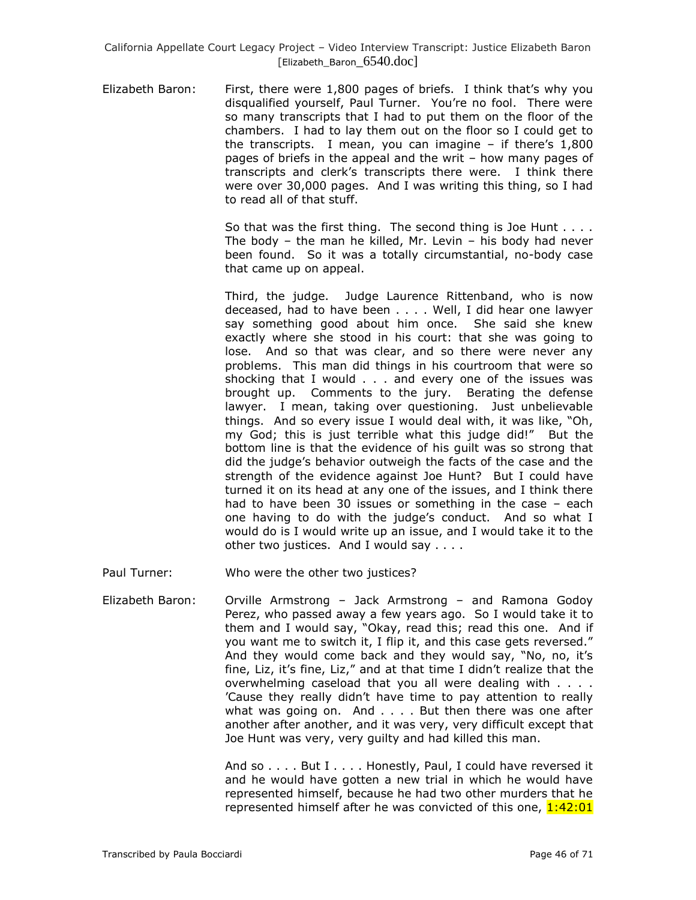Elizabeth Baron: First, there were 1,800 pages of briefs. I think that's why you disqualified yourself, Paul Turner. You're no fool. There were so many transcripts that I had to put them on the floor of the chambers. I had to lay them out on the floor so I could get to the transcripts. I mean, you can imagine – if there's 1,800 pages of briefs in the appeal and the writ – how many pages of transcripts and clerk's transcripts there were. I think there were over 30,000 pages. And I was writing this thing, so I had to read all of that stuff.

So that was the first thing. The second thing is Joe Hunt . . . . The body – the man he killed, Mr. Levin – his body had never been found. So it was a totally circumstantial, no-body case that came up on appeal.

Third, the judge. Judge Laurence Rittenband, who is now deceased, had to have been . . . . Well, I did hear one lawyer say something good about him once. She said she knew exactly where she stood in his court: that she was going to lose. And so that was clear, and so there were never any problems. This man did things in his courtroom that were so shocking that I would . . . and every one of the issues was brought up. Comments to the jury. Berating the defense lawyer. I mean, taking over questioning. Just unbelievable things. And so every issue I would deal with, it was like, "Oh, my God; this is just terrible what this judge did!" But the bottom line is that the evidence of his guilt was so strong that did the judge's behavior outweigh the facts of the case and the strength of the evidence against Joe Hunt? But I could have turned it on its head at any one of the issues, and I think there had to have been 30 issues or something in the case – each one having to do with the judge's conduct. And so what I would do is I would write up an issue, and I would take it to the other two justices. And I would say . . . .

Paul Turner: Who were the other two justices?

Elizabeth Baron: Orville Armstrong – Jack Armstrong – and Ramona Godoy Perez, who passed away a few years ago. So I would take it to them and I would say, "Okay, read this; read this one. And if you want me to switch it, I flip it, and this case gets reversed." And they would come back and they would say, "No, no, it's fine, Liz, it's fine, Liz," and at that time I didn't realize that the overwhelming caseload that you all were dealing with . . . . 'Cause they really didn't have time to pay attention to really what was going on. And . . . . But then there was one after another after another, and it was very, very difficult except that Joe Hunt was very, very guilty and had killed this man.

And so . . . . But I . . . . Honestly, Paul, I could have reversed it and he would have gotten a new trial in which he would have represented himself, because he had two other murders that he represented himself after he was convicted of this one, 1:42:01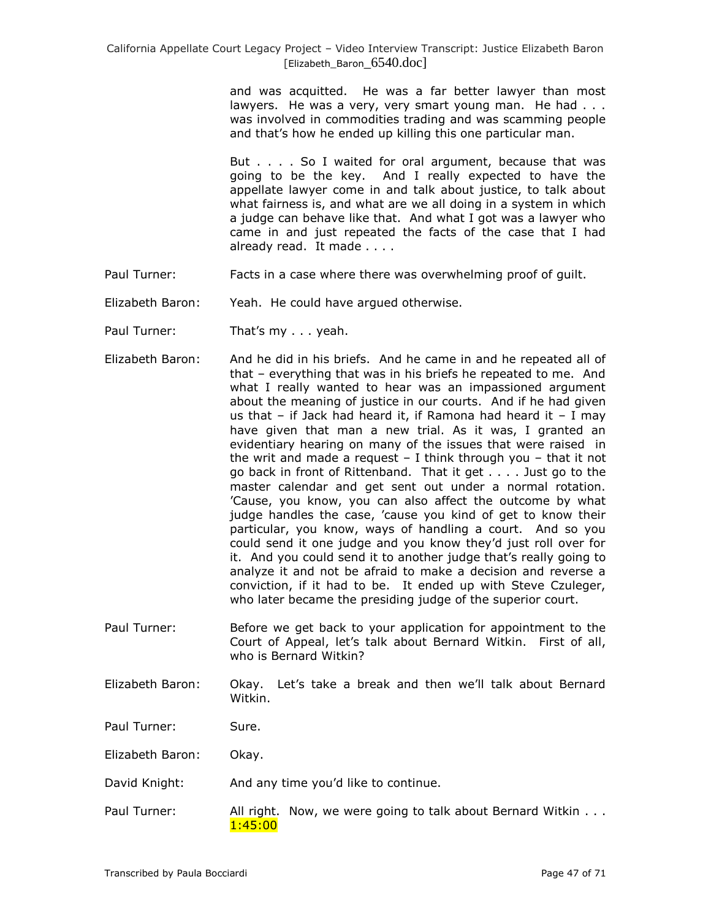and was acquitted. He was a far better lawyer than most lawyers. He was a very, very smart young man. He had . . . was involved in commodities trading and was scamming people and that's how he ended up killing this one particular man.

But . . . . So I waited for oral argument, because that was going to be the key. And I really expected to have the appellate lawyer come in and talk about justice, to talk about what fairness is, and what are we all doing in a system in which a judge can behave like that. And what I got was a lawyer who came in and just repeated the facts of the case that I had already read. It made . . . .

Paul Turner: Facts in a case where there was overwhelming proof of guilt.

Elizabeth Baron: Yeah. He could have argued otherwise.

Paul Turner: That's my . . . yeah.

Elizabeth Baron: And he did in his briefs. And he came in and he repeated all of that – everything that was in his briefs he repeated to me. And what I really wanted to hear was an impassioned argument about the meaning of justice in our courts. And if he had given us that – if Jack had heard it, if Ramona had heard it – I may have given that man a new trial. As it was, I granted an evidentiary hearing on many of the issues that were raised in the writ and made a request – I think through you – that it not go back in front of Rittenband. That it get . . . . Just go to the master calendar and get sent out under a normal rotation. 'Cause, you know, you can also affect the outcome by what judge handles the case, 'cause you kind of get to know their particular, you know, ways of handling a court. And so you could send it one judge and you know they'd just roll over for it. And you could send it to another judge that's really going to analyze it and not be afraid to make a decision and reverse a conviction, if it had to be. It ended up with Steve Czuleger, who later became the presiding judge of the superior court.

Paul Turner: Before we get back to your application for appointment to the Court of Appeal, let's talk about Bernard Witkin. First of all, who is Bernard Witkin?

Elizabeth Baron: Okay. Let's take a break and then we'll talk about Bernard Witkin.

Paul Turner: Sure.

Elizabeth Baron: Okay.

David Knight: And any time you'd like to continue.

Paul Turner: All right. Now, we were going to talk about Bernard Witkin . . . 1:45:00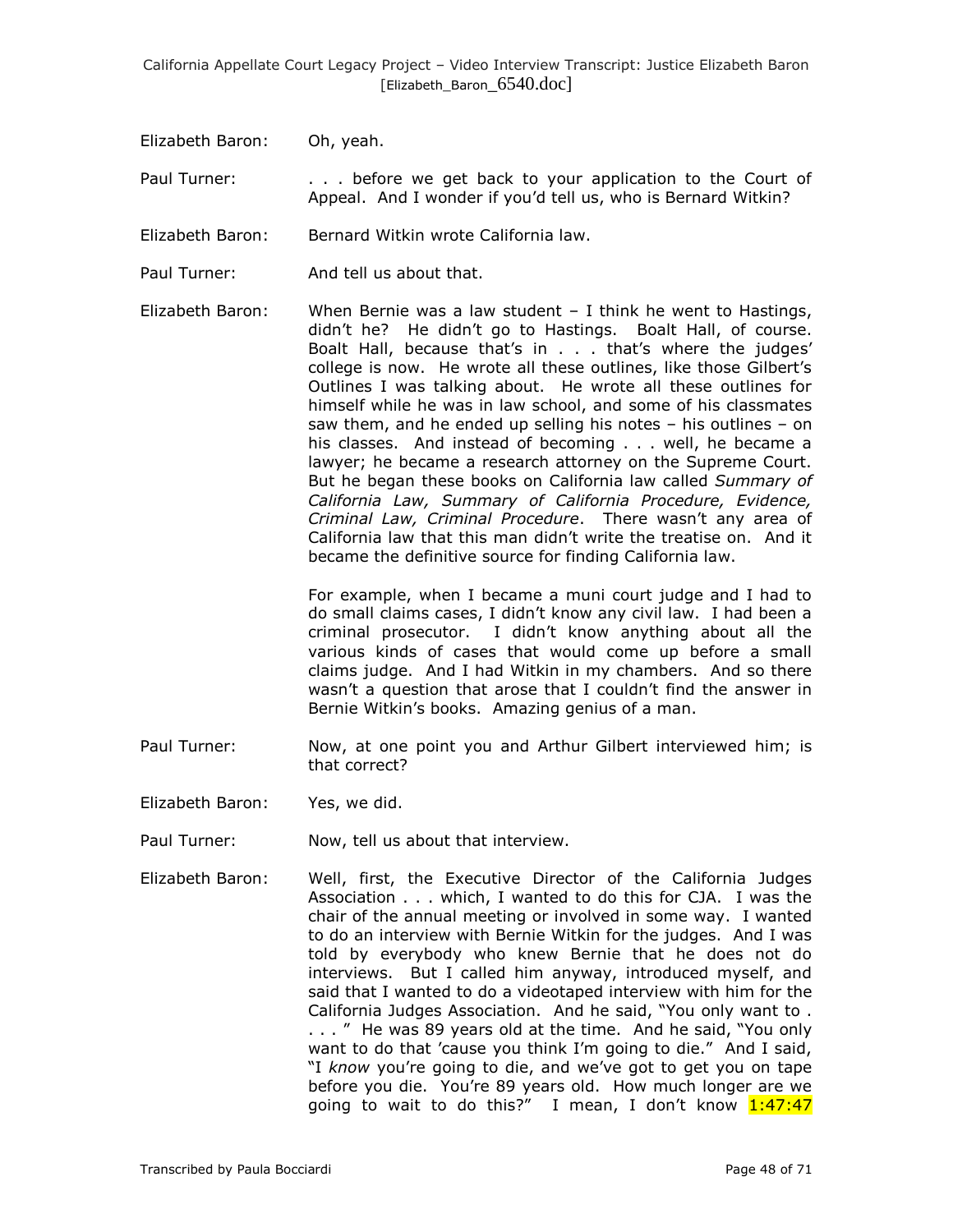Elizabeth Baron: Oh, yeah.

Paul Turner: . . . before we get back to your application to the Court of Appeal. And I wonder if you'd tell us, who is Bernard Witkin?

Elizabeth Baron: Bernard Witkin wrote California law.

Paul Turner: And tell us about that.

Elizabeth Baron: When Bernie was a law student – I think he went to Hastings, didn't he? He didn't go to Hastings. Boalt Hall, of course. Boalt Hall, because that's in . . . that's where the judges' college is now. He wrote all these outlines, like those Gilbert's Outlines I was talking about. He wrote all these outlines for himself while he was in law school, and some of his classmates saw them, and he ended up selling his notes – his outlines – on his classes. And instead of becoming . . . well, he became a lawyer; he became a research attorney on the Supreme Court. But he began these books on California law called *Summary of California Law, Summary of California Procedure, Evidence, Criminal Law, Criminal Procedure*. There wasn't any area of California law that this man didn't write the treatise on. And it became the definitive source for finding California law.

For example, when I became a muni court judge and I had to do small claims cases, I didn't know any civil law. I had been a criminal prosecutor. I didn't know anything about all the various kinds of cases that would come up before a small claims judge. And I had Witkin in my chambers. And so there wasn't a question that arose that I couldn't find the answer in Bernie Witkin's books. Amazing genius of a man.

Paul Turner: Now, at one point you and Arthur Gilbert interviewed him; is that correct?

Elizabeth Baron: Yes, we did.

Paul Turner: Now, tell us about that interview.

Elizabeth Baron: Well, first, the Executive Director of the California Judges Association . . . which, I wanted to do this for CJA. I was the chair of the annual meeting or involved in some way. I wanted to do an interview with Bernie Witkin for the judges. And I was told by everybody who knew Bernie that he does not do interviews. But I called him anyway, introduced myself, and said that I wanted to do a videotaped interview with him for the California Judges Association. And he said, "You only want to . . . . " He was 89 years old at the time. And he said, "You only want to do that 'cause you think I'm going to die." And I said, "I *know* you're going to die, and we've got to get you on tape before you die. You're 89 years old. How much longer are we going to wait to do this?" I mean, I don't know 1:47:47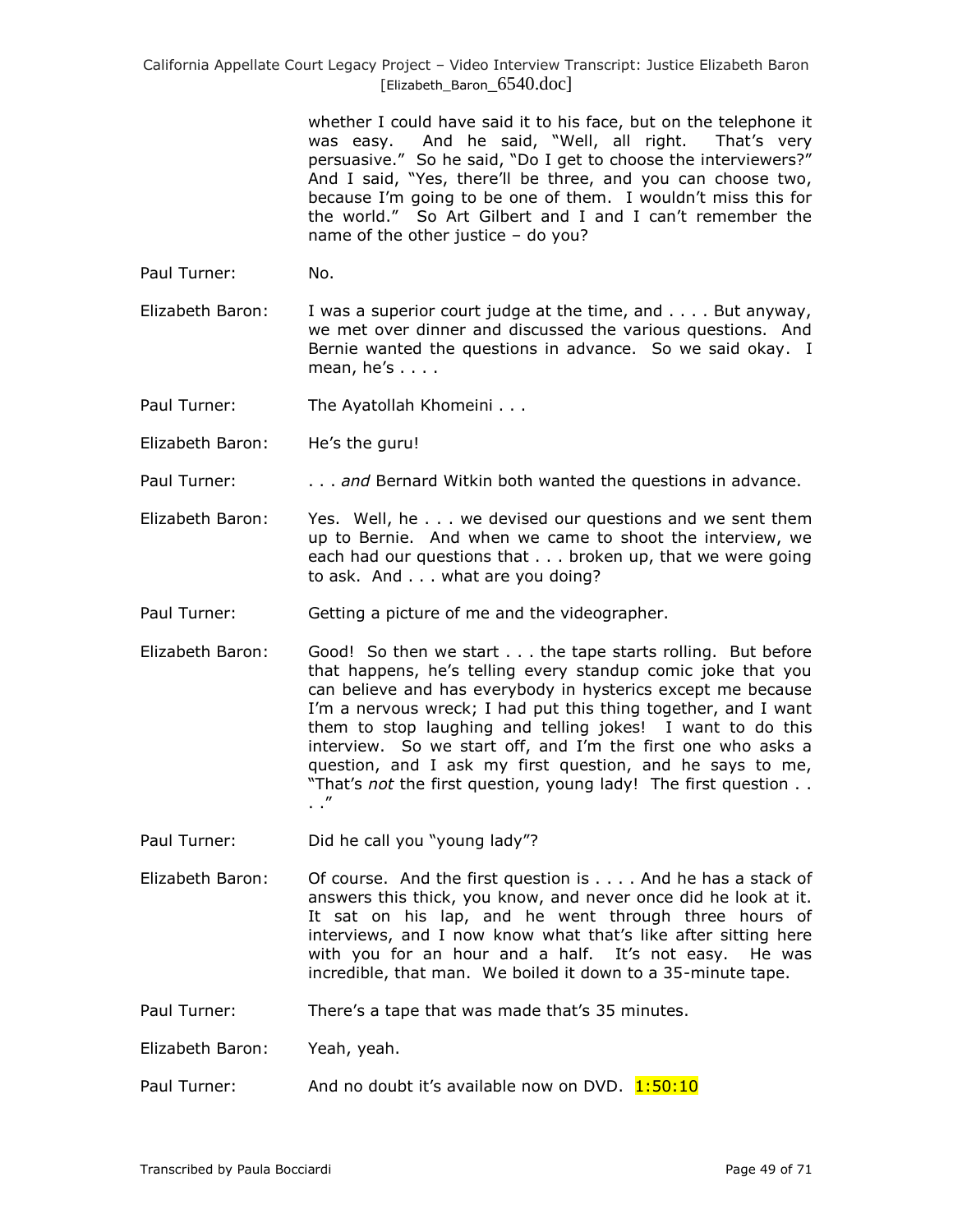whether I could have said it to his face, but on the telephone it was easy. And he said, "Well, all right. That's very persuasive." So he said, "Do I get to choose the interviewers?" And I said, "Yes, there'll be three, and you can choose two, because I'm going to be one of them. I wouldn't miss this for the world." So Art Gilbert and I and I can't remember the name of the other justice – do you?

Paul Turner: No.

Elizabeth Baron: I was a superior court judge at the time, and . . . . But anyway, we met over dinner and discussed the various questions. And Bernie wanted the questions in advance. So we said okay. I mean, he's . . . .

Paul Turner: The Ayatollah Khomeini . . .

Elizabeth Baron: He's the guru!

Paul Turner: . . . *and* Bernard Witkin both wanted the questions in advance.

Elizabeth Baron: Yes. Well, he . . . we devised our questions and we sent them up to Bernie. And when we came to shoot the interview, we each had our questions that . . . broken up, that we were going to ask. And . . . what are you doing?

Paul Turner: Getting a picture of me and the videographer.

Elizabeth Baron: Good! So then we start . . . the tape starts rolling. But before that happens, he's telling every standup comic joke that you can believe and has everybody in hysterics except me because I'm a nervous wreck; I had put this thing together, and I want them to stop laughing and telling jokes! I want to do this interview. So we start off, and I'm the first one who asks a question, and I ask my first question, and he says to me, "That's *not* the first question, young lady! The first question . . . ."

Paul Turner: Did he call you "young lady"?

Elizabeth Baron: Of course. And the first question is . . . . And he has a stack of answers this thick, you know, and never once did he look at it. It sat on his lap, and he went through three hours of interviews, and I now know what that's like after sitting here with you for an hour and a half. It's not easy. He was incredible, that man. We boiled it down to a 35-minute tape.

Paul Turner: There's a tape that was made that's 35 minutes.

Elizabeth Baron: Yeah, yeah.

Paul Turner: And no doubt it's available now on DVD. 1:50:10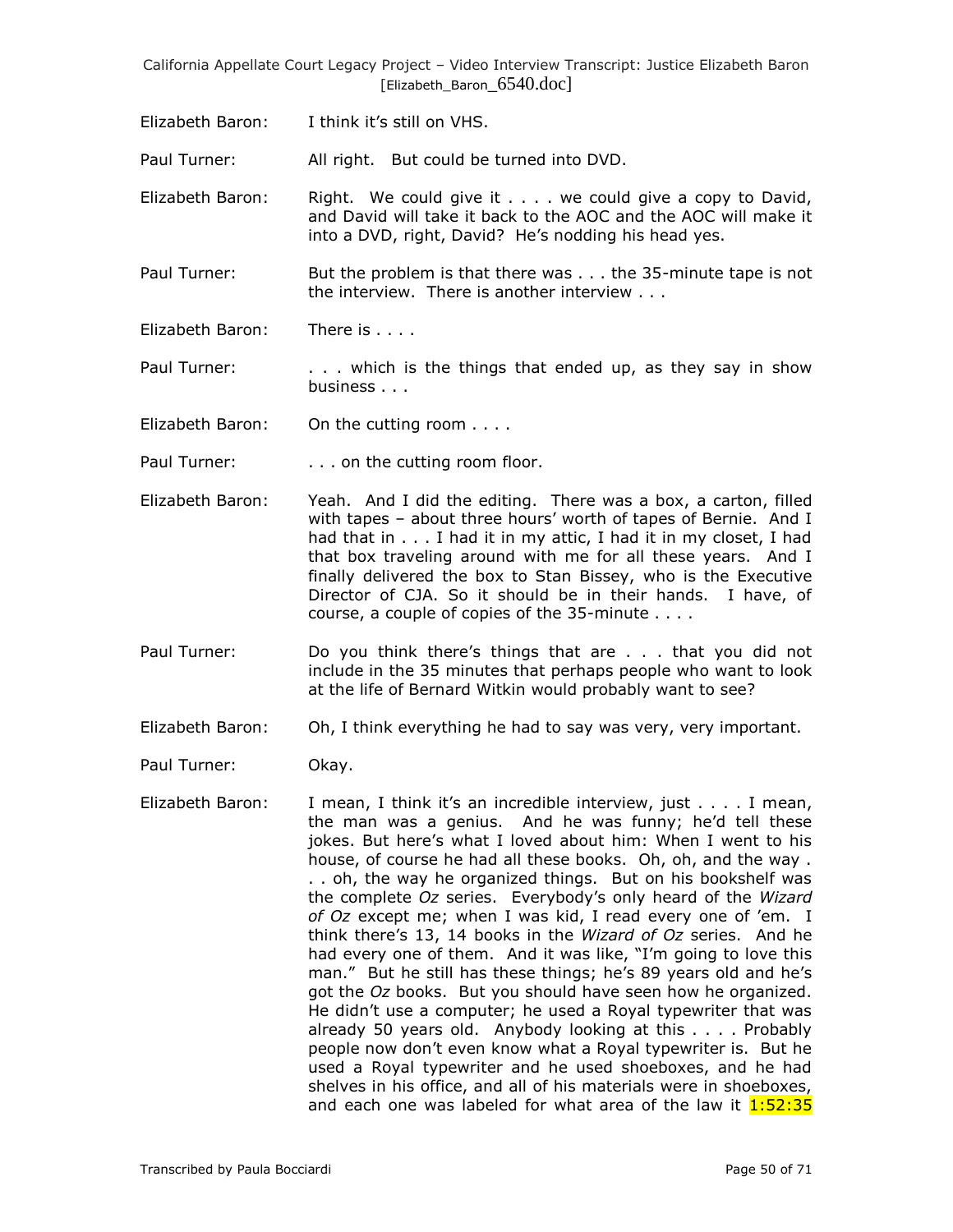Elizabeth Baron: I think it's still on VHS.

Paul Turner: All right. But could be turned into DVD.

Elizabeth Baron: Right. We could give it . . . . we could give a copy to David, and David will take it back to the AOC and the AOC will make it into a DVD, right, David? He's nodding his head yes.

Paul Turner: But the problem is that there was . . . the 35-minute tape is not the interview. There is another interview . . .

Elizabeth Baron: There is . . . .

Paul Turner: . . . which is the things that ended up, as they say in show business . . .

Elizabeth Baron: On the cutting room . . . .

Paul Turner: . . . on the cutting room floor.

Elizabeth Baron: Yeah. And I did the editing. There was a box, a carton, filled with tapes – about three hours' worth of tapes of Bernie. And I had that in . . . I had it in my attic, I had it in my closet, I had that box traveling around with me for all these years. And I finally delivered the box to Stan Bissey, who is the Executive Director of CJA. So it should be in their hands. I have, of course, a couple of copies of the 35-minute . . . .

Paul Turner: Do you think there's things that are . . . that you did not include in the 35 minutes that perhaps people who want to look at the life of Bernard Witkin would probably want to see?

Elizabeth Baron: Oh, I think everything he had to say was very, very important.

Paul Turner: Okay.

Elizabeth Baron: I mean, I think it's an incredible interview, just . . . . I mean, the man was a genius. And he was funny; he'd tell these jokes. But here's what I loved about him: When I went to his house, of course he had all these books. Oh, oh, and the way . . . oh, the way he organized things. But on his bookshelf was the complete *Oz* series. Everybody's only heard of the *Wizard of Oz* except me; when I was kid, I read every one of 'em. I think there's 13, 14 books in the *Wizard of Oz* series. And he had every one of them. And it was like, "I'm going to love this man." But he still has these things; he's 89 years old and he's got the *Oz* books. But you should have seen how he organized. He didn't use a computer; he used a Royal typewriter that was already 50 years old. Anybody looking at this . . . . Probably people now don't even know what a Royal typewriter is. But he used a Royal typewriter and he used shoeboxes, and he had shelves in his office, and all of his materials were in shoeboxes, and each one was labeled for what area of the law it 1:52:35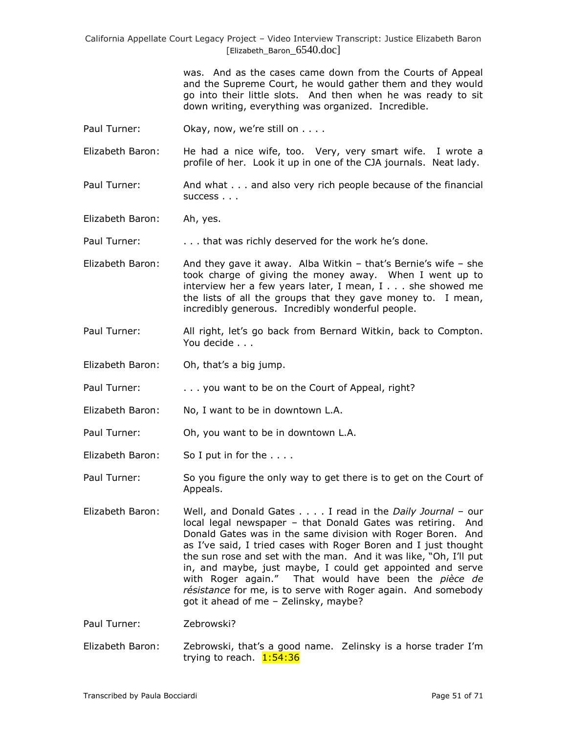was. And as the cases came down from the Courts of Appeal and the Supreme Court, he would gather them and they would go into their little slots. And then when he was ready to sit down writing, everything was organized. Incredible.

Paul Turner: Okay, now, we're still on . . . .

Elizabeth Baron: He had a nice wife, too. Very, very smart wife. I wrote a profile of her. Look it up in one of the CJA journals. Neat lady.

Paul Turner: And what . . . and also very rich people because of the financial success . . .

Elizabeth Baron: Ah, yes.

Paul Turner: . . . that was richly deserved for the work he's done.

Elizabeth Baron: And they gave it away. Alba Witkin – that's Bernie's wife – she took charge of giving the money away. When I went up to interview her a few years later, I mean, I . . . she showed me the lists of all the groups that they gave money to. I mean, incredibly generous. Incredibly wonderful people.

Paul Turner: All right, let's go back from Bernard Witkin, back to Compton. You decide . . .

Elizabeth Baron: Oh, that's a big jump.

Paul Turner: . . . you want to be on the Court of Appeal, right?

Elizabeth Baron: No, I want to be in downtown L.A.

Paul Turner: Oh, you want to be in downtown L.A.

Elizabeth Baron: So I put in for the . . . .

Paul Turner: So you figure the only way to get there is to get on the Court of Appeals.

Elizabeth Baron: Well, and Donald Gates . . . . I read in the *Daily Journal* – our local legal newspaper – that Donald Gates was retiring. And Donald Gates was in the same division with Roger Boren. And as I've said, I tried cases with Roger Boren and I just thought the sun rose and set with the man. And it was like, "Oh, I'll put in, and maybe, just maybe, I could get appointed and serve with Roger again." That would have been the *pièce de résistance* for me, is to serve with Roger again. And somebody got it ahead of me – Zelinsky, maybe?

Paul Turner: Zebrowski?

Elizabeth Baron: Zebrowski, that's a good name. Zelinsky is a horse trader I'm trying to reach. 1:54:36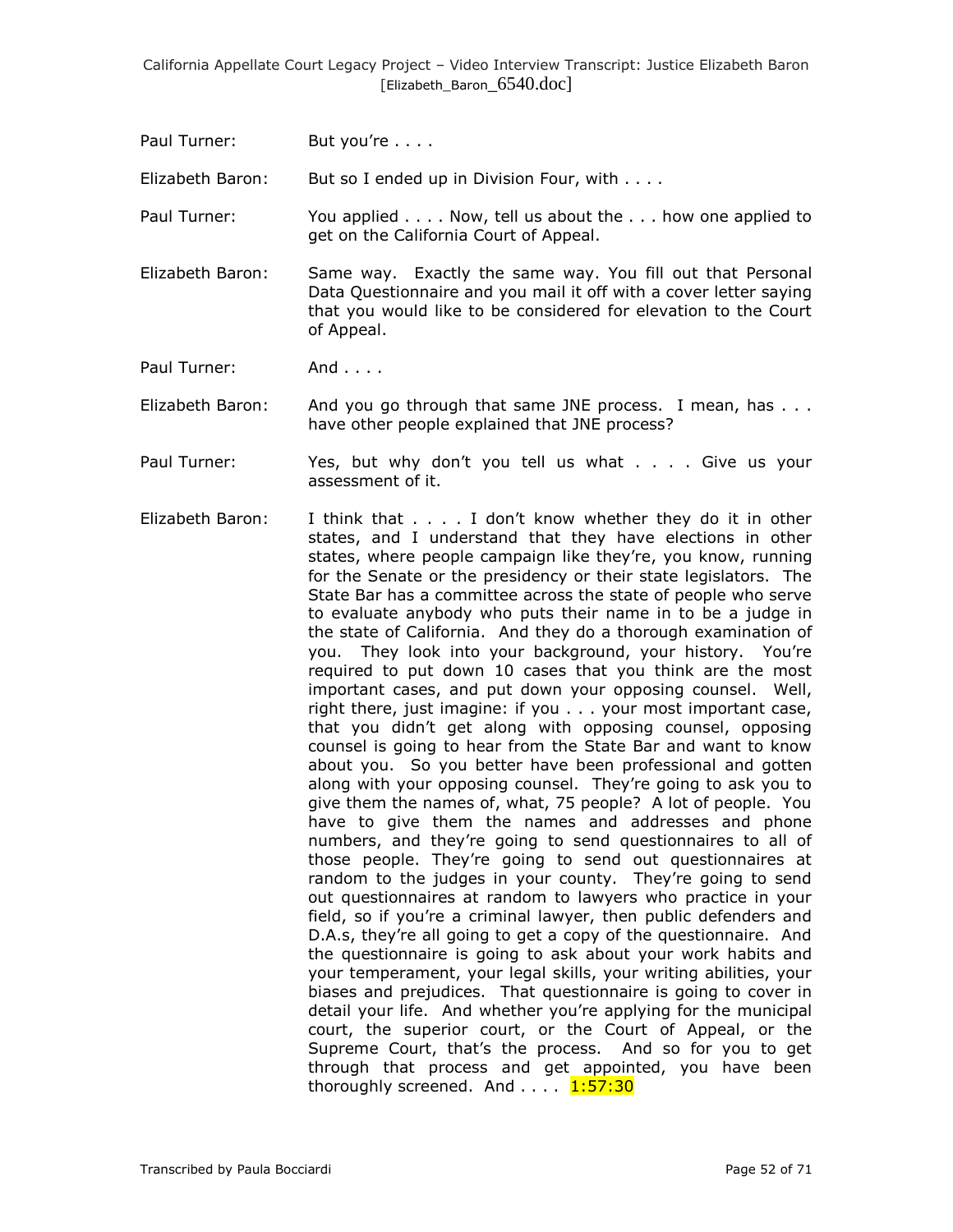Paul Turner: But you're . . . .

Elizabeth Baron: But so I ended up in Division Four, with . . . .

Paul Turner: You applied . . . . Now, tell us about the . . . how one applied to get on the California Court of Appeal.

Elizabeth Baron: Same way. Exactly the same way. You fill out that Personal Data Questionnaire and you mail it off with a cover letter saying that you would like to be considered for elevation to the Court of Appeal.

Paul Turner: And . . . .

Elizabeth Baron: And you go through that same JNE process. I mean, has . . . have other people explained that JNE process?

Paul Turner: Yes, but why don't you tell us what . . . . Give us your assessment of it.

Elizabeth Baron: I think that . . . . I don't know whether they do it in other states, and I understand that they have elections in other states, where people campaign like they're, you know, running for the Senate or the presidency or their state legislators. The State Bar has a committee across the state of people who serve to evaluate anybody who puts their name in to be a judge in the state of California. And they do a thorough examination of you. They look into your background, your history. You're required to put down 10 cases that you think are the most important cases, and put down your opposing counsel. Well, right there, just imagine: if you . . . your most important case, that you didn't get along with opposing counsel, opposing counsel is going to hear from the State Bar and want to know about you. So you better have been professional and gotten along with your opposing counsel. They're going to ask you to give them the names of, what, 75 people? A lot of people. You have to give them the names and addresses and phone numbers, and they're going to send questionnaires to all of those people. They're going to send out questionnaires at random to the judges in your county. They're going to send out questionnaires at random to lawyers who practice in your field, so if you're a criminal lawyer, then public defenders and D.A.s, they're all going to get a copy of the questionnaire. And the questionnaire is going to ask about your work habits and your temperament, your legal skills, your writing abilities, your biases and prejudices. That questionnaire is going to cover in detail your life. And whether you're applying for the municipal court, the superior court, or the Court of Appeal, or the Supreme Court, that's the process. And so for you to get through that process and get appointed, you have been thoroughly screened. And . . . . 1:57:30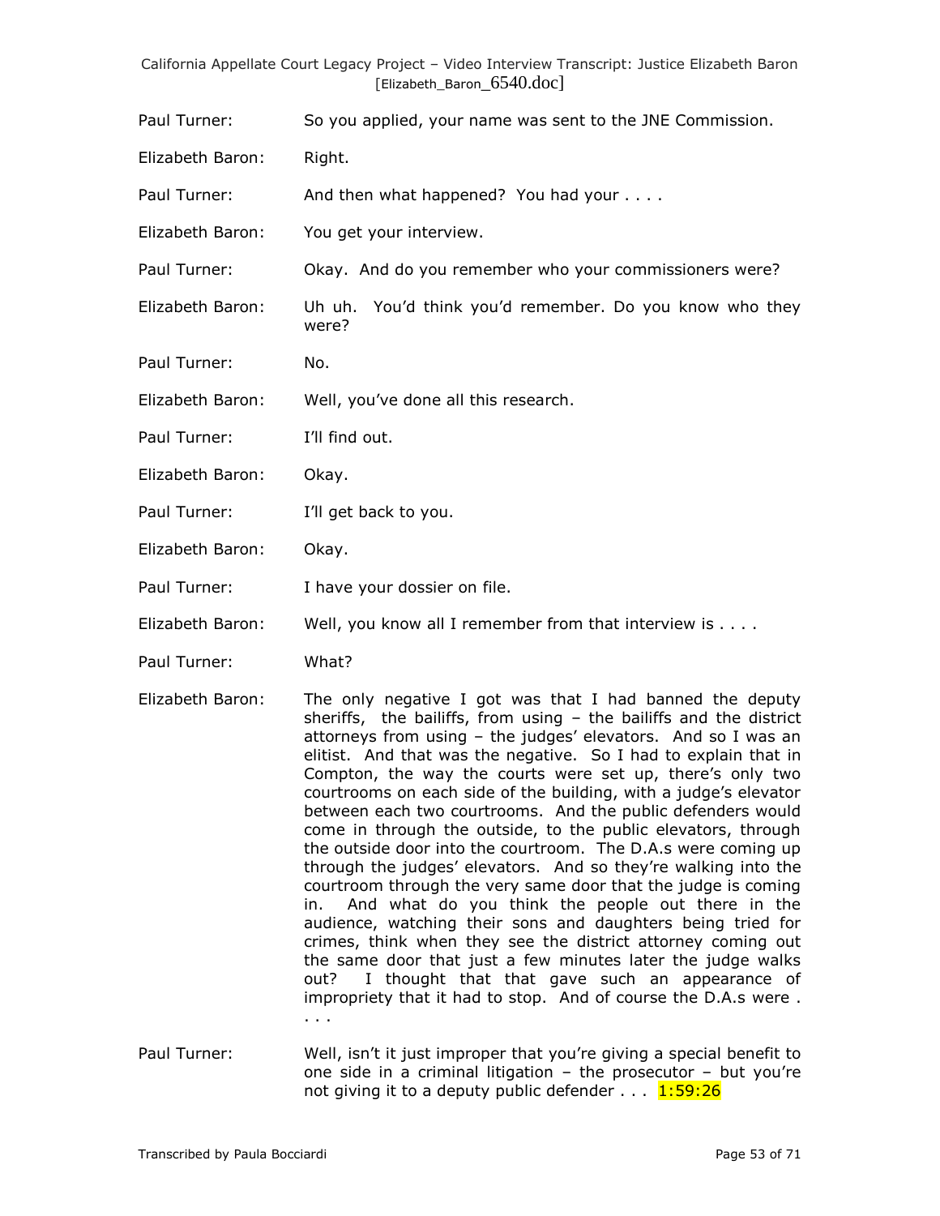Paul Turner: So you applied, your name was sent to the JNE Commission.

Elizabeth Baron: Right.

Paul Turner: And then what happened? You had your . . . .

Elizabeth Baron: You get your interview.

Paul Turner: Okay. And do you remember who your commissioners were?

Elizabeth Baron: Uh uh. You'd think you'd remember. Do you know who they were?

Paul Turner: No.

Elizabeth Baron: Well, you've done all this research.

Paul Turner: I'll find out.

Elizabeth Baron: Okay.

Paul Turner: I'll get back to you.

Elizabeth Baron: Okay.

Paul Turner: I have your dossier on file.

Elizabeth Baron: Well, you know all I remember from that interview is . . . .

Paul Turner: What?

Elizabeth Baron: The only negative I got was that I had banned the deputy sheriffs, the bailiffs, from using – the bailiffs and the district attorneys from using – the judges' elevators. And so I was an elitist. And that was the negative. So I had to explain that in Compton, the way the courts were set up, there's only two courtrooms on each side of the building, with a judge's elevator between each two courtrooms. And the public defenders would come in through the outside, to the public elevators, through the outside door into the courtroom. The D.A.s were coming up through the judges' elevators. And so they're walking into the courtroom through the very same door that the judge is coming in. And what do you think the people out there in the audience, watching their sons and daughters being tried for crimes, think when they see the district attorney coming out the same door that just a few minutes later the judge walks out? I thought that that gave such an appearance of impropriety that it had to stop. And of course the D.A.s were . . . .

Paul Turner: Well, isn't it just improper that you're giving a special benefit to one side in a criminal litigation – the prosecutor – but you're not giving it to a deputy public defender . . . 1:59:26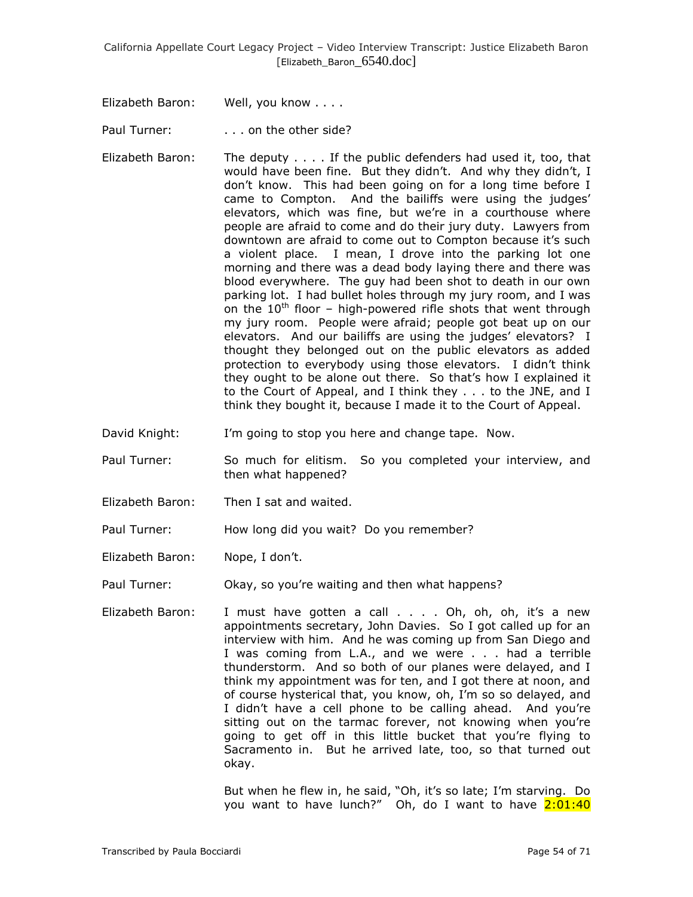Elizabeth Baron: Well, you know . . . .

Paul Turner: . . . on the other side?

Elizabeth Baron: The deputy . . . . If the public defenders had used it, too, that would have been fine. But they didn't. And why they didn't, I don't know. This had been going on for a long time before I came to Compton. And the bailiffs were using the judges' elevators, which was fine, but we're in a courthouse where people are afraid to come and do their jury duty. Lawyers from downtown are afraid to come out to Compton because it's such a violent place. I mean, I drove into the parking lot one morning and there was a dead body laying there and there was blood everywhere. The guy had been shot to death in our own parking lot. I had bullet holes through my jury room, and I was on the 10th floor – high-powered rifle shots that went through my jury room. People were afraid; people got beat up on our elevators. And our bailiffs are using the judges' elevators? I thought they belonged out on the public elevators as added protection to everybody using those elevators. I didn't think they ought to be alone out there. So that's how I explained it to the Court of Appeal, and I think they . . . to the JNE, and I think they bought it, because I made it to the Court of Appeal.

David Knight: I'm going to stop you here and change tape. Now.

Paul Turner: So much for elitism. So you completed your interview, and then what happened?

Elizabeth Baron: Then I sat and waited.

Paul Turner: How long did you wait? Do you remember?

Elizabeth Baron: Nope, I don't.

Paul Turner: Okay, so you're waiting and then what happens?

Elizabeth Baron: I must have gotten a call . . . . Oh, oh, oh, it's a new appointments secretary, John Davies. So I got called up for an interview with him. And he was coming up from San Diego and I was coming from L.A., and we were . . . had a terrible thunderstorm. And so both of our planes were delayed, and I think my appointment was for ten, and I got there at noon, and of course hysterical that, you know, oh, I'm so so delayed, and I didn't have a cell phone to be calling ahead. And you're sitting out on the tarmac forever, not knowing when you're going to get off in this little bucket that you're flying to Sacramento in. But he arrived late, too, so that turned out okay.

But when he flew in, he said, "Oh, it's so late; I'm starving. Do you want to have lunch?" Oh, do I want to have 2:01:40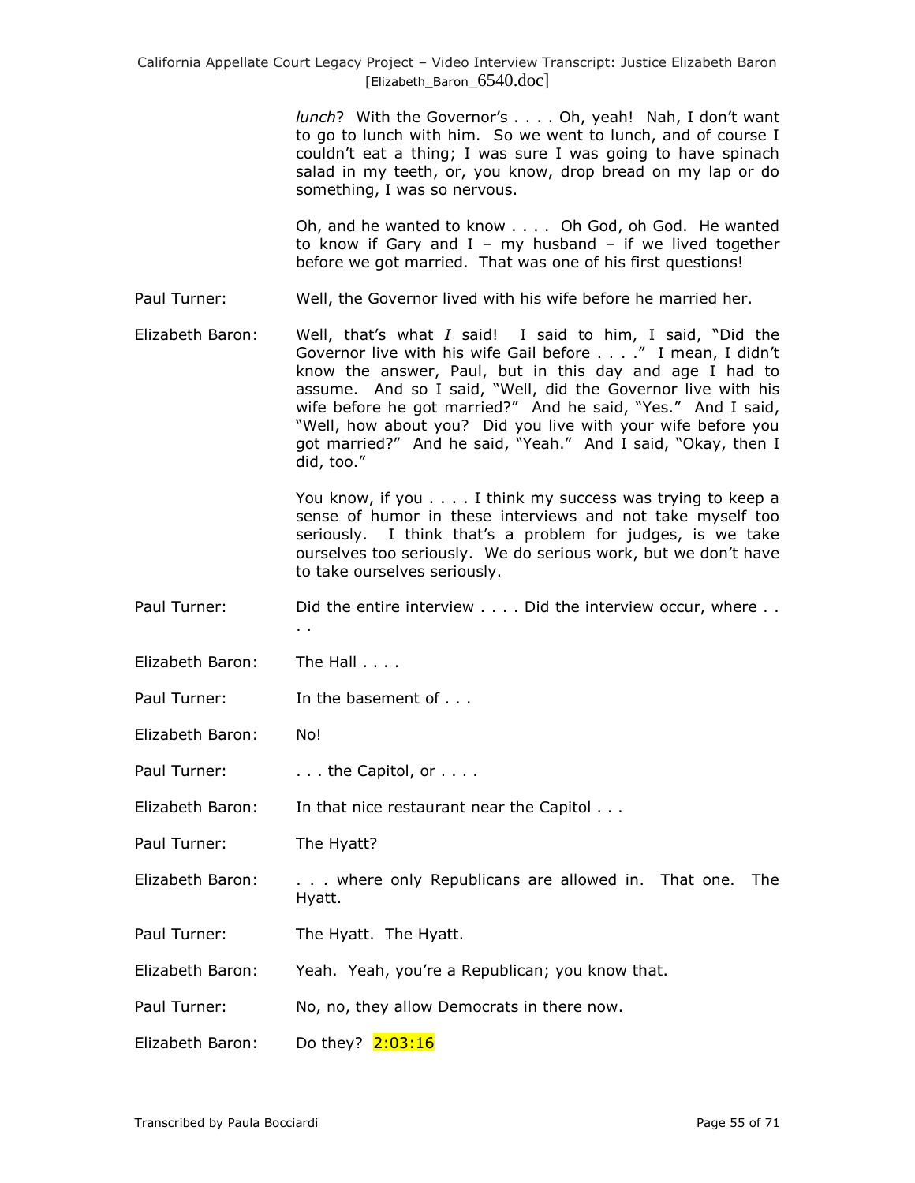*lunch*? With the Governor's . . . . Oh, yeah! Nah, I don't want to go to lunch with him. So we went to lunch, and of course I couldn't eat a thing; I was sure I was going to have spinach salad in my teeth, or, you know, drop bread on my lap or do something, I was so nervous.

Oh, and he wanted to know . . . . Oh God, oh God. He wanted to know if Gary and I – my husband – if we lived together before we got married. That was one of his first questions!

Paul Turner: Well, the Governor lived with his wife before he married her.

Elizabeth Baron: Well, that's what *I* said! I said to him, I said, "Did the Governor live with his wife Gail before . . . ." I mean, I didn't know the answer, Paul, but in this day and age I had to assume. And so I said, "Well, did the Governor live with his wife before he got married?" And he said, "Yes." And I said, "Well, how about you? Did you live with your wife before you got married?" And he said, "Yeah." And I said, "Okay, then I did, too."

You know, if you . . . . I think my success was trying to keep a sense of humor in these interviews and not take myself too seriously. I think that's a problem for judges, is we take ourselves too seriously. We do serious work, but we don't have to take ourselves seriously.

Paul Turner: Did the entire interview . . . . Did the interview occur, where . . . .

Elizabeth Baron: The Hall . . . .

Paul Turner: In the basement of . . .

Elizabeth Baron: No!

Paul Turner: . . . the Capitol, or . . . .

Elizabeth Baron: In that nice restaurant near the Capitol . . .

Paul Turner: The Hyatt?

Elizabeth Baron: . . . where only Republicans are allowed in. That one. The Hyatt.

Paul Turner: The Hyatt. The Hyatt.

Elizabeth Baron: Yeah. Yeah, you're a Republican; you know that.

Paul Turner: No, no, they allow Democrats in there now.

Elizabeth Baron: Do they? 2:03:16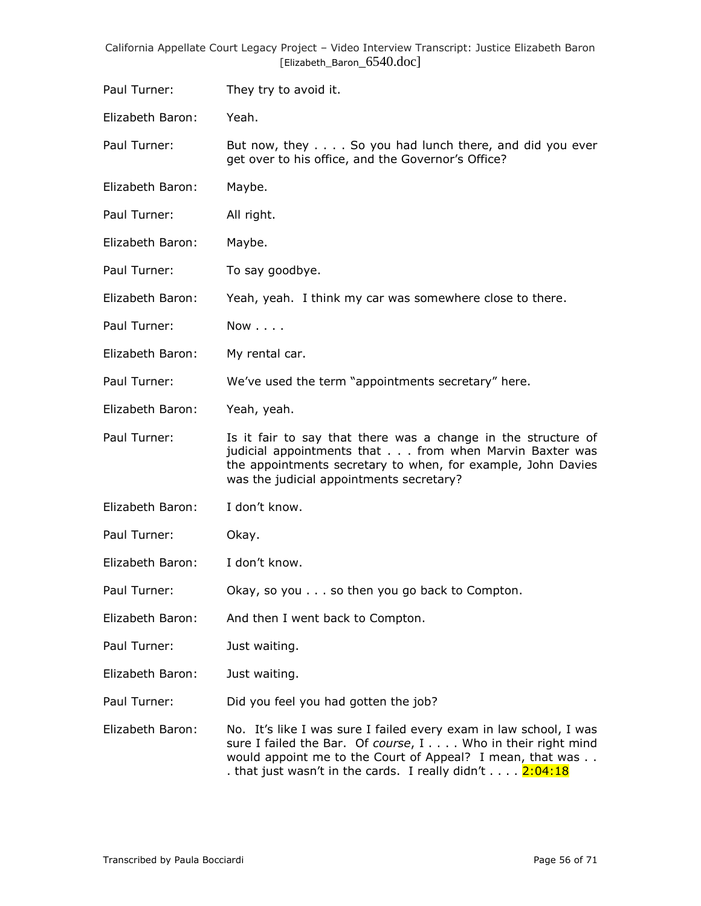Paul Turner: They try to avoid it.

Elizabeth Baron: Yeah.

Paul Turner: But now, they . . . . So you had lunch there, and did you ever get over to his office, and the Governor's Office?

Elizabeth Baron: Maybe.

Paul Turner: All right.

Elizabeth Baron: Maybe.

Paul Turner: To say goodbye.

Elizabeth Baron: Yeah, yeah. I think my car was somewhere close to there.

Paul Turner: Now . . . .

Elizabeth Baron: My rental car.

Paul Turner: We've used the term "appointments secretary" here.

Elizabeth Baron: Yeah, yeah.

Paul Turner: Is it fair to say that there was a change in the structure of judicial appointments that . . . from when Marvin Baxter was the appointments secretary to when, for example, John Davies was the judicial appointments secretary?

Elizabeth Baron: I don't know.

Paul Turner: Okay.

Elizabeth Baron: I don't know.

Paul Turner: Okay, so you . . . so then you go back to Compton.

Elizabeth Baron: And then I went back to Compton.

Paul Turner: Just waiting.

Elizabeth Baron: Just waiting.

Paul Turner: Did you feel you had gotten the job?

Elizabeth Baron: No. It's like I was sure I failed every exam in law school, I was sure I failed the Bar. Of *course*, I . . . . Who in their right mind would appoint me to the Court of Appeal? I mean, that was . . . that just wasn't in the cards. I really didn't . . . . 2:04:18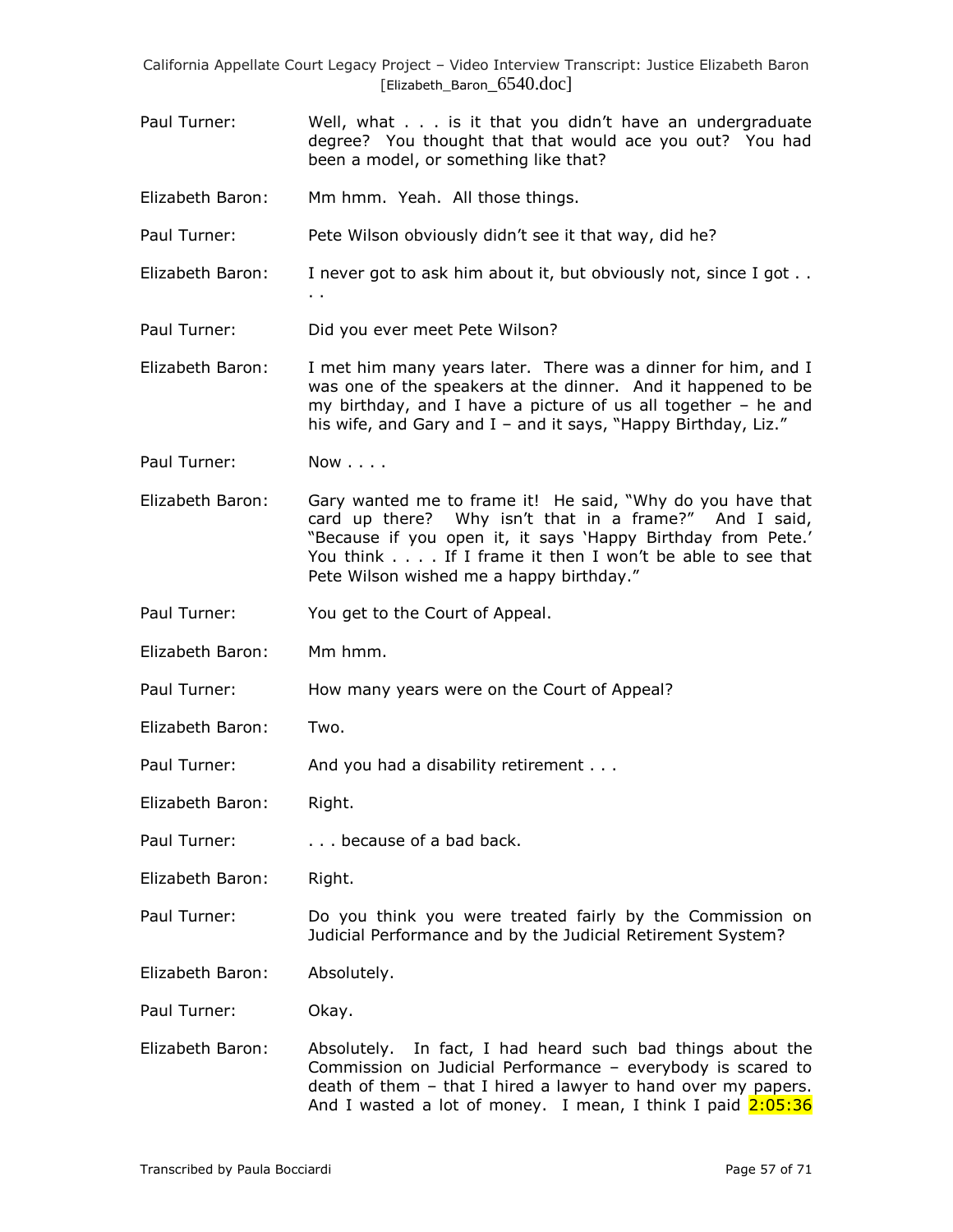Paul Turner: Well, what . . . is it that you didn't have an undergraduate degree? You thought that that would ace you out? You had been a model, or something like that?

Elizabeth Baron: Mm hmm. Yeah. All those things.

Paul Turner: Pete Wilson obviously didn't see it that way, did he?

Elizabeth Baron: I never got to ask him about it, but obviously not, since I got . . . .

Paul Turner: Did you ever meet Pete Wilson?

Elizabeth Baron: I met him many years later. There was a dinner for him, and I was one of the speakers at the dinner. And it happened to be my birthday, and I have a picture of us all together – he and his wife, and Gary and I – and it says, "Happy Birthday, Liz."

Paul Turner: Now . . . .

Elizabeth Baron: Gary wanted me to frame it! He said, "Why do you have that card up there? Why isn't that in a frame?" And I said, "Because if you open it, it says 'Happy Birthday from Pete.' You think . . . . If I frame it then I won't be able to see that Pete Wilson wished me a happy birthday."

Paul Turner: You get to the Court of Appeal.

Elizabeth Baron: Mm hmm.

Paul Turner: How many years were on the Court of Appeal?

Elizabeth Baron: Two.

Paul Turner: And you had a disability retirement . . .

Elizabeth Baron: Right.

Paul Turner: . . . because of a bad back.

Elizabeth Baron: Right.

Paul Turner: Do you think you were treated fairly by the Commission on Judicial Performance and by the Judicial Retirement System?

Elizabeth Baron: Absolutely.

Paul Turner: Okay.

Elizabeth Baron: Absolutely. In fact, I had heard such bad things about the Commission on Judicial Performance – everybody is scared to death of them – that I hired a lawyer to hand over my papers. And I wasted a lot of money. I mean, I think I paid 2:05:36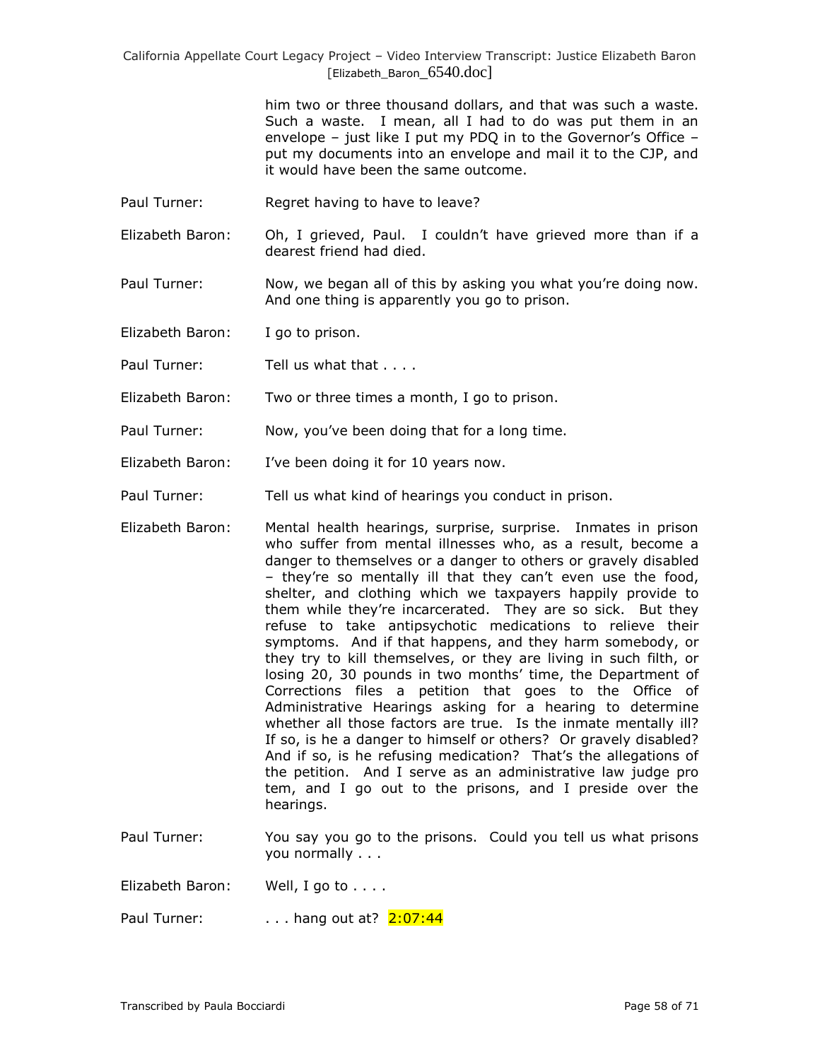him two or three thousand dollars, and that was such a waste. Such a waste. I mean, all I had to do was put them in an envelope – just like I put my PDQ in to the Governor's Office – put my documents into an envelope and mail it to the CJP, and it would have been the same outcome.

Paul Turner: Regret having to have to leave?

Elizabeth Baron: Oh, I grieved, Paul. I couldn't have grieved more than if a dearest friend had died.

Paul Turner: Now, we began all of this by asking you what you're doing now. And one thing is apparently you go to prison.

Elizabeth Baron: I go to prison.

Paul Turner: Tell us what that . . . .

Elizabeth Baron: Two or three times a month, I go to prison.

Paul Turner: Now, you've been doing that for a long time.

Elizabeth Baron: I've been doing it for 10 years now.

Paul Turner: Tell us what kind of hearings you conduct in prison.

Elizabeth Baron: Mental health hearings, surprise, surprise. Inmates in prison who suffer from mental illnesses who, as a result, become a danger to themselves or a danger to others or gravely disabled – they're so mentally ill that they can't even use the food, shelter, and clothing which we taxpayers happily provide to them while they're incarcerated. They are so sick. But they refuse to take antipsychotic medications to relieve their symptoms. And if that happens, and they harm somebody, or they try to kill themselves, or they are living in such filth, or losing 20, 30 pounds in two months' time, the Department of Corrections files a petition that goes to the Office of Administrative Hearings asking for a hearing to determine whether all those factors are true. Is the inmate mentally ill? If so, is he a danger to himself or others? Or gravely disabled? And if so, is he refusing medication? That's the allegations of the petition. And I serve as an administrative law judge pro tem, and I go out to the prisons, and I preside over the hearings.

Paul Turner: You say you go to the prisons. Could you tell us what prisons you normally . . .

Elizabeth Baron: Well, I go to . . . .

Paul Turner: . . . hang out at? 2:07:44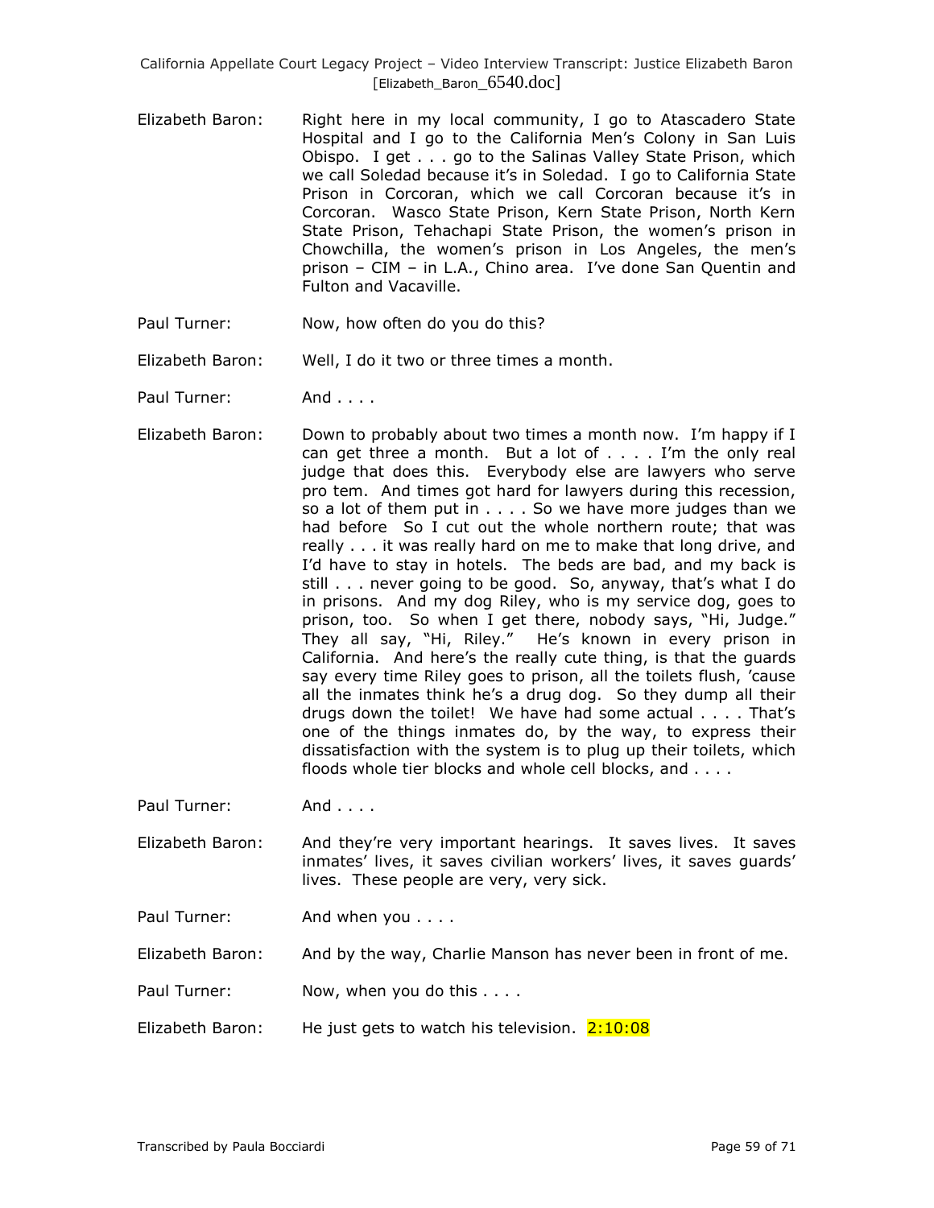Elizabeth Baron: Right here in my local community, I go to Atascadero State Hospital and I go to the California Men's Colony in San Luis Obispo. I get . . . go to the Salinas Valley State Prison, which we call Soledad because it's in Soledad. I go to California State Prison in Corcoran, which we call Corcoran because it's in Corcoran. Wasco State Prison, Kern State Prison, North Kern State Prison, Tehachapi State Prison, the women's prison in Chowchilla, the women's prison in Los Angeles, the men's prison – CIM – in L.A., Chino area. I've done San Quentin and Fulton and Vacaville.

Paul Turner: Now, how often do you do this?

Elizabeth Baron: Well, I do it two or three times a month.

Paul Turner: And . . . .

Elizabeth Baron: Down to probably about two times a month now. I'm happy if I can get three a month. But a lot of . . . . I'm the only real judge that does this. Everybody else are lawyers who serve pro tem. And times got hard for lawyers during this recession, so a lot of them put in . . . . So we have more judges than we had before So I cut out the whole northern route; that was really . . . it was really hard on me to make that long drive, and I'd have to stay in hotels. The beds are bad, and my back is still . . . never going to be good. So, anyway, that's what I do in prisons. And my dog Riley, who is my service dog, goes to prison, too. So when I get there, nobody says, "Hi, Judge." They all say, "Hi, Riley." He's known in every prison in California. And here's the really cute thing, is that the guards say every time Riley goes to prison, all the toilets flush, 'cause all the inmates think he's a drug dog. So they dump all their drugs down the toilet! We have had some actual . . . . That's one of the things inmates do, by the way, to express their dissatisfaction with the system is to plug up their toilets, which floods whole tier blocks and whole cell blocks, and . . . .

Paul Turner: And . . . .

Elizabeth Baron: And they're very important hearings. It saves lives. It saves inmates' lives, it saves civilian workers' lives, it saves guards' lives. These people are very, very sick.

Paul Turner: And when you . . . .

Elizabeth Baron: And by the way, Charlie Manson has never been in front of me.

Paul Turner: Now, when you do this . . . .

Elizabeth Baron: He just gets to watch his television. 2:10:08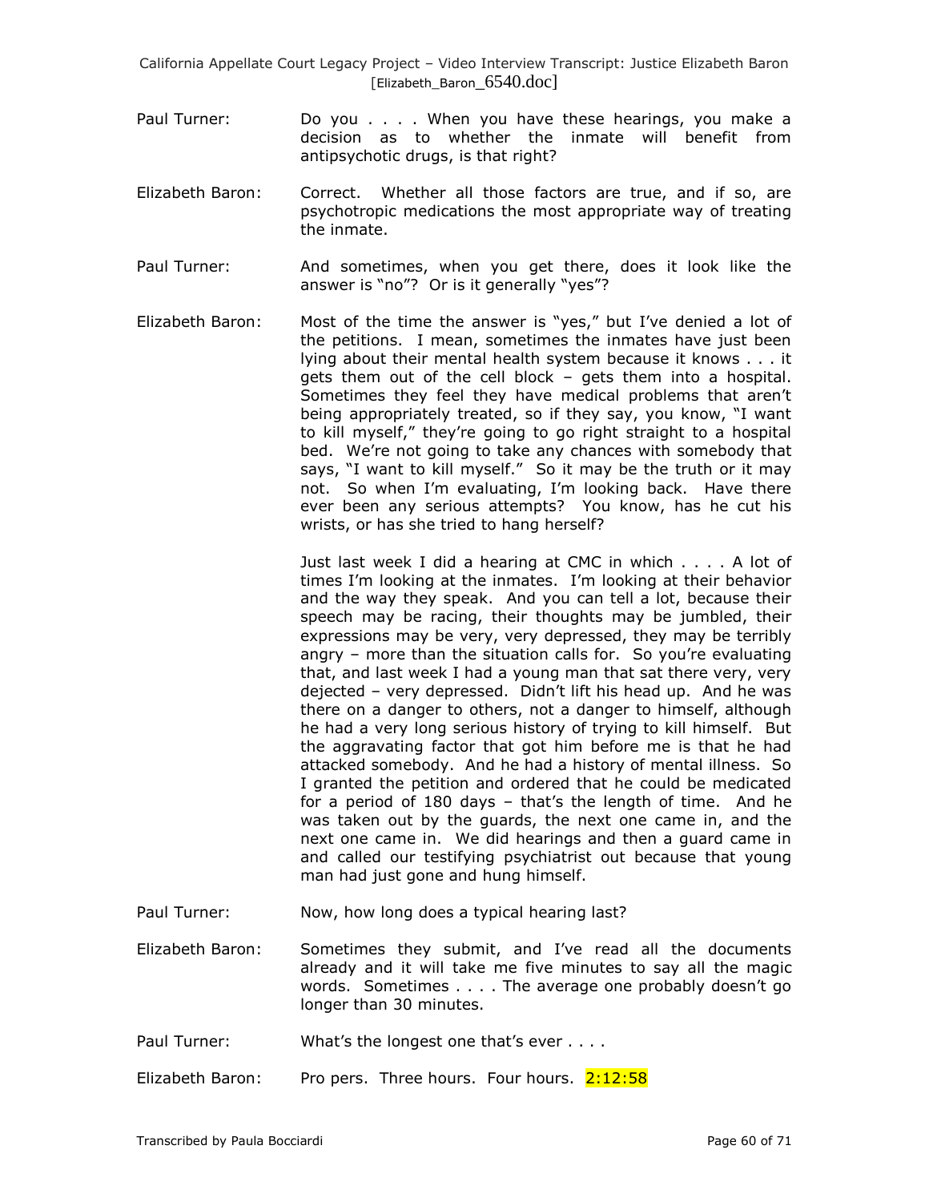Paul Turner: Do you . . . . When you have these hearings, you make a decision as to whether the inmate will benefit from antipsychotic drugs, is that right?

Elizabeth Baron: Correct. Whether all those factors are true, and if so, are psychotropic medications the most appropriate way of treating the inmate.

Paul Turner: And sometimes, when you get there, does it look like the answer is "no"? Or is it generally "yes"?

Elizabeth Baron: Most of the time the answer is "yes," but I've denied a lot of the petitions. I mean, sometimes the inmates have just been lying about their mental health system because it knows . . . it gets them out of the cell block – gets them into a hospital. Sometimes they feel they have medical problems that aren't being appropriately treated, so if they say, you know, "I want to kill myself," they're going to go right straight to a hospital bed. We're not going to take any chances with somebody that says, "I want to kill myself." So it may be the truth or it may not. So when I'm evaluating, I'm looking back. Have there ever been any serious attempts? You know, has he cut his wrists, or has she tried to hang herself?

Just last week I did a hearing at CMC in which . . . . A lot of times I'm looking at the inmates. I'm looking at their behavior and the way they speak. And you can tell a lot, because their speech may be racing, their thoughts may be jumbled, their expressions may be very, very depressed, they may be terribly angry – more than the situation calls for. So you're evaluating that, and last week I had a young man that sat there very, very dejected – very depressed. Didn't lift his head up. And he was there on a danger to others, not a danger to himself, although he had a very long serious history of trying to kill himself. But the aggravating factor that got him before me is that he had attacked somebody. And he had a history of mental illness. So I granted the petition and ordered that he could be medicated for a period of 180 days – that's the length of time. And he was taken out by the guards, the next one came in, and the next one came in. We did hearings and then a guard came in and called our testifying psychiatrist out because that young man had just gone and hung himself.

Paul Turner: Now, how long does a typical hearing last?

Elizabeth Baron: Sometimes they submit, and I've read all the documents already and it will take me five minutes to say all the magic words. Sometimes . . . . The average one probably doesn't go longer than 30 minutes.

Paul Turner: What's the longest one that's ever . . . .

Elizabeth Baron: Pro pers. Three hours. Four hours. 2:12:58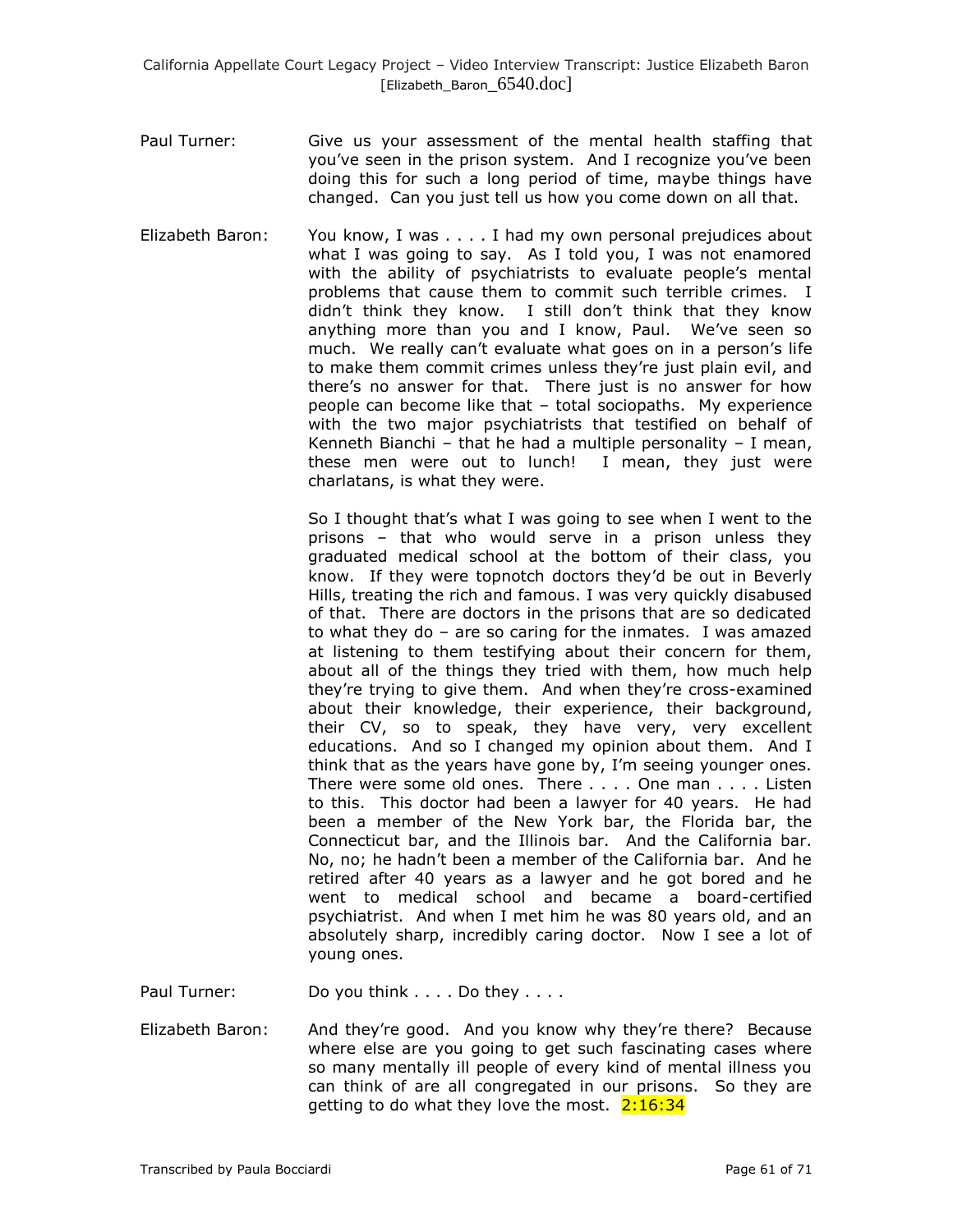Paul Turner: Give us your assessment of the mental health staffing that you've seen in the prison system. And I recognize you've been doing this for such a long period of time, maybe things have changed. Can you just tell us how you come down on all that.

Elizabeth Baron: You know, I was . . . . I had my own personal prejudices about what I was going to say. As I told you, I was not enamored with the ability of psychiatrists to evaluate people's mental problems that cause them to commit such terrible crimes. I didn't think they know. I still don't think that they know anything more than you and I know, Paul. We've seen so much. We really can't evaluate what goes on in a person's life to make them commit crimes unless they're just plain evil, and there's no answer for that. There just is no answer for how people can become like that – total sociopaths. My experience with the two major psychiatrists that testified on behalf of Kenneth Bianchi – that he had a multiple personality – I mean, these men were out to lunch! I mean, they just were charlatans, is what they were.

So I thought that's what I was going to see when I went to the prisons – that who would serve in a prison unless they graduated medical school at the bottom of their class, you know. If they were topnotch doctors they'd be out in Beverly Hills, treating the rich and famous. I was very quickly disabused of that. There are doctors in the prisons that are so dedicated to what they do – are so caring for the inmates. I was amazed at listening to them testifying about their concern for them, about all of the things they tried with them, how much help they're trying to give them. And when they're cross-examined about their knowledge, their experience, their background, their CV, so to speak, they have very, very excellent educations. And so I changed my opinion about them. And I think that as the years have gone by, I'm seeing younger ones. There were some old ones. There . . . . One man . . . . Listen to this. This doctor had been a lawyer for 40 years. He had been a member of the New York bar, the Florida bar, the Connecticut bar, and the Illinois bar. And the California bar. No, no; he hadn't been a member of the California bar. And he retired after 40 years as a lawyer and he got bored and he went to medical school and became a board-certified psychiatrist. And when I met him he was 80 years old, and an absolutely sharp, incredibly caring doctor. Now I see a lot of young ones.

Paul Turner: Do you think . . . . Do they . . . .

Elizabeth Baron: And they're good. And you know why they're there? Because where else are you going to get such fascinating cases where so many mentally ill people of every kind of mental illness you can think of are all congregated in our prisons. So they are getting to do what they love the most. 2:16:34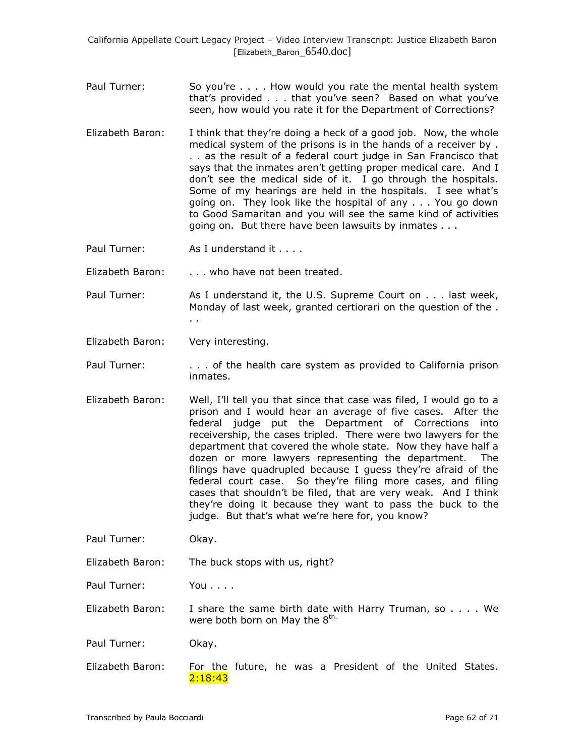Paul Turner: So you're . . . . How would you rate the mental health system that's provided . . . that you've seen? Based on what you've seen, how would you rate it for the Department of Corrections?

Elizabeth Baron: I think that they're doing a heck of a good job. Now, the whole medical system of the prisons is in the hands of a receiver by . . . as the result of a federal court judge in San Francisco that says that the inmates aren't getting proper medical care. And I don't see the medical side of it. I go through the hospitals. Some of my hearings are held in the hospitals. I see what's going on. They look like the hospital of any . . . You go down to Good Samaritan and you will see the same kind of activities going on. But there have been lawsuits by inmates . . .

Paul Turner: As I understand it . . . .

Elizabeth Baron: . . . who have not been treated.

Paul Turner: As I understand it, the U.S. Supreme Court on . . . last week, Monday of last week, granted certiorari on the question of the . . .

Elizabeth Baron: Very interesting.

Paul Turner: . . . of the health care system as provided to California prison inmates.

Elizabeth Baron: Well, I'll tell you that since that case was filed, I would go to a prison and I would hear an average of five cases. After the federal judge put the Department of Corrections into receivership, the cases tripled. There were two lawyers for the department that covered the whole state. Now they have half a dozen or more lawyers representing the department. The filings have quadrupled because I guess they're afraid of the federal court case. So they're filing more cases, and filing cases that shouldn't be filed, that are very weak. And I think they're doing it because they want to pass the buck to the judge. But that's what we're here for, you know?

Paul Turner: Okay.

Elizabeth Baron: The buck stops with us, right?

Paul Turner: You . . . .

Elizabeth Baron: I share the same birth date with Harry Truman, so . . . . We were both born on May the 8th.

Paul Turner: Okay.

Elizabeth Baron: For the future, he was a President of the United States. 2:18:43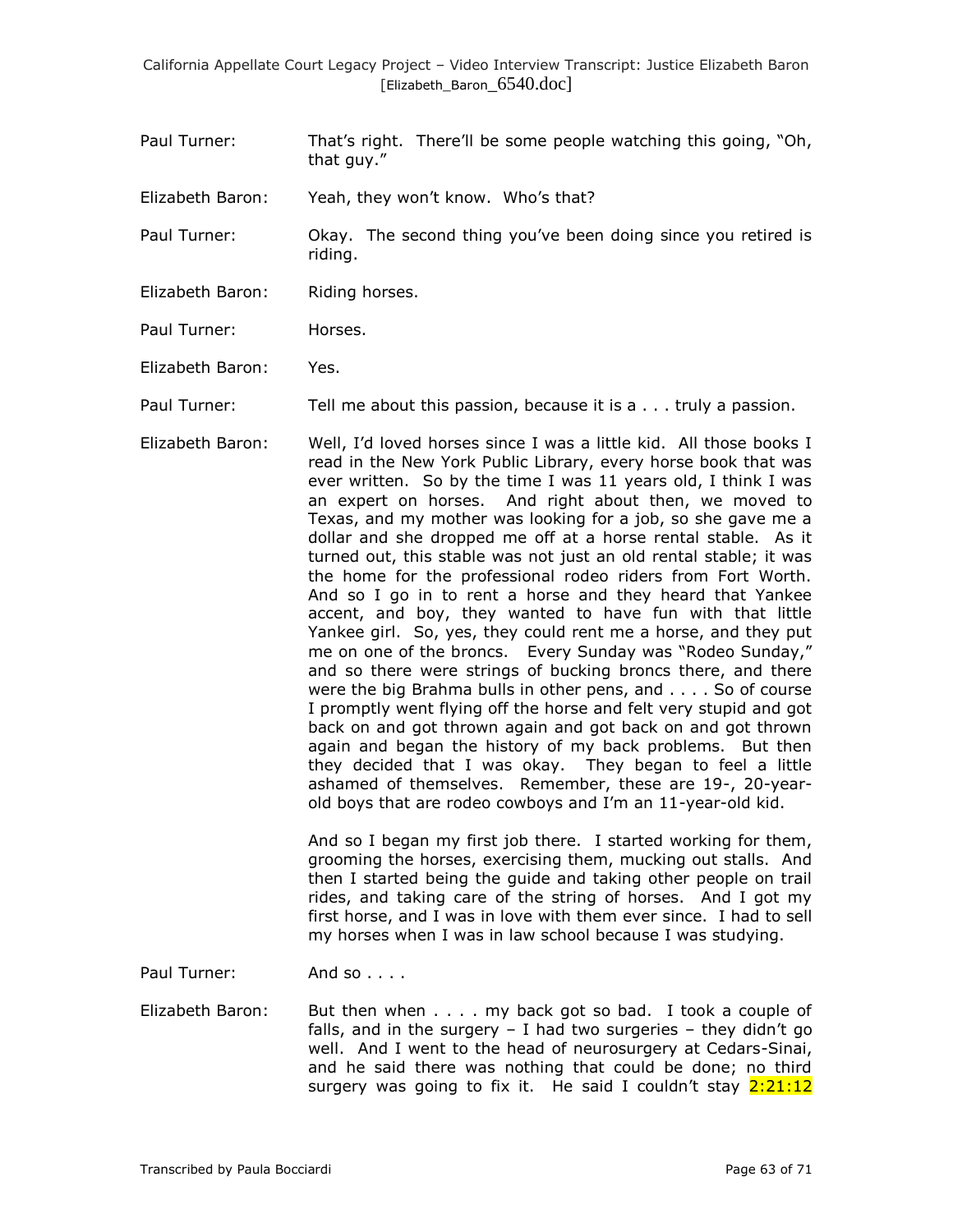Paul Turner: That's right. There'll be some people watching this going, "Oh, that guy."

Elizabeth Baron: Yeah, they won't know. Who's that?

Paul Turner: Okay. The second thing you've been doing since you retired is riding.

Elizabeth Baron: Riding horses.

Paul Turner: Horses.

Elizabeth Baron: Yes.

Paul Turner: Tell me about this passion, because it is a . . . truly a passion.

Elizabeth Baron: Well, I'd loved horses since I was a little kid. All those books I read in the New York Public Library, every horse book that was ever written. So by the time I was 11 years old, I think I was an expert on horses. And right about then, we moved to Texas, and my mother was looking for a job, so she gave me a dollar and she dropped me off at a horse rental stable. As it turned out, this stable was not just an old rental stable; it was the home for the professional rodeo riders from Fort Worth. And so I go in to rent a horse and they heard that Yankee accent, and boy, they wanted to have fun with that little Yankee girl. So, yes, they could rent me a horse, and they put me on one of the broncs. Every Sunday was "Rodeo Sunday," and so there were strings of bucking broncs there, and there were the big Brahma bulls in other pens, and . . . . So of course I promptly went flying off the horse and felt very stupid and got back on and got thrown again and got back on and got thrown again and began the history of my back problems. But then they decided that I was okay. They began to feel a little ashamed of themselves. Remember, these are 19-, 20-year-old boys that are rodeo cowboys and I'm an 11-year-old kid.

And so I began my first job there. I started working for them, grooming the horses, exercising them, mucking out stalls. And then I started being the guide and taking other people on trail rides, and taking care of the string of horses. And I got my first horse, and I was in love with them ever since. I had to sell my horses when I was in law school because I was studying.

Paul Turner: And so . . . .

Elizabeth Baron: But then when . . . . my back got so bad. I took a couple of falls, and in the surgery – I had two surgeries – they didn't go well. And I went to the head of neurosurgery at Cedars-Sinai, and he said there was nothing that could be done; no third surgery was going to fix it. He said I couldn't stay 2:21:12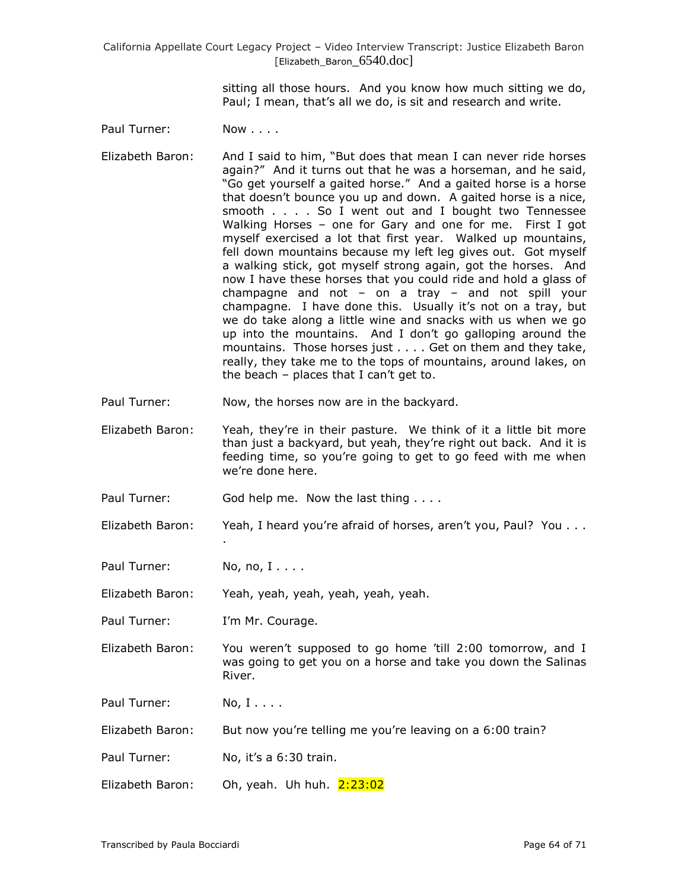sitting all those hours. And you know how much sitting we do, Paul; I mean, that's all we do, is sit and research and write.

Paul Turner: Now . . . .

Elizabeth Baron: And I said to him, "But does that mean I can never ride horses again?" And it turns out that he was a horseman, and he said, "Go get yourself a gaited horse." And a gaited horse is a horse that doesn't bounce you up and down. A gaited horse is a nice, smooth . . . . So I went out and I bought two Tennessee Walking Horses – one for Gary and one for me. First I got myself exercised a lot that first year. Walked up mountains, fell down mountains because my left leg gives out. Got myself a walking stick, got myself strong again, got the horses. And now I have these horses that you could ride and hold a glass of champagne and not – on a tray – and not spill your champagne. I have done this. Usually it's not on a tray, but we do take along a little wine and snacks with us when we go up into the mountains. And I don't go galloping around the mountains. Those horses just . . . . Get on them and they take, really, they take me to the tops of mountains, around lakes, on the beach – places that I can't get to.

Paul Turner: Now, the horses now are in the backyard.

Elizabeth Baron: Yeah, they're in their pasture. We think of it a little bit more than just a backyard, but yeah, they're right out back. And it is feeding time, so you're going to get to go feed with me when we're done here.

Paul Turner: God help me. Now the last thing . . . .

Elizabeth Baron: Yeah, I heard you're afraid of horses, aren't you, Paul? You . . . .

Paul Turner: No, no, I . . . .

Elizabeth Baron: Yeah, yeah, yeah, yeah, yeah, yeah.

Paul Turner: I'm Mr. Courage.

Elizabeth Baron: You weren't supposed to go home 'till 2:00 tomorrow, and I was going to get you on a horse and take you down the Salinas River.

Paul Turner: No, I . . . .

Elizabeth Baron: But now you're telling me you're leaving on a 6:00 train?

Paul Turner: No, it's a 6:30 train.

Elizabeth Baron: Oh, yeah. Uh huh. 2:23:02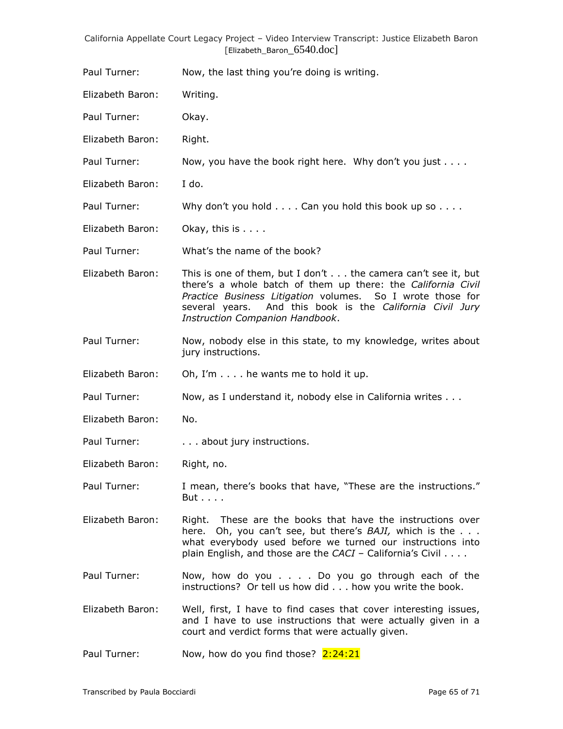Paul Turner: Now, the last thing you're doing is writing.

Elizabeth Baron: Writing.

Paul Turner: Okay.

Elizabeth Baron: Right.

Paul Turner: Now, you have the book right here. Why don't you just . . . .

Elizabeth Baron: I do.

Paul Turner: Why don't you hold . . . . Can you hold this book up so . . . .

Elizabeth Baron: Okay, this is . . . .

Paul Turner: What's the name of the book?

Elizabeth Baron: This is one of them, but I don't . . . the camera can't see it, but there's a whole batch of them up there: the *California Civil Practice Business Litigation* volumes. So I wrote those for several years. And this book is the *California Civil Jury Instruction Companion Handbook*.

Paul Turner: Now, nobody else in this state, to my knowledge, writes about jury instructions.

Elizabeth Baron: Oh, I'm . . . . he wants me to hold it up.

Paul Turner: Now, as I understand it, nobody else in California writes . . .

Elizabeth Baron: No.

Paul Turner: . . . about jury instructions.

Elizabeth Baron: Right, no.

Paul Turner: I mean, there's books that have, "These are the instructions." But . . . .

Elizabeth Baron: Right. These are the books that have the instructions over here. Oh, you can't see, but there's *BAJI,* which is the . . . what everybody used before we turned our instructions into plain English, and those are the *CACI* – California's Civil . . . .

Paul Turner: Now, how do you . . . . Do you go through each of the instructions? Or tell us how did . . . how you write the book.

Elizabeth Baron: Well, first, I have to find cases that cover interesting issues, and I have to use instructions that were actually given in a court and verdict forms that were actually given.

Paul Turner: Now, how do you find those? 2:24:21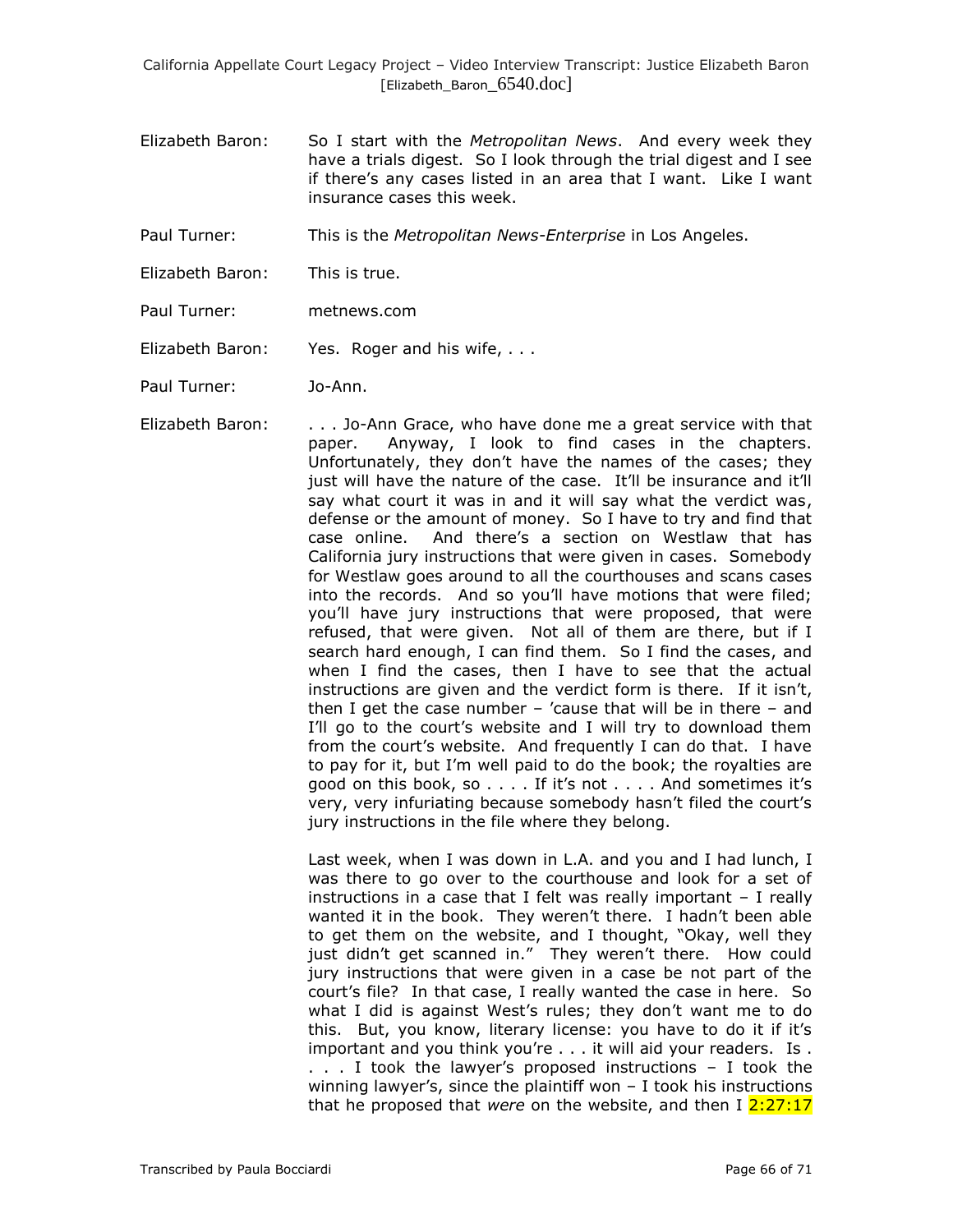Elizabeth Baron: So I start with the *Metropolitan News*. And every week they have a trials digest. So I look through the trial digest and I see if there's any cases listed in an area that I want. Like I want insurance cases this week.

Paul Turner: This is the *Metropolitan News-Enterprise* in Los Angeles.

Elizabeth Baron: This is true.

Paul Turner: metnews.com

Elizabeth Baron: Yes. Roger and his wife, . . .

Paul Turner: Jo-Ann.

Elizabeth Baron: . . . Jo-Ann Grace, who have done me a great service with that paper. Anyway, I look to find cases in the chapters. Unfortunately, they don't have the names of the cases; they just will have the nature of the case. It'll be insurance and it'll say what court it was in and it will say what the verdict was, defense or the amount of money. So I have to try and find that case online. And there's a section on Westlaw that has California jury instructions that were given in cases. Somebody for Westlaw goes around to all the courthouses and scans cases into the records. And so you'll have motions that were filed; you'll have jury instructions that were proposed, that were refused, that were given. Not all of them are there, but if I search hard enough, I can find them. So I find the cases, and when I find the cases, then I have to see that the actual instructions are given and the verdict form is there. If it isn't, then I get the case number – 'cause that will be in there – and I'll go to the court's website and I will try to download them from the court's website. And frequently I can do that. I have to pay for it, but I'm well paid to do the book; the royalties are good on this book, so . . . . If it's not . . . . And sometimes it's very, very infuriating because somebody hasn't filed the court's jury instructions in the file where they belong.

Last week, when I was down in L.A. and you and I had lunch, I was there to go over to the courthouse and look for a set of instructions in a case that I felt was really important – I really wanted it in the book. They weren't there. I hadn't been able to get them on the website, and I thought, "Okay, well they just didn't get scanned in." They weren't there. How could jury instructions that were given in a case be not part of the court's file? In that case, I really wanted the case in here. So what I did is against West's rules; they don't want me to do this. But, you know, literary license: you have to do it if it's important and you think you're . . . it will aid your readers. Is . . . . I took the lawyer's proposed instructions – I took the winning lawyer's, since the plaintiff won – I took his instructions that he proposed that *were* on the website, and then I 2:27:17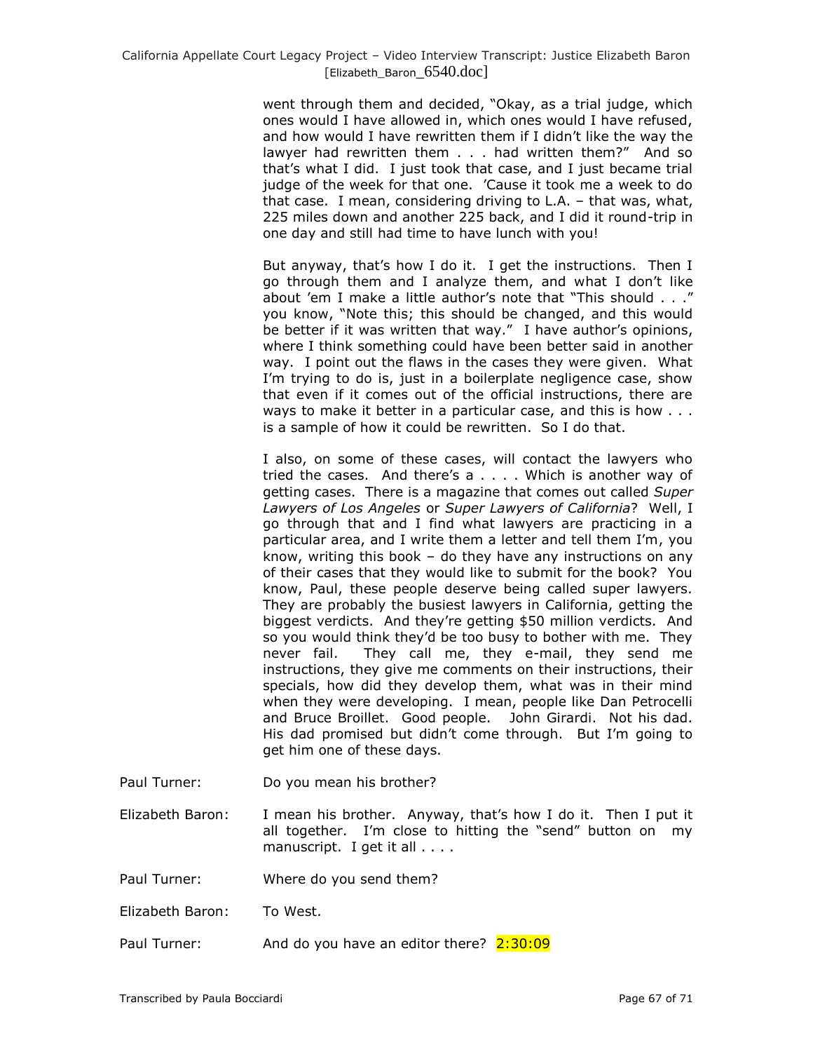went through them and decided, "Okay, as a trial judge, which ones would I have allowed in, which ones would I have refused, and how would I have rewritten them if I didn't like the way the lawyer had rewritten them . . . had written them?" And so that's what I did. I just took that case, and I just became trial judge of the week for that one. 'Cause it took me a week to do that case. I mean, considering driving to L.A. – that was, what, 225 miles down and another 225 back, and I did it round-trip in one day and still had time to have lunch with you!

But anyway, that's how I do it. I get the instructions. Then I go through them and I analyze them, and what I don't like about 'em I make a little author's note that "This should . . ." you know, "Note this; this should be changed, and this would be better if it was written that way." I have author's opinions, where I think something could have been better said in another way. I point out the flaws in the cases they were given. What I'm trying to do is, just in a boilerplate negligence case, show that even if it comes out of the official instructions, there are ways to make it better in a particular case, and this is how . . . is a sample of how it could be rewritten. So I do that.

I also, on some of these cases, will contact the lawyers who tried the cases. And there's a . . . . Which is another way of getting cases. There is a magazine that comes out called *Super Lawyers of Los Angeles* or *Super Lawyers of California*? Well, I go through that and I find what lawyers are practicing in a particular area, and I write them a letter and tell them I'm, you know, writing this book – do they have any instructions on any of their cases that they would like to submit for the book? You know, Paul, these people deserve being called super lawyers. They are probably the busiest lawyers in California, getting the biggest verdicts. And they're getting $50 million verdicts. And so you would think they'd be too busy to bother with me. They never fail. They call me, they e-mail, they send me instructions, they give me comments on their instructions, their specials, how did they develop them, what was in their mind when they were developing. I mean, people like Dan Petrocelli and Bruce Broillet. Good people. John Girardi. Not his dad. His dad promised but didn't come through. But I'm going to get him one of these days.

Paul Turner: Do you mean his brother?

Elizabeth Baron: I mean his brother. Anyway, that's how I do it. Then I put it all together. I'm close to hitting the "send" button on my manuscript. I get it all . . . .

Paul Turner: Where do you send them?

Elizabeth Baron: To West.

Paul Turner: And do you have an editor there? 2:30:09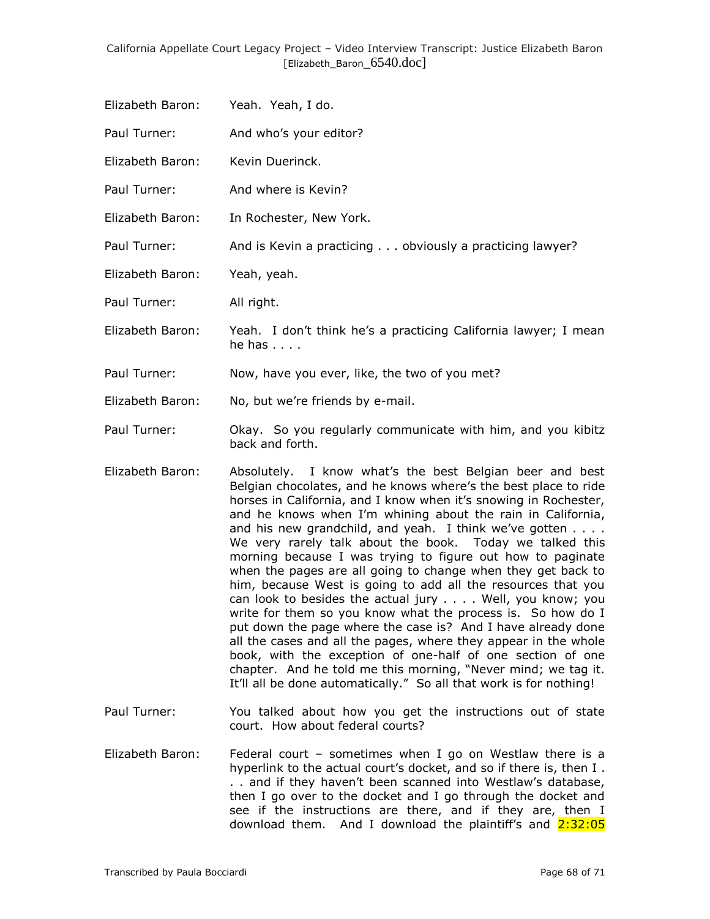Elizabeth Baron: Yeah. Yeah, I do.

Paul Turner: And who's your editor?

Elizabeth Baron: Kevin Duerinck.

Paul Turner: And where is Kevin?

Elizabeth Baron: In Rochester, New York.

Paul Turner: And is Kevin a practicing . . . obviously a practicing lawyer?

Elizabeth Baron: Yeah, yeah.

Paul Turner: All right.

Elizabeth Baron: Yeah. I don't think he's a practicing California lawyer; I mean he has . . . .

Paul Turner: Now, have you ever, like, the two of you met?

Elizabeth Baron: No, but we're friends by e-mail.

Paul Turner: Okay. So you regularly communicate with him, and you kibitz back and forth.

Elizabeth Baron: Absolutely. I know what's the best Belgian beer and best Belgian chocolates, and he knows where's the best place to ride horses in California, and I know when it's snowing in Rochester, and he knows when I'm whining about the rain in California, and his new grandchild, and yeah. I think we've gotten . . . . We very rarely talk about the book. Today we talked this morning because I was trying to figure out how to paginate when the pages are all going to change when they get back to him, because West is going to add all the resources that you can look to besides the actual jury . . . . Well, you know; you write for them so you know what the process is. So how do I put down the page where the case is? And I have already done all the cases and all the pages, where they appear in the whole book, with the exception of one-half of one section of one chapter. And he told me this morning, "Never mind; we tag it. It'll all be done automatically." So all that work is for nothing!

Paul Turner: You talked about how you get the instructions out of state court. How about federal courts?

Elizabeth Baron: Federal court – sometimes when I go on Westlaw there is a hyperlink to the actual court's docket, and so if there is, then I . . . and if they haven't been scanned into Westlaw's database, then I go over to the docket and I go through the docket and see if the instructions are there, and if they are, then I download them. And I download the plaintiff's and 2:32:05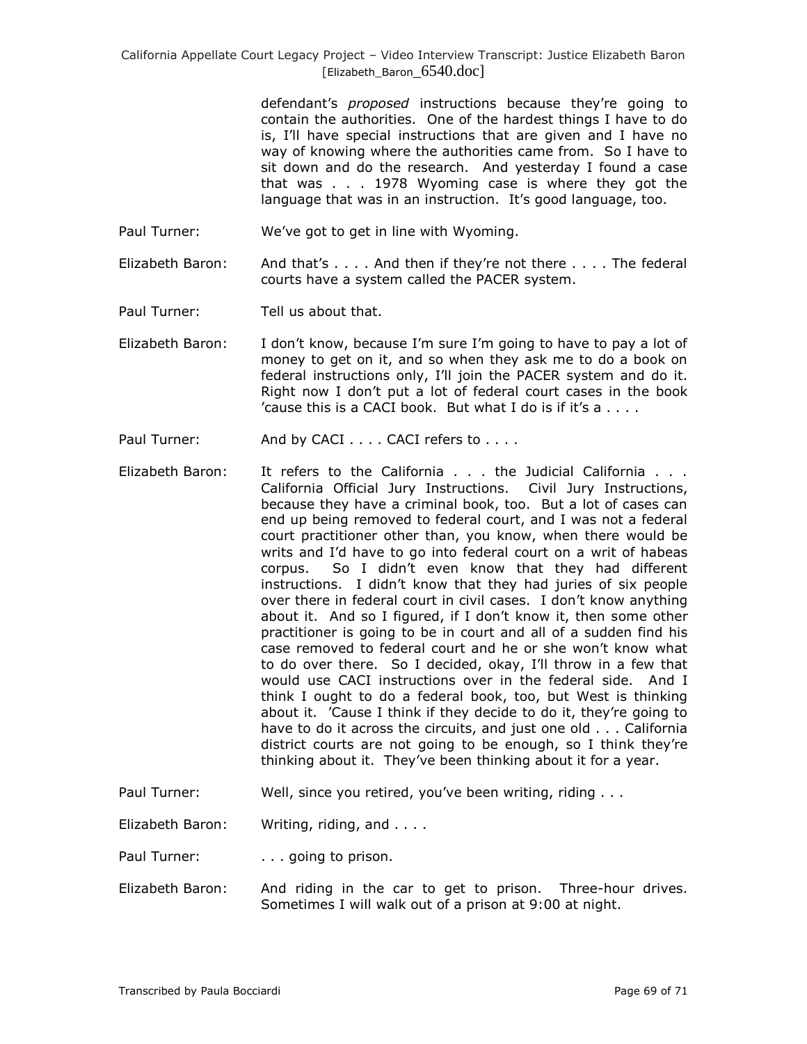defendant's *proposed* instructions because they're going to contain the authorities. One of the hardest things I have to do is, I'll have special instructions that are given and I have no way of knowing where the authorities came from. So I have to sit down and do the research. And yesterday I found a case that was . . . 1978 Wyoming case is where they got the language that was in an instruction. It's good language, too.

Paul Turner: We've got to get in line with Wyoming.

Elizabeth Baron: And that's . . . . And then if they're not there . . . . The federal courts have a system called the PACER system.

Paul Turner: Tell us about that.

Elizabeth Baron: I don't know, because I'm sure I'm going to have to pay a lot of money to get on it, and so when they ask me to do a book on federal instructions only, I'll join the PACER system and do it. Right now I don't put a lot of federal court cases in the book 'cause this is a CACI book. But what I do is if it's a . . . .

Paul Turner: And by CACI . . . . CACI refers to . . . .

Elizabeth Baron: It refers to the California . . . the Judicial California . . . California Official Jury Instructions. Civil Jury Instructions, because they have a criminal book, too. But a lot of cases can end up being removed to federal court, and I was not a federal court practitioner other than, you know, when there would be writs and I'd have to go into federal court on a writ of habeas corpus. So I didn't even know that they had different instructions. I didn't know that they had juries of six people over there in federal court in civil cases. I don't know anything about it. And so I figured, if I don't know it, then some other practitioner is going to be in court and all of a sudden find his case removed to federal court and he or she won't know what to do over there. So I decided, okay, I'll throw in a few that would use CACI instructions over in the federal side. And I think I ought to do a federal book, too, but West is thinking about it. 'Cause I think if they decide to do it, they're going to have to do it across the circuits, and just one old . . . California district courts are not going to be enough, so I think they're thinking about it. They've been thinking about it for a year.

Paul Turner: Well, since you retired, you've been writing, riding . . .

Elizabeth Baron: Writing, riding, and . . . .

Paul Turner: . . . going to prison.

Elizabeth Baron: And riding in the car to get to prison. Three-hour drives. Sometimes I will walk out of a prison at 9:00 at night.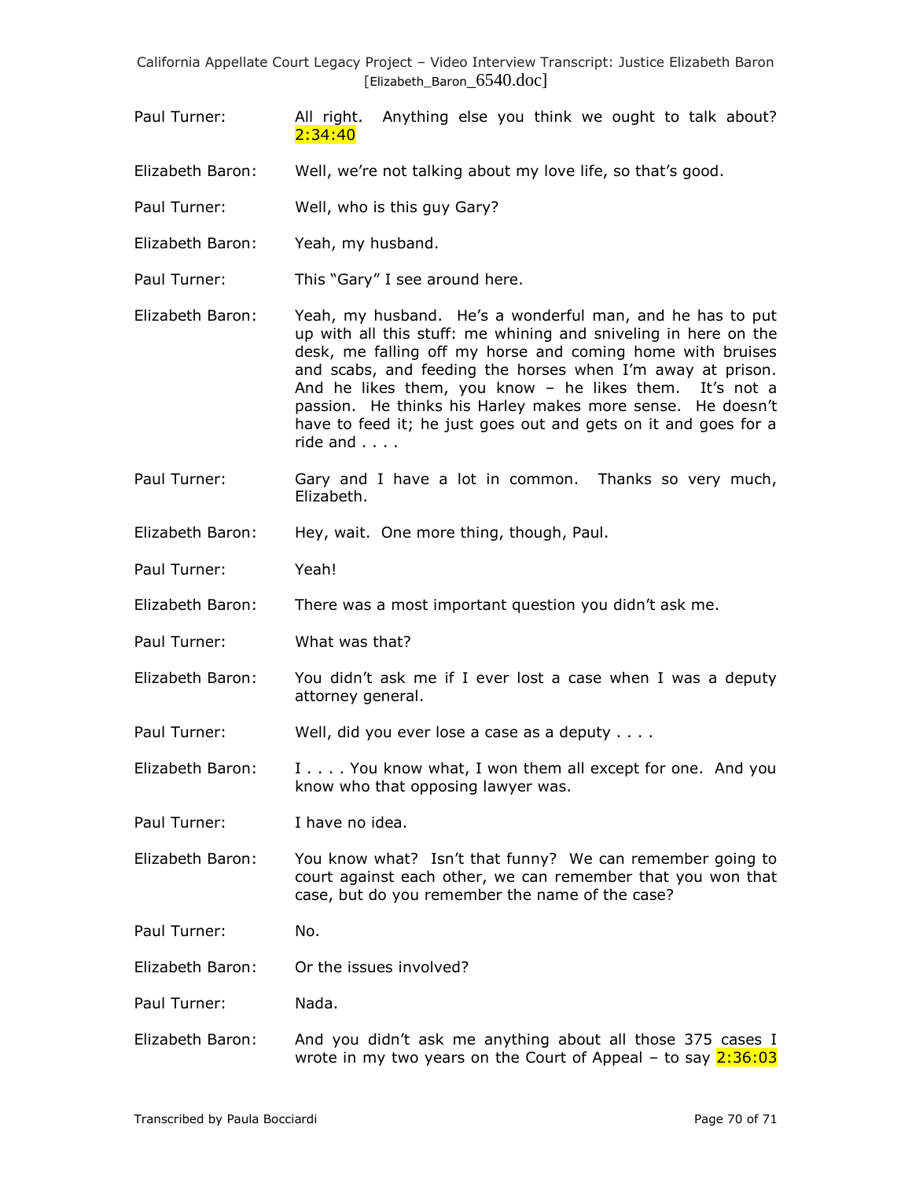Paul Turner: All right. Anything else you think we ought to talk about? 2:34:40

Elizabeth Baron: Well, we're not talking about my love life, so that's good.

Paul Turner: Well, who is this guy Gary?

Elizabeth Baron: Yeah, my husband.

Paul Turner: This "Gary" I see around here.

Elizabeth Baron: Yeah, my husband. He's a wonderful man, and he has to put up with all this stuff: me whining and sniveling in here on the desk, me falling off my horse and coming home with bruises and scabs, and feeding the horses when I'm away at prison. And he likes them, you know – he likes them. It's not a passion. He thinks his Harley makes more sense. He doesn't have to feed it; he just goes out and gets on it and goes for a ride and . . . .

Paul Turner: Gary and I have a lot in common. Thanks so very much, Elizabeth.

Elizabeth Baron: Hey, wait. One more thing, though, Paul.

Paul Turner: Yeah!

Elizabeth Baron: There was a most important question you didn't ask me.

Paul Turner: What was that?

Elizabeth Baron: You didn't ask me if I ever lost a case when I was a deputy attorney general.

Paul Turner: Well, did you ever lose a case as a deputy . . . .

Elizabeth Baron: I . . . . You know what, I won them all except for one. And you know who that opposing lawyer was.

Paul Turner: I have no idea.

Elizabeth Baron: You know what? Isn't that funny? We can remember going to court against each other, we can remember that you won that case, but do you remember the name of the case?

Paul Turner: No.

Elizabeth Baron: Or the issues involved?

Paul Turner: Nada.

Elizabeth Baron: And you didn't ask me anything about all those 375 cases I wrote in my two years on the Court of Appeal – to say 2:36:03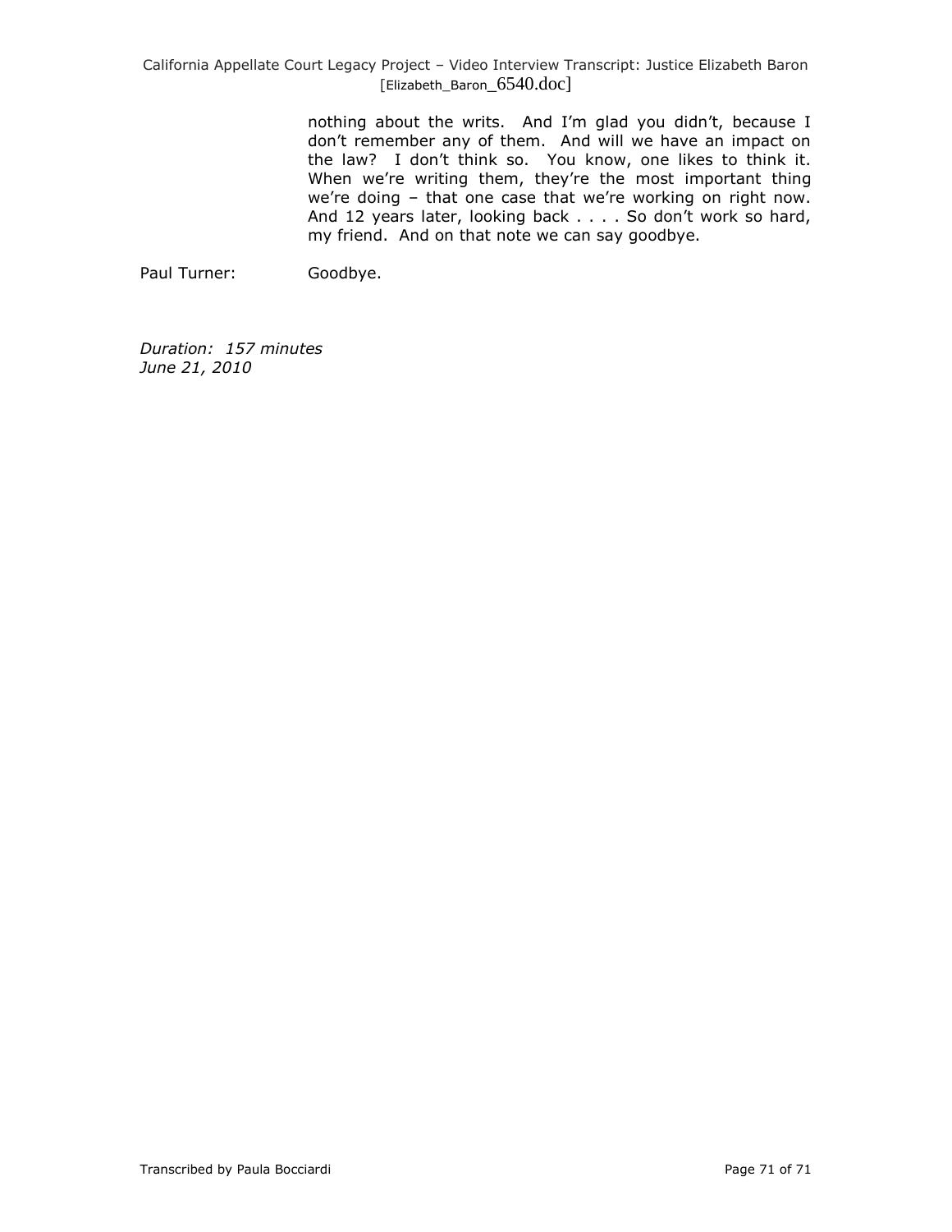nothing about the writs. And I'm glad you didn't, because I don't remember any of them. And will we have an impact on the law? I don't think so. You know, one likes to think it. When we're writing them, they're the most important thing we're doing – that one case that we're working on right now. And 12 years later, looking back . . . . So don't work so hard, my friend. And on that note we can say goodbye.

Paul Turner: Goodbye.

*Duration: 157 minutes*
*June 21, 2010*

Transcribed by Paula Bocciardi